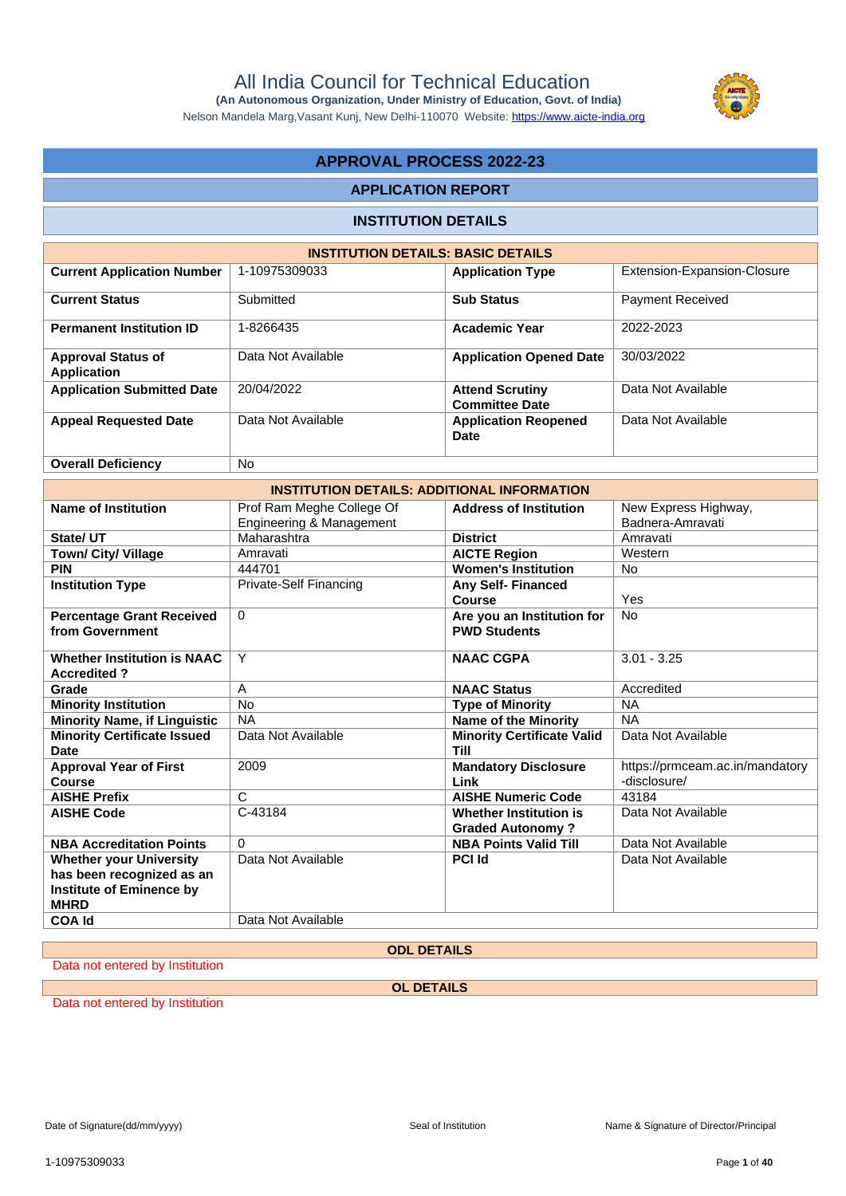# All India Council for Technical Education

**(An Autonomous Organization, Under Ministry of Education, Govt. of India)**

Nelson Mandela Marg,Vasant Kunj, New Delhi-110070 Website: https://www.aicte-india.org

## APPROVAL PROCESS 2022-23

### APPLICATION REPORT

### INSTITUTION DETAILS

| INSTITUTION DETAILS: BASIC DETAILS | | | |
|---|---|---|---|
| **Current Application Number** | 1-10975309033 | **Application Type** | Extension-Expansion-Closure |
| **Current Status** | Submitted | **Sub Status** | Payment Received |
| **Permanent Institution ID** | 1-8266435 | **Academic Year** | 2022-2023 |
| **Approval Status of Application** | Data Not Available | **Application Opened Date** | 30/03/2022 |
| **Application Submitted Date** | 20/04/2022 | **Attend Scrutiny Committee Date** | Data Not Available |
| **Appeal Requested Date** | Data Not Available | **Application Reopened Date** | Data Not Available |
| **Overall Deficiency** | No | | |

| INSTITUTION DETAILS: ADDITIONAL INFORMATION | | | |
|---|---|---|---|
| **Name of Institution** | Prof Ram Meghe College Of Engineering & Management | **Address of Institution** | New Express Highway, Badnera-Amravati |
| **State/ UT** | Maharashtra | **District** | Amravati |
| **Town/ City/ Village** | Amravati | **AICTE Region** | Western |
| **PIN** | 444701 | **Women's Institution** | No |
| **Institution Type** | Private-Self Financing | **Any Self- Financed Course** | Yes |
| **Percentage Grant Received from Government** | 0 | **Are you an Institution for PWD Students** | No |
| **Whether Institution is NAAC Accredited ?** | Y | **NAAC CGPA** | 3.01 - 3.25 |
| **Grade** | A | **NAAC Status** | Accredited |
| **Minority Institution** | No | **Type of Minority** | NA |
| **Minority Name, if Linguistic** | NA | **Name of the Minority** | NA |
| **Minority Certificate Issued Date** | Data Not Available | **Minority Certificate Valid Till** | Data Not Available |
| **Approval Year of First Course** | 2009 | **Mandatory Disclosure Link** | https://prmceam.ac.in/mandatory-disclosure/ |
| **AISHE Prefix** | C | **AISHE Numeric Code** | 43184 |
| **AISHE Code** | C-43184 | **Whether Institution is Graded Autonomy ?** | Data Not Available |
| **NBA Accreditation Points** | 0 | **NBA Points Valid Till** | Data Not Available |
| **Whether your University has been recognized as an Institute of Eminence by MHRD** | Data Not Available | **PCI Id** | Data Not Available |
| **COA Id** | Data Not Available | | |

**ODL DETAILS**

Data not entered by Institution

**OL DETAILS**

Data not entered by Institution

Date of Signature(dd/mm/yyyy) | Seal of Institution | Name & Signature of Director/Principal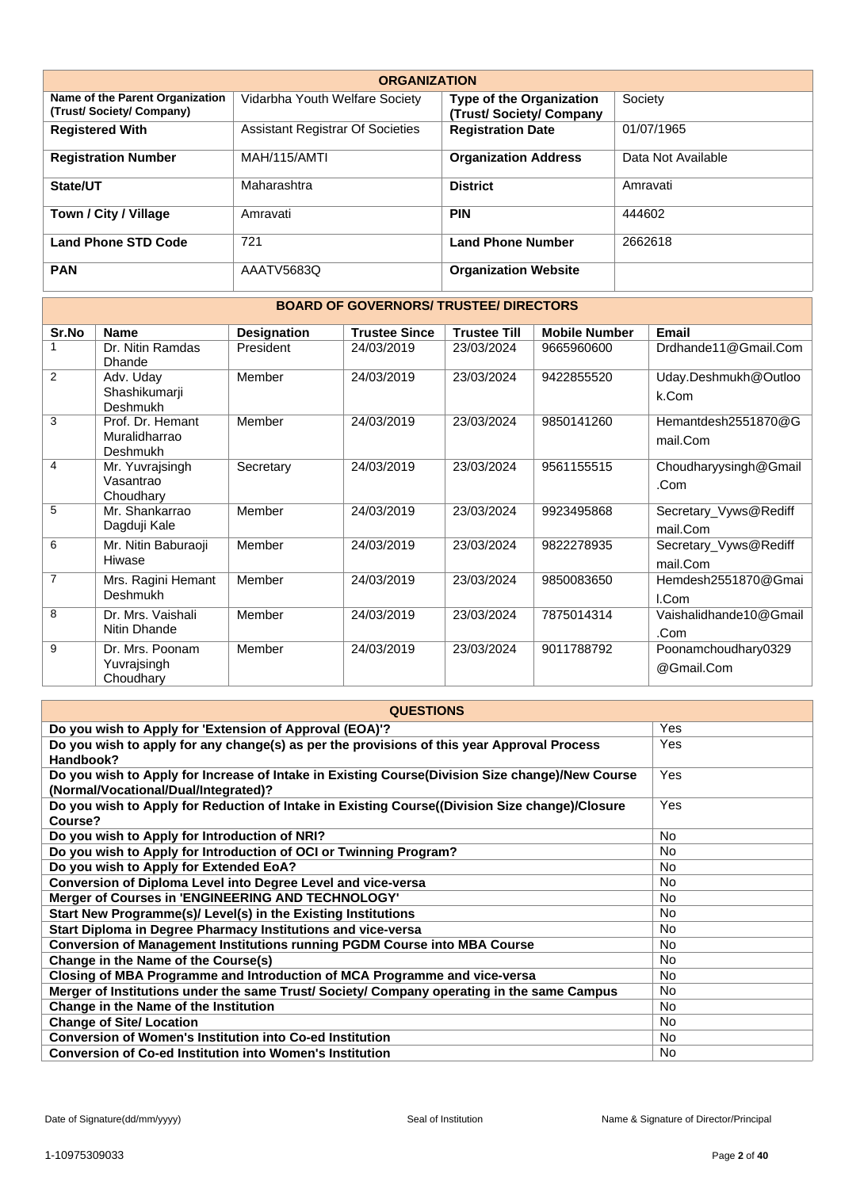## ORGANIZATION

| Field | Value | Field | Value |
|---|---|---|---|
| **Name of the Parent Organization (Trust/ Society/ Company)** | Vidarbha Youth Welfare Society | **Type of the Organization (Trust/ Society/ Company** | Society |
| **Registered With** | Assistant Registrar Of Societies | **Registration Date** | 01/07/1965 |
| **Registration Number** | MAH/115/AMTI | **Organization Address** | Data Not Available |
| **State/UT** | Maharashtra | **District** | Amravati |
| **Town / City / Village** | Amravati | **PIN** | 444602 |
| **Land Phone STD Code** | 721 | **Land Phone Number** | 2662618 |
| **PAN** | AAATV5683Q | **Organization Website** | |

## BOARD OF GOVERNORS/ TRUSTEE/ DIRECTORS

| Sr.No | Name | Designation | Trustee Since | Trustee Till | Mobile Number | Email |
|---|---|---|---|---|---|---|
| 1 | Dr. Nitin Ramdas Dhande | President | 24/03/2019 | 23/03/2024 | 9665960600 | Drdhande11@Gmail.Com |
| 2 | Adv. Uday Shashikumarji Deshmukh | Member | 24/03/2019 | 23/03/2024 | 9422855520 | Uday.Deshmukh@Outlook.Com |
| 3 | Prof. Dr. Hemant Muralidharrao Deshmukh | Member | 24/03/2019 | 23/03/2024 | 9850141260 | Hemantdesh2551870@Gmail.Com |
| 4 | Mr. Yuvrajsingh Vasantrao Choudhary | Secretary | 24/03/2019 | 23/03/2024 | 9561155515 | Choudharyysingh@Gmail.Com |
| 5 | Mr. Shankarrao Dagduji Kale | Member | 24/03/2019 | 23/03/2024 | 9923495868 | Secretary_Vyws@Rediffmail.Com |
| 6 | Mr. Nitin Baburaoji Hiwase | Member | 24/03/2019 | 23/03/2024 | 9822278935 | Secretary_Vyws@Rediffmail.Com |
| 7 | Mrs. Ragini Hemant Deshmukh | Member | 24/03/2019 | 23/03/2024 | 9850083650 | Hemdesh2551870@Gmail.Com |
| 8 | Dr. Mrs. Vaishali Nitin Dhande | Member | 24/03/2019 | 23/03/2024 | 7875014314 | Vaishalidhande10@Gmail.Com |
| 9 | Dr. Mrs. Poonam Yuvrajsingh Choudhary | Member | 24/03/2019 | 23/03/2024 | 9011788792 | Poonamchoudhary0329@Gmail.Com |

## QUESTIONS

| Question | Answer |
|---|---|
| **Do you wish to Apply for 'Extension of Approval (EOA)'?** | Yes |
| **Do you wish to apply for any change(s) as per the provisions of this year Approval Process Handbook?** | Yes |
| **Do you wish to Apply for Increase of Intake in Existing Course(Division Size change)/New Course (Normal/Vocational/Dual/Integrated)?** | Yes |
| **Do you wish to Apply for Reduction of Intake in Existing Course((Division Size change)/Closure Course?** | Yes |
| **Do you wish to Apply for Introduction of NRI?** | No |
| **Do you wish to Apply for Introduction of OCI or Twinning Program?** | No |
| **Do you wish to Apply for Extended EoA?** | No |
| **Conversion of Diploma Level into Degree Level and vice-versa** | No |
| **Merger of Courses in 'ENGINEERING AND TECHNOLOGY'** | No |
| **Start New Programme(s)/ Level(s) in the Existing Institutions** | No |
| **Start Diploma in Degree Pharmacy Institutions and vice-versa** | No |
| **Conversion of Management Institutions running PGDM Course into MBA Course** | No |
| **Change in the Name of the Course(s)** | No |
| **Closing of MBA Programme and Introduction of MCA Programme and vice-versa** | No |
| **Merger of Institutions under the same Trust/ Society/ Company operating in the same Campus** | No |
| **Change in the Name of the Institution** | No |
| **Change of Site/ Location** | No |
| **Conversion of Women's Institution into Co-ed Institution** | No |
| **Conversion of Co-ed Institution into Women's Institution** | No |

Date of Signature(dd/mm/yyyy) | Seal of Institution | Name & Signature of Director/Principal

1-10975309033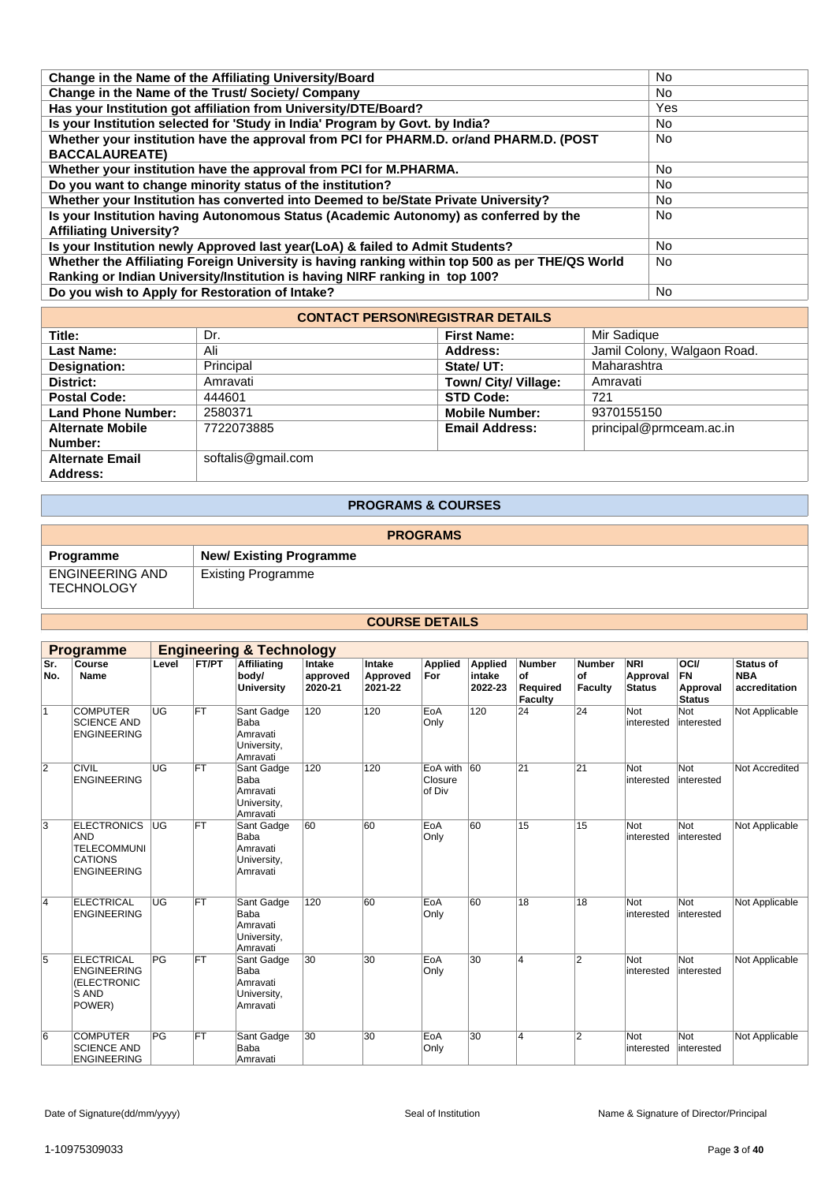| | |
|---|---|
| **Change in the Name of the Affiliating University/Board** | No |
| **Change in the Name of the Trust/ Society/ Company** | No |
| **Has your Institution got affiliation from University/DTE/Board?** | Yes |
| **Is your Institution selected for 'Study in India' Program by Govt. by India?** | No |
| **Whether your institution have the approval from PCI for PHARM.D. or/and PHARM.D. (POST BACCALAUREATE)** | No |
| **Whether your institution have the approval from PCI for M.PHARMA.** | No |
| **Do you want to change minority status of the institution?** | No |
| **Whether your Institution has converted into Deemed to be/State Private University?** | No |
| **Is your Institution having Autonomous Status (Academic Autonomy) as conferred by the Affiliating University?** | No |
| **Is your Institution newly Approved last year(LoA) & failed to Admit Students?** | No |
| **Whether the Affiliating Foreign University is having ranking within top 500 as per THE/QS World Ranking or Indian University/Institution is having NIRF ranking in top 100?** | No |
| **Do you wish to Apply for Restoration of Intake?** | No |

## CONTACT PERSON\REGISTRAR DETAILS

| | | | |
|---|---|---|---|
| **Title:** | Dr. | **First Name:** | Mir Sadique |
| **Last Name:** | Ali | **Address:** | Jamil Colony, Walgaon Road. |
| **Designation:** | Principal | **State/ UT:** | Maharashtra |
| **District:** | Amravati | **Town/ City/ Village:** | Amravati |
| **Postal Code:** | 444601 | **STD Code:** | 721 |
| **Land Phone Number:** | 2580371 | **Mobile Number:** | 9370155150 |
| **Alternate Mobile Number:** | 7722073885 | **Email Address:** | principal@prmceam.ac.in |
| **Alternate Email Address:** | softalis@gmail.com | | |

## PROGRAMS & COURSES

### PROGRAMS

| Programme | New/ Existing Programme |
|---|---|
| ENGINEERING AND TECHNOLOGY | Existing Programme |

### COURSE DETAILS

**Programme:** Engineering & Technology

| Sr. No. | Course Name | Level | FT/PT | Affiliating body/ University | Intake approved 2020-21 | Intake Approved 2021-22 | Applied For | Applied intake 2022-23 | Number of Required Faculty | Number of Faculty | NRI Approval Status | OCI/ FN Approval Status | Status of NBA accreditation |
|---|---|---|---|---|---|---|---|---|---|---|---|---|---|
| 1 | COMPUTER SCIENCE AND ENGINEERING | UG | FT | Sant Gadge Baba Amravati University, Amravati | 120 | 120 | EoA Only | 120 | 24 | 24 | Not interested | Not interested | Not Applicable |
| 2 | CIVIL ENGINEERING | UG | FT | Sant Gadge Baba Amravati University, Amravati | 120 | 120 | EoA with Closure of Div | 60 | 21 | 21 | Not interested | Not interested | Not Accredited |
| 3 | ELECTRONICS AND TELECOMMUNICATIONS ENGINEERING | UG | FT | Sant Gadge Baba Amravati University, Amravati | 60 | 60 | EoA Only | 60 | 15 | 15 | Not interested | Not interested | Not Applicable |
| 4 | ELECTRICAL ENGINEERING | UG | FT | Sant Gadge Baba Amravati University, Amravati | 120 | 60 | EoA Only | 60 | 18 | 18 | Not interested | Not interested | Not Applicable |
| 5 | ELECTRICAL ENGINEERING (ELECTRONICS AND POWER) | PG | FT | Sant Gadge Baba Amravati University, Amravati | 30 | 30 | EoA Only | 30 | 4 | 2 | Not interested | Not interested | Not Applicable |
| 6 | COMPUTER SCIENCE AND ENGINEERING | PG | FT | Sant Gadge Baba Amravati | 30 | 30 | EoA Only | 30 | 4 | 2 | Not interested | Not interested | Not Applicable |

Date of Signature(dd/mm/yyyy) | Seal of Institution | Name & Signature of Director/Principal

1-10975309033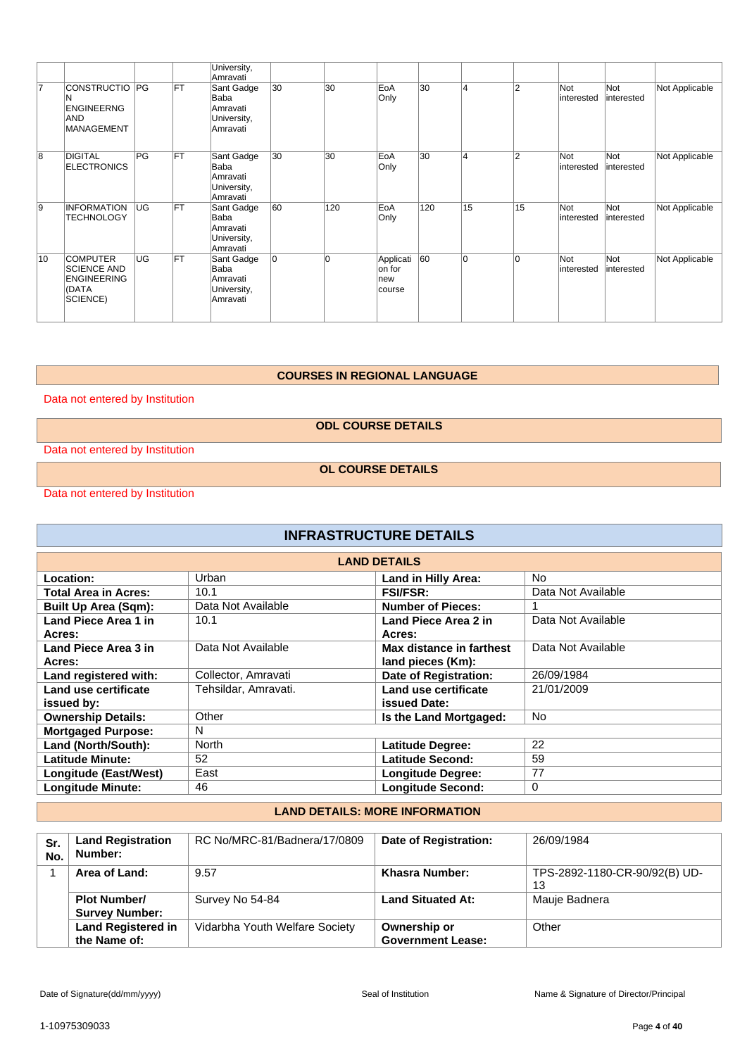| | | | | University, Amravati | | | | | | | | | |
|---|---|---|---|---|---|---|---|---|---|---|---|---|---|
| 7 | CONSTRUCTION ENGINEERNG AND MANAGEMENT | PG | FT | Sant Gadge Baba Amravati University, Amravati | 30 | 30 | EoA Only | 30 | 4 | 2 | Not interested | Not interested | Not Applicable |
| 8 | DIGITAL ELECTRONICS | PG | FT | Sant Gadge Baba Amravati University, Amravati | 30 | 30 | EoA Only | 30 | 4 | 2 | Not interested | Not interested | Not Applicable |
| 9 | INFORMATION TECHNOLOGY | UG | FT | Sant Gadge Baba Amravati University, Amravati | 60 | 120 | EoA Only | 120 | 15 | 15 | Not interested | Not interested | Not Applicable |
| 10 | COMPUTER SCIENCE AND ENGINEERING (DATA SCIENCE) | UG | FT | Sant Gadge Baba Amravati University, Amravati | 0 | 0 | Application for new course | 60 | 0 | 0 | Not interested | Not interested | Not Applicable |

## COURSES IN REGIONAL LANGUAGE

Data not entered by Institution

## ODL COURSE DETAILS

Data not entered by Institution

## OL COURSE DETAILS

Data not entered by Institution

# INFRASTRUCTURE DETAILS

## LAND DETAILS

| | | | |
|---|---|---|---|
| **Location:** | Urban | **Land in Hilly Area:** | No |
| **Total Area in Acres:** | 10.1 | **FSI/FSR:** | Data Not Available |
| **Built Up Area (Sqm):** | Data Not Available | **Number of Pieces:** | 1 |
| **Land Piece Area 1 in Acres:** | 10.1 | **Land Piece Area 2 in Acres:** | Data Not Available |
| **Land Piece Area 3 in Acres:** | Data Not Available | **Max distance in farthest land pieces (Km):** | Data Not Available |
| **Land registered with:** | Collector, Amravati | **Date of Registration:** | 26/09/1984 |
| **Land use certificate issued by:** | Tehsildar, Amravati. | **Land use certificate issued Date:** | 21/01/2009 |
| **Ownership Details:** | Other | **Is the Land Mortgaged:** | No |
| **Mortgaged Purpose:** | N | | |
| **Land (North/South):** | North | **Latitude Degree:** | 22 |
| **Latitude Minute:** | 52 | **Latitude Second:** | 59 |
| **Longitude (East/West)** | East | **Longitude Degree:** | 77 |
| **Longitude Minute:** | 46 | **Longitude Second:** | 0 |

## LAND DETAILS: MORE INFORMATION

| Sr. No. | Land Registration Number: | RC No/MRC-81/Badnera/17/0809 | Date of Registration: | 26/09/1984 |
|---|---|---|---|---|
| 1 | **Area of Land:** | 9.57 | **Khasra Number:** | TPS-2892-1180-CR-90/92(B) UD-13 |
| | **Plot Number/ Survey Number:** | Survey No 54-84 | **Land Situated At:** | Mauje Badnera |
| | **Land Registered in the Name of:** | Vidarbha Youth Welfare Society | **Ownership or Government Lease:** | Other |

Date of Signature(dd/mm/yyyy) | Seal of Institution | Name & Signature of Director/Principal

1-10975309033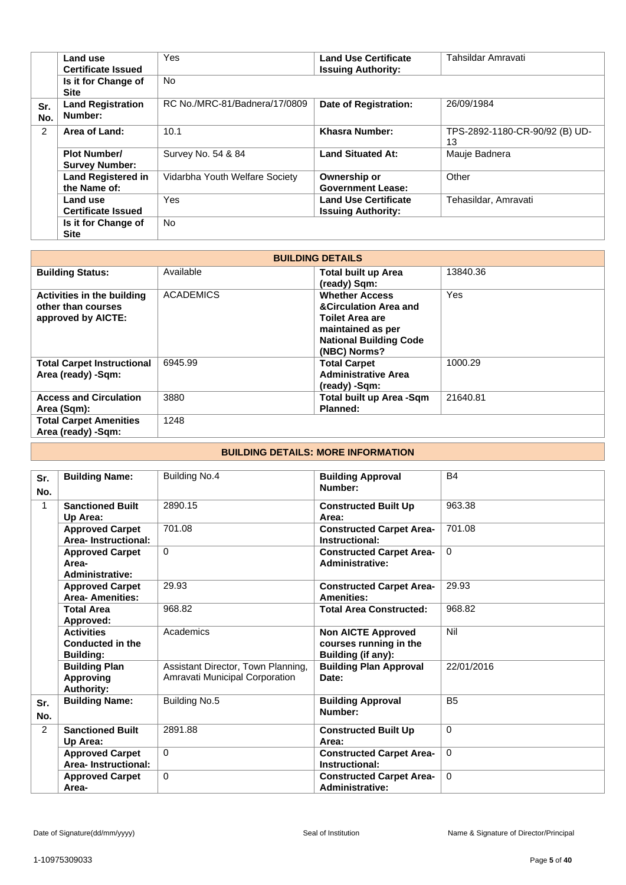| | | | | |
|---|---|---|---|---|
| | **Land use Certificate Issued** | Yes | **Land Use Certificate Issuing Authority:** | Tahsildar Amravati |
| | **Is it for Change of Site** | No | | |
| **Sr. No.** | **Land Registration Number:** | RC No./MRC-81/Badnera/17/0809 | **Date of Registration:** | 26/09/1984 |
| 2 | **Area of Land:** | 10.1 | **Khasra Number:** | TPS-2892-1180-CR-90/92 (B) UD-13 |
| | **Plot Number/ Survey Number:** | Survey No. 54 & 84 | **Land Situated At:** | Mauje Badnera |
| | **Land Registered in the Name of:** | Vidarbha Youth Welfare Society | **Ownership or Government Lease:** | Other |
| | **Land use Certificate Issued** | Yes | **Land Use Certificate Issuing Authority:** | Tehasildar, Amravati |
| | **Is it for Change of Site** | No | | |

## BUILDING DETAILS

| | | | |
|---|---|---|---|
| **Building Status:** | Available | **Total built up Area (ready) Sqm:** | 13840.36 |
| **Activities in the building other than courses approved by AICTE:** | ACADEMICS | **Whether Access &Circulation Area and Toilet Area are maintained as per National Building Code (NBC) Norms?** | Yes |
| **Total Carpet Instructional Area (ready) -Sqm:** | 6945.99 | **Total Carpet Administrative Area (ready) -Sqm:** | 1000.29 |
| **Access and Circulation Area (Sqm):** | 3880 | **Total built up Area -Sqm Planned:** | 21640.81 |
| **Total Carpet Amenities Area (ready) -Sqm:** | 1248 | | |

## BUILDING DETAILS: MORE INFORMATION

| | | | | |
|---|---|---|---|---|
| **Sr. No.** | **Building Name:** | Building No.4 | **Building Approval Number:** | B4 |
| 1 | **Sanctioned Built Up Area:** | 2890.15 | **Constructed Built Up Area:** | 963.38 |
| | **Approved Carpet Area- Instructional:** | 701.08 | **Constructed Carpet Area-Instructional:** | 701.08 |
| | **Approved Carpet Area-Administrative:** | 0 | **Constructed Carpet Area-Administrative:** | 0 |
| | **Approved Carpet Area- Amenities:** | 29.93 | **Constructed Carpet Area-Amenities:** | 29.93 |
| | **Total Area Approved:** | 968.82 | **Total Area Constructed:** | 968.82 |
| | **Activities Conducted in the Building:** | Academics | **Non AICTE Approved courses running in the Building (if any):** | Nil |
| | **Building Plan Approving Authority:** | Assistant Director, Town Planning, Amravati Municipal Corporation | **Building Plan Approval Date:** | 22/01/2016 |
| **Sr. No.** | **Building Name:** | Building No.5 | **Building Approval Number:** | B5 |
| 2 | **Sanctioned Built Up Area:** | 2891.88 | **Constructed Built Up Area:** | 0 |
| | **Approved Carpet Area- Instructional:** | 0 | **Constructed Carpet Area-Instructional:** | 0 |
| | **Approved Carpet Area-** | 0 | **Constructed Carpet Area-Administrative:** | 0 |

Date of Signature(dd/mm/yyyy) | Seal of Institution | Name & Signature of Director/Principal

1-10975309033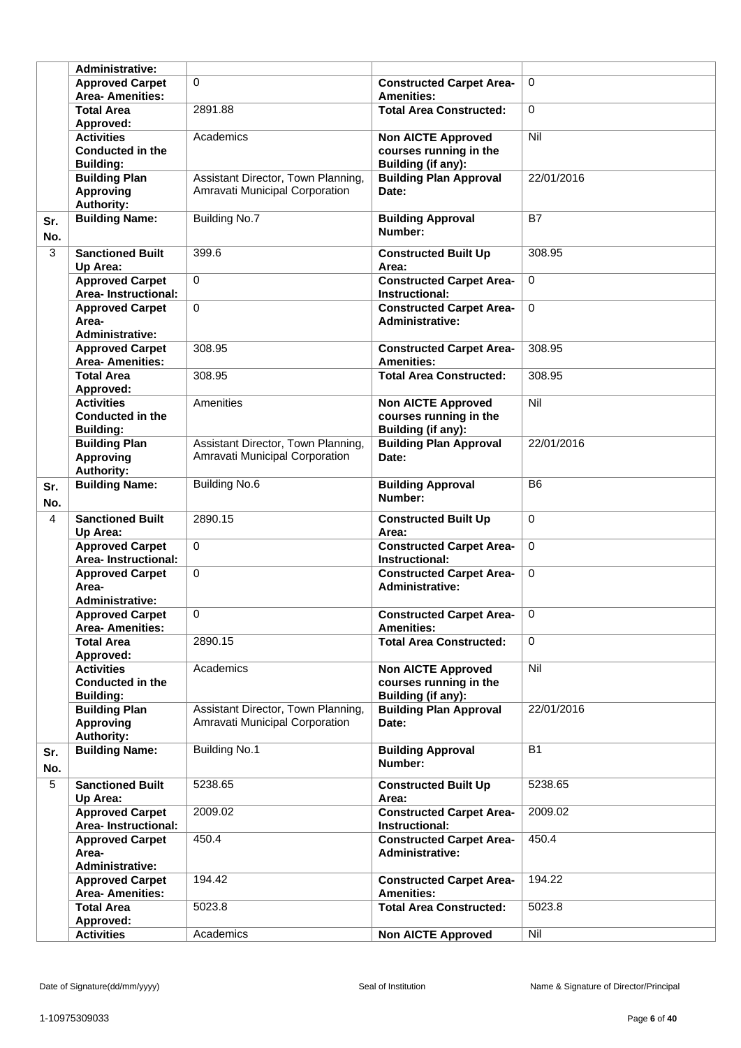| | | | | |
|---|---|---|---|---|
| | **Administrative:** | | | |
| | **Approved Carpet Area- Amenities:** | 0 | **Constructed Carpet Area- Amenities:** | 0 |
| | **Total Area Approved:** | 2891.88 | **Total Area Constructed:** | 0 |
| | **Activities Conducted in the Building:** | Academics | **Non AICTE Approved courses running in the Building (if any):** | Nil |
| | **Building Plan Approving Authority:** | Assistant Director, Town Planning, Amravati Municipal Corporation | **Building Plan Approval Date:** | 22/01/2016 |
| **Sr. No.** | **Building Name:** | Building No.7 | **Building Approval Number:** | B7 |
| 3 | **Sanctioned Built Up Area:** | 399.6 | **Constructed Built Up Area:** | 308.95 |
| | **Approved Carpet Area- Instructional:** | 0 | **Constructed Carpet Area- Instructional:** | 0 |
| | **Approved Carpet Area- Administrative:** | 0 | **Constructed Carpet Area- Administrative:** | 0 |
| | **Approved Carpet Area- Amenities:** | 308.95 | **Constructed Carpet Area- Amenities:** | 308.95 |
| | **Total Area Approved:** | 308.95 | **Total Area Constructed:** | 308.95 |
| | **Activities Conducted in the Building:** | Amenities | **Non AICTE Approved courses running in the Building (if any):** | Nil |
| | **Building Plan Approving Authority:** | Assistant Director, Town Planning, Amravati Municipal Corporation | **Building Plan Approval Date:** | 22/01/2016 |
| **Sr. No.** | **Building Name:** | Building No.6 | **Building Approval Number:** | B6 |
| 4 | **Sanctioned Built Up Area:** | 2890.15 | **Constructed Built Up Area:** | 0 |
| | **Approved Carpet Area- Instructional:** | 0 | **Constructed Carpet Area- Instructional:** | 0 |
| | **Approved Carpet Area- Administrative:** | 0 | **Constructed Carpet Area- Administrative:** | 0 |
| | **Approved Carpet Area- Amenities:** | 0 | **Constructed Carpet Area- Amenities:** | 0 |
| | **Total Area Approved:** | 2890.15 | **Total Area Constructed:** | 0 |
| | **Activities Conducted in the Building:** | Academics | **Non AICTE Approved courses running in the Building (if any):** | Nil |
| | **Building Plan Approving Authority:** | Assistant Director, Town Planning, Amravati Municipal Corporation | **Building Plan Approval Date:** | 22/01/2016 |
| **Sr. No.** | **Building Name:** | Building No.1 | **Building Approval Number:** | B1 |
| 5 | **Sanctioned Built Up Area:** | 5238.65 | **Constructed Built Up Area:** | 5238.65 |
| | **Approved Carpet Area- Instructional:** | 2009.02 | **Constructed Carpet Area- Instructional:** | 2009.02 |
| | **Approved Carpet Area- Administrative:** | 450.4 | **Constructed Carpet Area- Administrative:** | 450.4 |
| | **Approved Carpet Area- Amenities:** | 194.42 | **Constructed Carpet Area- Amenities:** | 194.22 |
| | **Total Area Approved:** | 5023.8 | **Total Area Constructed:** | 5023.8 |
| | **Activities** | Academics | **Non AICTE Approved** | Nil |

Date of Signature(dd/mm/yyyy) Seal of Institution Name & Signature of Director/Principal

1-10975309033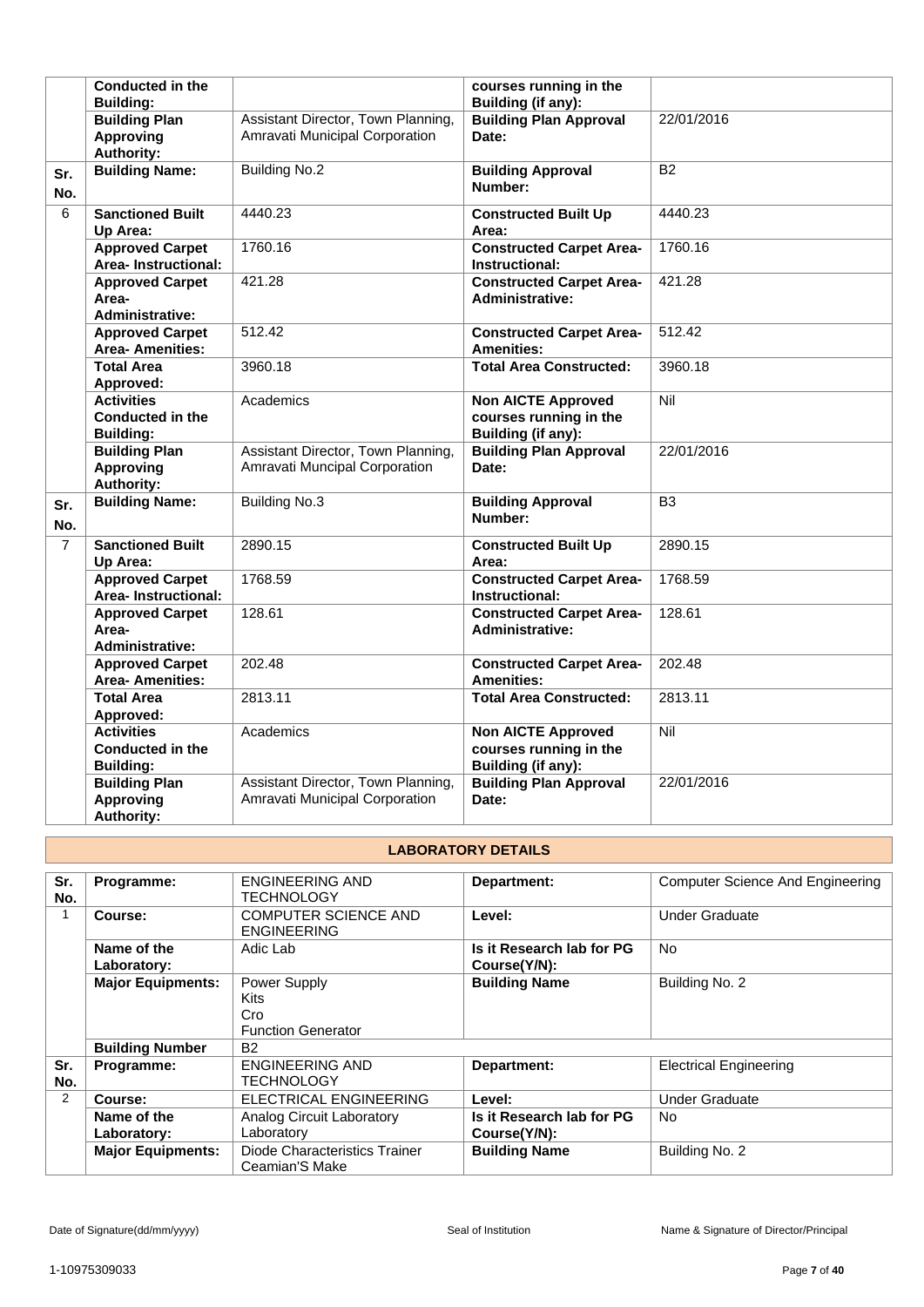| | | | | |
|---|---|---|---|---|
| | **Conducted in the Building:** | | **courses running in the Building (if any):** | |
| | **Building Plan Approving Authority:** | Assistant Director, Town Planning, Amravati Municipal Corporation | **Building Plan Approval Date:** | 22/01/2016 |
| **Sr. No.** | **Building Name:** | Building No.2 | **Building Approval Number:** | B2 |
| 6 | **Sanctioned Built Up Area:** | 4440.23 | **Constructed Built Up Area:** | 4440.23 |
| | **Approved Carpet Area- Instructional:** | 1760.16 | **Constructed Carpet Area- Instructional:** | 1760.16 |
| | **Approved Carpet Area- Administrative:** | 421.28 | **Constructed Carpet Area- Administrative:** | 421.28 |
| | **Approved Carpet Area- Amenities:** | 512.42 | **Constructed Carpet Area- Amenities:** | 512.42 |
| | **Total Area Approved:** | 3960.18 | **Total Area Constructed:** | 3960.18 |
| | **Activities Conducted in the Building:** | Academics | **Non AICTE Approved courses running in the Building (if any):** | Nil |
| | **Building Plan Approving Authority:** | Assistant Director, Town Planning, Amravati Muncipal Corporation | **Building Plan Approval Date:** | 22/01/2016 |
| **Sr. No.** | **Building Name:** | Building No.3 | **Building Approval Number:** | B3 |
| 7 | **Sanctioned Built Up Area:** | 2890.15 | **Constructed Built Up Area:** | 2890.15 |
| | **Approved Carpet Area- Instructional:** | 1768.59 | **Constructed Carpet Area- Instructional:** | 1768.59 |
| | **Approved Carpet Area- Administrative:** | 128.61 | **Constructed Carpet Area- Administrative:** | 128.61 |
| | **Approved Carpet Area- Amenities:** | 202.48 | **Constructed Carpet Area- Amenities:** | 202.48 |
| | **Total Area Approved:** | 2813.11 | **Total Area Constructed:** | 2813.11 |
| | **Activities Conducted in the Building:** | Academics | **Non AICTE Approved courses running in the Building (if any):** | Nil |
| | **Building Plan Approving Authority:** | Assistant Director, Town Planning, Amravati Municipal Corporation | **Building Plan Approval Date:** | 22/01/2016 |

## LABORATORY DETAILS

| | | | | |
|---|---|---|---|---|
| **Sr. No.** | **Programme:** | ENGINEERING AND TECHNOLOGY | **Department:** | Computer Science And Engineering |
| 1 | **Course:** | COMPUTER SCIENCE AND ENGINEERING | **Level:** | Under Graduate |
| | **Name of the Laboratory:** | Adic Lab | **Is it Research lab for PG Course(Y/N):** | No |
| | **Major Equipments:** | Power Supply<br>Kits<br>Cro<br>Function Generator | **Building Name** | Building No. 2 |
| | **Building Number** | B2 | | |
| **Sr. No.** | **Programme:** | ENGINEERING AND TECHNOLOGY | **Department:** | Electrical Engineering |
| 2 | **Course:** | ELECTRICAL ENGINEERING | **Level:** | Under Graduate |
| | **Name of the Laboratory:** | Analog Circuit Laboratory Laboratory | **Is it Research lab for PG Course(Y/N):** | No |
| | **Major Equipments:** | Diode Characteristics Trainer Ceamian'S Make | **Building Name** | Building No. 2 |

Date of Signature(dd/mm/yyyy) Seal of Institution Name & Signature of Director/Principal

1-10975309033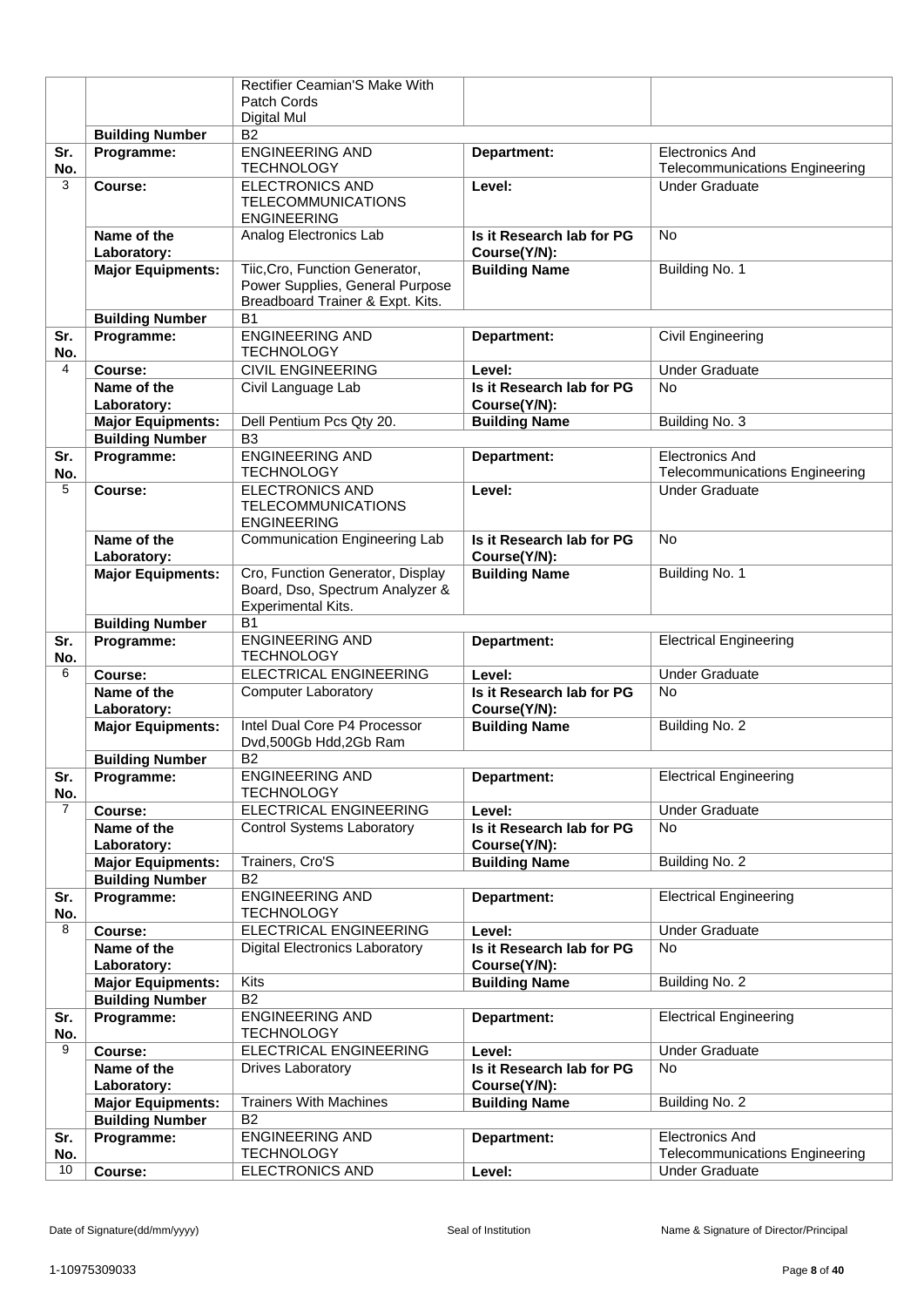| | | | | |
|---|---|---|---|---|
| | | Rectifier Ceamian'S Make With Patch Cords Digital Mul | | |
| | **Building Number** | B2 | | |
| **Sr. No.** | **Programme:** | ENGINEERING AND TECHNOLOGY | **Department:** | Electronics And Telecommunications Engineering |
| 3 | **Course:** | ELECTRONICS AND TELECOMMUNICATIONS ENGINEERING | **Level:** | Under Graduate |
| | **Name of the Laboratory:** | Analog Electronics Lab | **Is it Research lab for PG Course(Y/N):** | No |
| | **Major Equipments:** | Tiic,Cro, Function Generator, Power Supplies, General Purpose Breadboard Trainer & Expt. Kits. | **Building Name** | Building No. 1 |
| | **Building Number** | B1 | | |
| **Sr. No.** | **Programme:** | ENGINEERING AND TECHNOLOGY | **Department:** | Civil Engineering |
| 4 | **Course:** | CIVIL ENGINEERING | **Level:** | Under Graduate |
| | **Name of the Laboratory:** | Civil Language Lab | **Is it Research lab for PG Course(Y/N):** | No |
| | **Major Equipments:** | Dell Pentium Pcs Qty 20. | **Building Name** | Building No. 3 |
| | **Building Number** | B3 | | |
| **Sr. No.** | **Programme:** | ENGINEERING AND TECHNOLOGY | **Department:** | Electronics And Telecommunications Engineering |
| 5 | **Course:** | ELECTRONICS AND TELECOMMUNICATIONS ENGINEERING | **Level:** | Under Graduate |
| | **Name of the Laboratory:** | Communication Engineering Lab | **Is it Research lab for PG Course(Y/N):** | No |
| | **Major Equipments:** | Cro, Function Generator, Display Board, Dso, Spectrum Analyzer & Experimental Kits. | **Building Name** | Building No. 1 |
| | **Building Number** | B1 | | |
| **Sr. No.** | **Programme:** | ENGINEERING AND TECHNOLOGY | **Department:** | Electrical Engineering |
| 6 | **Course:** | ELECTRICAL ENGINEERING | **Level:** | Under Graduate |
| | **Name of the Laboratory:** | Computer Laboratory | **Is it Research lab for PG Course(Y/N):** | No |
| | **Major Equipments:** | Intel Dual Core P4 Processor Dvd,500Gb Hdd,2Gb Ram | **Building Name** | Building No. 2 |
| | **Building Number** | B2 | | |
| **Sr. No.** | **Programme:** | ENGINEERING AND TECHNOLOGY | **Department:** | Electrical Engineering |
| 7 | **Course:** | ELECTRICAL ENGINEERING | **Level:** | Under Graduate |
| | **Name of the Laboratory:** | Control Systems Laboratory | **Is it Research lab for PG Course(Y/N):** | No |
| | **Major Equipments:** | Trainers, Cro'S | **Building Name** | Building No. 2 |
| | **Building Number** | B2 | | |
| **Sr. No.** | **Programme:** | ENGINEERING AND TECHNOLOGY | **Department:** | Electrical Engineering |
| 8 | **Course:** | ELECTRICAL ENGINEERING | **Level:** | Under Graduate |
| | **Name of the Laboratory:** | Digital Electronics Laboratory | **Is it Research lab for PG Course(Y/N):** | No |
| | **Major Equipments:** | Kits | **Building Name** | Building No. 2 |
| | **Building Number** | B2 | | |
| **Sr. No.** | **Programme:** | ENGINEERING AND TECHNOLOGY | **Department:** | Electrical Engineering |
| 9 | **Course:** | ELECTRICAL ENGINEERING | **Level:** | Under Graduate |
| | **Name of the Laboratory:** | Drives Laboratory | **Is it Research lab for PG Course(Y/N):** | No |
| | **Major Equipments:** | Trainers With Machines | **Building Name** | Building No. 2 |
| | **Building Number** | B2 | | |
| **Sr. No.** | **Programme:** | ENGINEERING AND TECHNOLOGY | **Department:** | Electronics And Telecommunications Engineering |
| 10 | **Course:** | ELECTRONICS AND | **Level:** | Under Graduate |

Date of Signature(dd/mm/yyyy) | Seal of Institution | Name & Signature of Director/Principal

1-10975309033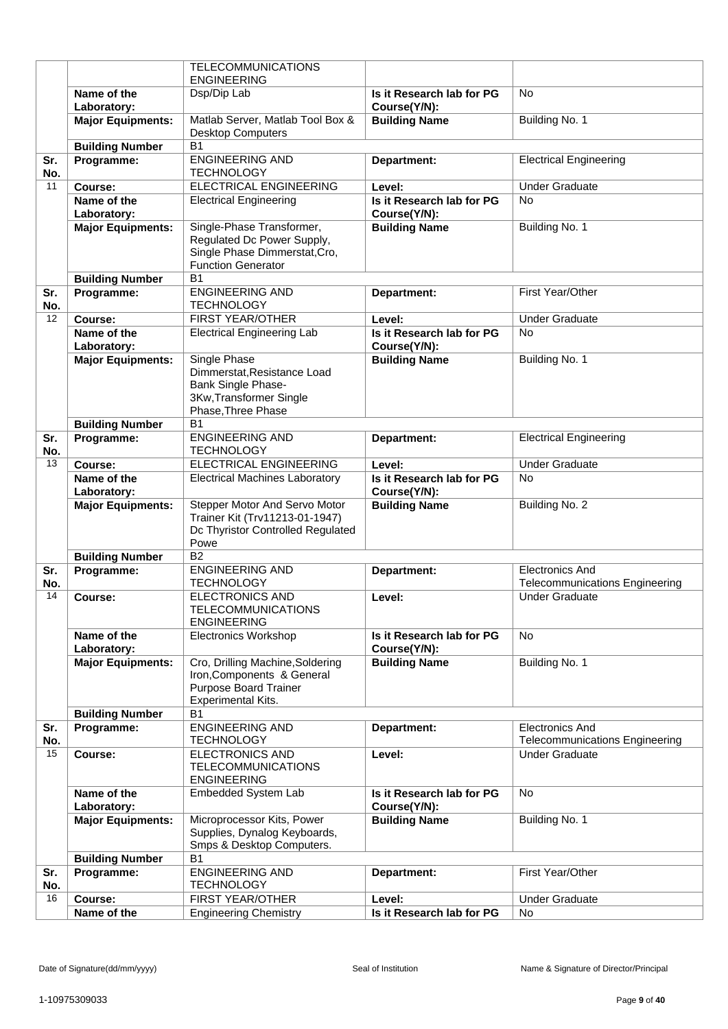| | | | | |
|---|---|---|---|---|
| | | TELECOMMUNICATIONS ENGINEERING | | |
| | **Name of the Laboratory:** | Dsp/Dip Lab | **Is it Research lab for PG Course(Y/N):** | No |
| | **Major Equipments:** | Matlab Server, Matlab Tool Box & Desktop Computers | **Building Name** | Building No. 1 |
| | **Building Number** | B1 | | |
| **Sr. No.** | **Programme:** | ENGINEERING AND TECHNOLOGY | **Department:** | Electrical Engineering |
| 11 | **Course:** | ELECTRICAL ENGINEERING | **Level:** | Under Graduate |
| | **Name of the Laboratory:** | Electrical Engineering | **Is it Research lab for PG Course(Y/N):** | No |
| | **Major Equipments:** | Single-Phase Transformer, Regulated Dc Power Supply, Single Phase Dimmerstat,Cro, Function Generator | **Building Name** | Building No. 1 |
| | **Building Number** | B1 | | |
| **Sr. No.** | **Programme:** | ENGINEERING AND TECHNOLOGY | **Department:** | First Year/Other |
| 12 | **Course:** | FIRST YEAR/OTHER | **Level:** | Under Graduate |
| | **Name of the Laboratory:** | Electrical Engineering Lab | **Is it Research lab for PG Course(Y/N):** | No |
| | **Major Equipments:** | Single Phase Dimmerstat,Resistance Load Bank Single Phase-3Kw,Transformer Single Phase,Three Phase | **Building Name** | Building No. 1 |
| | **Building Number** | B1 | | |
| **Sr. No.** | **Programme:** | ENGINEERING AND TECHNOLOGY | **Department:** | Electrical Engineering |
| 13 | **Course:** | ELECTRICAL ENGINEERING | **Level:** | Under Graduate |
| | **Name of the Laboratory:** | Electrical Machines Laboratory | **Is it Research lab for PG Course(Y/N):** | No |
| | **Major Equipments:** | Stepper Motor And Servo Motor Trainer Kit (Trv11213-01-1947) Dc Thyristor Controlled Regulated Powe | **Building Name** | Building No. 2 |
| | **Building Number** | B2 | | |
| **Sr. No.** | **Programme:** | ENGINEERING AND TECHNOLOGY | **Department:** | Electronics And Telecommunications Engineering |
| 14 | **Course:** | ELECTRONICS AND TELECOMMUNICATIONS ENGINEERING | **Level:** | Under Graduate |
| | **Name of the Laboratory:** | Electronics Workshop | **Is it Research lab for PG Course(Y/N):** | No |
| | **Major Equipments:** | Cro, Drilling Machine,Soldering Iron,Components & General Purpose Board Trainer Experimental Kits. | **Building Name** | Building No. 1 |
| | **Building Number** | B1 | | |
| **Sr. No.** | **Programme:** | ENGINEERING AND TECHNOLOGY | **Department:** | Electronics And Telecommunications Engineering |
| 15 | **Course:** | ELECTRONICS AND TELECOMMUNICATIONS ENGINEERING | **Level:** | Under Graduate |
| | **Name of the Laboratory:** | Embedded System Lab | **Is it Research lab for PG Course(Y/N):** | No |
| | **Major Equipments:** | Microprocessor Kits, Power Supplies, Dynalog Keyboards, Smps & Desktop Computers. | **Building Name** | Building No. 1 |
| | **Building Number** | B1 | | |
| **Sr. No.** | **Programme:** | ENGINEERING AND TECHNOLOGY | **Department:** | First Year/Other |
| 16 | **Course:** | FIRST YEAR/OTHER | **Level:** | Under Graduate |
| | **Name of the** | Engineering Chemistry | **Is it Research lab for PG** | No |

Date of Signature(dd/mm/yyyy) | Seal of Institution | Name & Signature of Director/Principal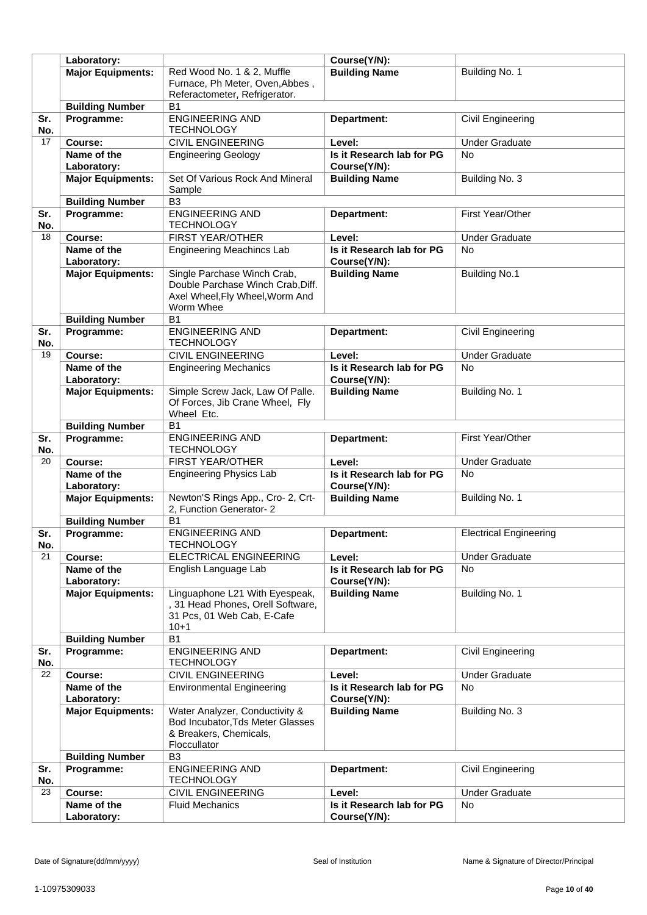| | | | | |
|---|---|---|---|---|
| | **Laboratory:** | | **Course(Y/N):** | |
| | **Major Equipments:** | Red Wood No. 1 & 2, Muffle Furnace, Ph Meter, Oven,Abbes , Referactometer, Refrigerator. | **Building Name** | Building No. 1 |
| | **Building Number** | B1 | | |
| **Sr. No.** | **Programme:** | ENGINEERING AND TECHNOLOGY | **Department:** | Civil Engineering |
| 17 | **Course:** | CIVIL ENGINEERING | **Level:** | Under Graduate |
| | **Name of the Laboratory:** | Engineering Geology | **Is it Research lab for PG Course(Y/N):** | No |
| | **Major Equipments:** | Set Of Various Rock And Mineral Sample | **Building Name** | Building No. 3 |
| | **Building Number** | B3 | | |
| **Sr. No.** | **Programme:** | ENGINEERING AND TECHNOLOGY | **Department:** | First Year/Other |
| 18 | **Course:** | FIRST YEAR/OTHER | **Level:** | Under Graduate |
| | **Name of the Laboratory:** | Engineering Meachincs Lab | **Is it Research lab for PG Course(Y/N):** | No |
| | **Major Equipments:** | Single Parchase Winch Crab, Double Parchase Winch Crab,Diff. Axel Wheel,Fly Wheel,Worm And Worm Whee | **Building Name** | Building No.1 |
| | **Building Number** | B1 | | |
| **Sr. No.** | **Programme:** | ENGINEERING AND TECHNOLOGY | **Department:** | Civil Engineering |
| 19 | **Course:** | CIVIL ENGINEERING | **Level:** | Under Graduate |
| | **Name of the Laboratory:** | Engineering Mechanics | **Is it Research lab for PG Course(Y/N):** | No |
| | **Major Equipments:** | Simple Screw Jack, Law Of Palle. Of Forces, Jib Crane Wheel, Fly Wheel Etc. | **Building Name** | Building No. 1 |
| | **Building Number** | B1 | | |
| **Sr. No.** | **Programme:** | ENGINEERING AND TECHNOLOGY | **Department:** | First Year/Other |
| 20 | **Course:** | FIRST YEAR/OTHER | **Level:** | Under Graduate |
| | **Name of the Laboratory:** | Engineering Physics Lab | **Is it Research lab for PG Course(Y/N):** | No |
| | **Major Equipments:** | Newton'S Rings App., Cro- 2, Crt- 2, Function Generator- 2 | **Building Name** | Building No. 1 |
| | **Building Number** | B1 | | |
| **Sr. No.** | **Programme:** | ENGINEERING AND TECHNOLOGY | **Department:** | Electrical Engineering |
| 21 | **Course:** | ELECTRICAL ENGINEERING | **Level:** | Under Graduate |
| | **Name of the Laboratory:** | English Language Lab | **Is it Research lab for PG Course(Y/N):** | No |
| | **Major Equipments:** | Linguaphone L21 With Eyespeak, , 31 Head Phones, Orell Software, 31 Pcs, 01 Web Cab, E-Cafe 10+1 | **Building Name** | Building No. 1 |
| | **Building Number** | B1 | | |
| **Sr. No.** | **Programme:** | ENGINEERING AND TECHNOLOGY | **Department:** | Civil Engineering |
| 22 | **Course:** | CIVIL ENGINEERING | **Level:** | Under Graduate |
| | **Name of the Laboratory:** | Environmental Engineering | **Is it Research lab for PG Course(Y/N):** | No |
| | **Major Equipments:** | Water Analyzer, Conductivity & Bod Incubator,Tds Meter Glasses & Breakers, Chemicals, Floccullator | **Building Name** | Building No. 3 |
| | **Building Number** | B3 | | |
| **Sr. No.** | **Programme:** | ENGINEERING AND TECHNOLOGY | **Department:** | Civil Engineering |
| 23 | **Course:** | CIVIL ENGINEERING | **Level:** | Under Graduate |
| | **Name of the Laboratory:** | Fluid Mechanics | **Is it Research lab for PG Course(Y/N):** | No |

Date of Signature(dd/mm/yyyy) Seal of Institution Name & Signature of Director/Principal

1-10975309033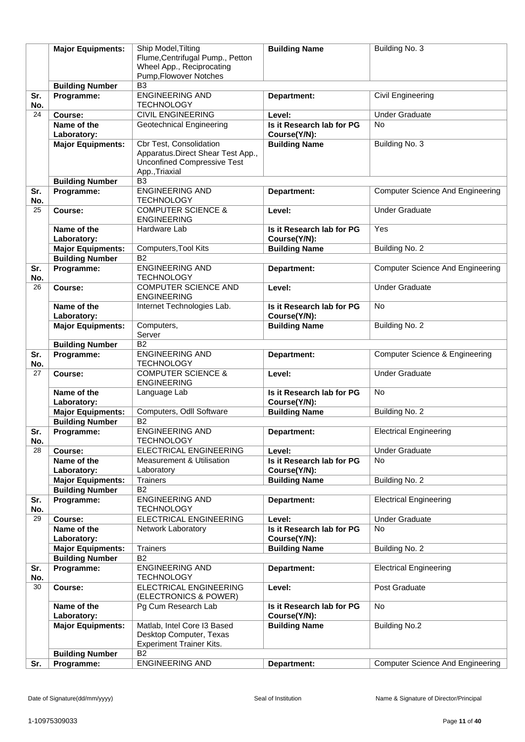|  | **Major Equipments:** | Ship Model,Tilting Flume,Centrifugal Pump., Petton Wheel App., Reciprocating Pump,Flowover Notches | **Building Name** | Building No. 3 |
|---|---|---|---|---|
|  | **Building Number** | B3 | | |
| **Sr. No.** | **Programme:** | ENGINEERING AND TECHNOLOGY | **Department:** | Civil Engineering |
| 24 | **Course:** | CIVIL ENGINEERING | **Level:** | Under Graduate |
|  | **Name of the Laboratory:** | Geotechnical Engineering | **Is it Research lab for PG Course(Y/N):** | No |
|  | **Major Equipments:** | Cbr Test, Consolidation Apparatus.Direct Shear Test App., Unconfined Compressive Test App.,Triaxial | **Building Name** | Building No. 3 |
|  | **Building Number** | B3 | | |
| **Sr. No.** | **Programme:** | ENGINEERING AND TECHNOLOGY | **Department:** | Computer Science And Engineering |
| 25 | **Course:** | COMPUTER SCIENCE & ENGINEERING | **Level:** | Under Graduate |
|  | **Name of the Laboratory:** | Hardware Lab | **Is it Research lab for PG Course(Y/N):** | Yes |
|  | **Major Equipments:** | Computers,Tool Kits | **Building Name** | Building No. 2 |
|  | **Building Number** | B2 | | |
| **Sr. No.** | **Programme:** | ENGINEERING AND TECHNOLOGY | **Department:** | Computer Science And Engineering |
| 26 | **Course:** | COMPUTER SCIENCE AND ENGINEERING | **Level:** | Under Graduate |
|  | **Name of the Laboratory:** | Internet Technologies Lab. | **Is it Research lab for PG Course(Y/N):** | No |
|  | **Major Equipments:** | Computers, Server | **Building Name** | Building No. 2 |
|  | **Building Number** | B2 | | |
| **Sr. No.** | **Programme:** | ENGINEERING AND TECHNOLOGY | **Department:** | Computer Science & Engineering |
| 27 | **Course:** | COMPUTER SCIENCE & ENGINEERING | **Level:** | Under Graduate |
|  | **Name of the Laboratory:** | Language Lab | **Is it Research lab for PG Course(Y/N):** | No |
|  | **Major Equipments:** | Computers, Odll Software | **Building Name** | Building No. 2 |
|  | **Building Number** | B2 | | |
| **Sr. No.** | **Programme:** | ENGINEERING AND TECHNOLOGY | **Department:** | Electrical Engineering |
| 28 | **Course:** | ELECTRICAL ENGINEERING | **Level:** | Under Graduate |
|  | **Name of the Laboratory:** | Measurement & Utilisation Laboratory | **Is it Research lab for PG Course(Y/N):** | No |
|  | **Major Equipments:** | Trainers | **Building Name** | Building No. 2 |
|  | **Building Number** | B2 | | |
| **Sr. No.** | **Programme:** | ENGINEERING AND TECHNOLOGY | **Department:** | Electrical Engineering |
| 29 | **Course:** | ELECTRICAL ENGINEERING | **Level:** | Under Graduate |
|  | **Name of the Laboratory:** | Network Laboratory | **Is it Research lab for PG Course(Y/N):** | No |
|  | **Major Equipments:** | Trainers | **Building Name** | Building No. 2 |
|  | **Building Number** | B2 | | |
| **Sr. No.** | **Programme:** | ENGINEERING AND TECHNOLOGY | **Department:** | Electrical Engineering |
| 30 | **Course:** | ELECTRICAL ENGINEERING (ELECTRONICS & POWER) | **Level:** | Post Graduate |
|  | **Name of the Laboratory:** | Pg Cum Research Lab | **Is it Research lab for PG Course(Y/N):** | No |
|  | **Major Equipments:** | Matlab, Intel Core I3 Based Desktop Computer, Texas Experiment Trainer Kits. | **Building Name** | Building No.2 |
|  | **Building Number** | B2 | | |
| **Sr.** | **Programme:** | ENGINEERING AND | **Department:** | Computer Science And Engineering |

Date of Signature(dd/mm/yyyy) | Seal of Institution | Name & Signature of Director/Principal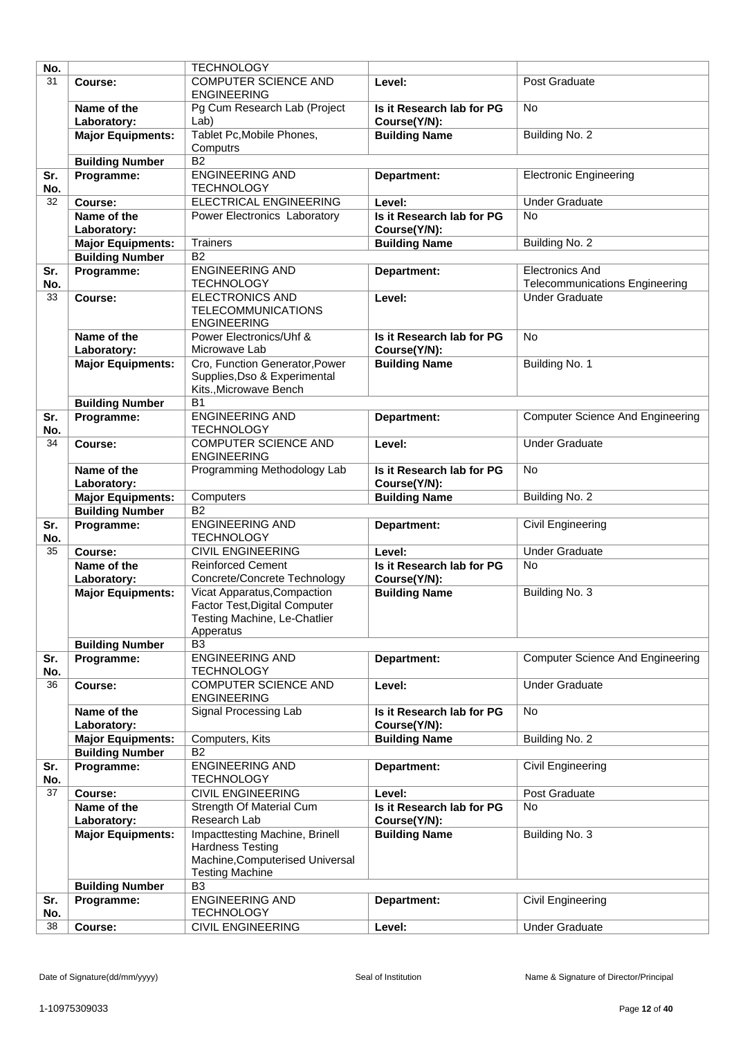| No. | | TECHNOLOGY | | |
|---|---|---|---|---|
| 31 | **Course:** | COMPUTER SCIENCE AND ENGINEERING | **Level:** | Post Graduate |
| | **Name of the Laboratory:** | Pg Cum Research Lab (Project Lab) | **Is it Research lab for PG Course(Y/N):** | No |
| | **Major Equipments:** | Tablet Pc,Mobile Phones, Computrs | **Building Name** | Building No. 2 |
| | **Building Number** | B2 | | |
| **Sr. No.** | **Programme:** | ENGINEERING AND TECHNOLOGY | **Department:** | Electronic Engineering |
| 32 | **Course:** | ELECTRICAL ENGINEERING | **Level:** | Under Graduate |
| | **Name of the Laboratory:** | Power Electronics Laboratory | **Is it Research lab for PG Course(Y/N):** | No |
| | **Major Equipments:** | Trainers | **Building Name** | Building No. 2 |
| | **Building Number** | B2 | | |
| **Sr. No.** | **Programme:** | ENGINEERING AND TECHNOLOGY | **Department:** | Electronics And Telecommunications Engineering |
| 33 | **Course:** | ELECTRONICS AND TELECOMMUNICATIONS ENGINEERING | **Level:** | Under Graduate |
| | **Name of the Laboratory:** | Power Electronics/Uhf & Microwave Lab | **Is it Research lab for PG Course(Y/N):** | No |
| | **Major Equipments:** | Cro, Function Generator,Power Supplies,Dso & Experimental Kits.,Microwave Bench | **Building Name** | Building No. 1 |
| | **Building Number** | B1 | | |
| **Sr. No.** | **Programme:** | ENGINEERING AND TECHNOLOGY | **Department:** | Computer Science And Engineering |
| 34 | **Course:** | COMPUTER SCIENCE AND ENGINEERING | **Level:** | Under Graduate |
| | **Name of the Laboratory:** | Programming Methodology Lab | **Is it Research lab for PG Course(Y/N):** | No |
| | **Major Equipments:** | Computers | **Building Name** | Building No. 2 |
| | **Building Number** | B2 | | |
| **Sr. No.** | **Programme:** | ENGINEERING AND TECHNOLOGY | **Department:** | Civil Engineering |
| 35 | **Course:** | CIVIL ENGINEERING | **Level:** | Under Graduate |
| | **Name of the Laboratory:** | Reinforced Cement Concrete/Concrete Technology | **Is it Research lab for PG Course(Y/N):** | No |
| | **Major Equipments:** | Vicat Apparatus,Compaction Factor Test,Digital Computer Testing Machine, Le-Chatlier Apperatus | **Building Name** | Building No. 3 |
| | **Building Number** | B3 | | |
| **Sr. No.** | **Programme:** | ENGINEERING AND TECHNOLOGY | **Department:** | Computer Science And Engineering |
| 36 | **Course:** | COMPUTER SCIENCE AND ENGINEERING | **Level:** | Under Graduate |
| | **Name of the Laboratory:** | Signal Processing Lab | **Is it Research lab for PG Course(Y/N):** | No |
| | **Major Equipments:** | Computers, Kits | **Building Name** | Building No. 2 |
| | **Building Number** | B2 | | |
| **Sr. No.** | **Programme:** | ENGINEERING AND TECHNOLOGY | **Department:** | Civil Engineering |
| 37 | **Course:** | CIVIL ENGINEERING | **Level:** | Post Graduate |
| | **Name of the Laboratory:** | Strength Of Material Cum Research Lab | **Is it Research lab for PG Course(Y/N):** | No |
| | **Major Equipments:** | Impacttesting Machine, Brinell Hardness Testing Machine,Computerised Universal Testing Machine | **Building Name** | Building No. 3 |
| | **Building Number** | B3 | | |
| **Sr. No.** | **Programme:** | ENGINEERING AND TECHNOLOGY | **Department:** | Civil Engineering |
| 38 | **Course:** | CIVIL ENGINEERING | **Level:** | Under Graduate |

Date of Signature(dd/mm/yyyy) | Seal of Institution | Name & Signature of Director/Principal

1-10975309033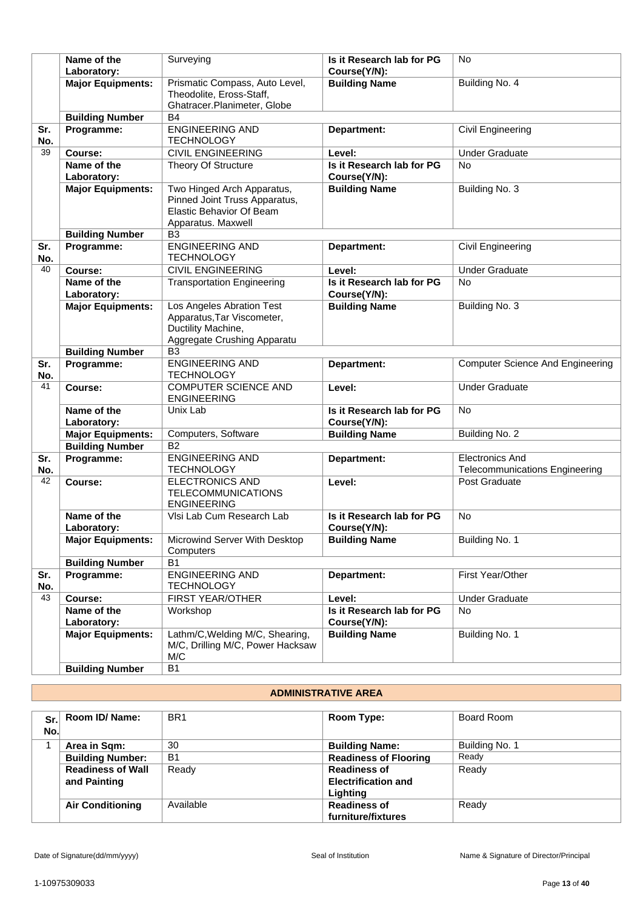| Sr. No. | | | | |
|---|---|---|---|---|
| | **Name of the Laboratory:** | Surveying | **Is it Research lab for PG Course(Y/N):** | No |
| | **Major Equipments:** | Prismatic Compass, Auto Level, Theodolite, Eross-Staff, Ghatracer.Planimeter, Globe | **Building Name** | Building No. 4 |
| | **Building Number** | B4 | | |
| **Sr. No.** | **Programme:** | ENGINEERING AND TECHNOLOGY | **Department:** | Civil Engineering |
| 39 | **Course:** | CIVIL ENGINEERING | **Level:** | Under Graduate |
| | **Name of the Laboratory:** | Theory Of Structure | **Is it Research lab for PG Course(Y/N):** | No |
| | **Major Equipments:** | Two Hinged Arch Apparatus, Pinned Joint Truss Apparatus, Elastic Behavior Of Beam Apparatus. Maxwell | **Building Name** | Building No. 3 |
| | **Building Number** | B3 | | |
| **Sr. No.** | **Programme:** | ENGINEERING AND TECHNOLOGY | **Department:** | Civil Engineering |
| 40 | **Course:** | CIVIL ENGINEERING | **Level:** | Under Graduate |
| | **Name of the Laboratory:** | Transportation Engineering | **Is it Research lab for PG Course(Y/N):** | No |
| | **Major Equipments:** | Los Angeles Abration Test Apparatus,Tar Viscometer, Ductility Machine, Aggregate Crushing Apparatu | **Building Name** | Building No. 3 |
| | **Building Number** | B3 | | |
| **Sr. No.** | **Programme:** | ENGINEERING AND TECHNOLOGY | **Department:** | Computer Science And Engineering |
| 41 | **Course:** | COMPUTER SCIENCE AND ENGINEERING | **Level:** | Under Graduate |
| | **Name of the Laboratory:** | Unix Lab | **Is it Research lab for PG Course(Y/N):** | No |
| | **Major Equipments:** | Computers, Software | **Building Name** | Building No. 2 |
| | **Building Number** | B2 | | |
| **Sr. No.** | **Programme:** | ENGINEERING AND TECHNOLOGY | **Department:** | Electronics And Telecommunications Engineering |
| 42 | **Course:** | ELECTRONICS AND TELECOMMUNICATIONS ENGINEERING | **Level:** | Post Graduate |
| | **Name of the Laboratory:** | Vlsi Lab Cum Research Lab | **Is it Research lab for PG Course(Y/N):** | No |
| | **Major Equipments:** | Microwind Server With Desktop Computers | **Building Name** | Building No. 1 |
| | **Building Number** | B1 | | |
| **Sr. No.** | **Programme:** | ENGINEERING AND TECHNOLOGY | **Department:** | First Year/Other |
| 43 | **Course:** | FIRST YEAR/OTHER | **Level:** | Under Graduate |
| | **Name of the Laboratory:** | Workshop | **Is it Research lab for PG Course(Y/N):** | No |
| | **Major Equipments:** | Lathm/C,Welding M/C, Shearing, M/C, Drilling M/C, Power Hacksaw M/C | **Building Name** | Building No. 1 |
| | **Building Number** | B1 | | |

## ADMINISTRATIVE AREA

| Sr. No. | Room ID/ Name: | BR1 | Room Type: | Board Room |
|---|---|---|---|---|
| 1 | **Area in Sqm:** | 30 | **Building Name:** | Building No. 1 |
| | **Building Number:** | B1 | **Readiness of Flooring** | Ready |
| | **Readiness of Wall and Painting** | Ready | **Readiness of Electrification and Lighting** | Ready |
| | **Air Conditioning** | Available | **Readiness of furniture/fixtures** | Ready |

Date of Signature(dd/mm/yyyy) Seal of Institution Name & Signature of Director/Principal

1-10975309033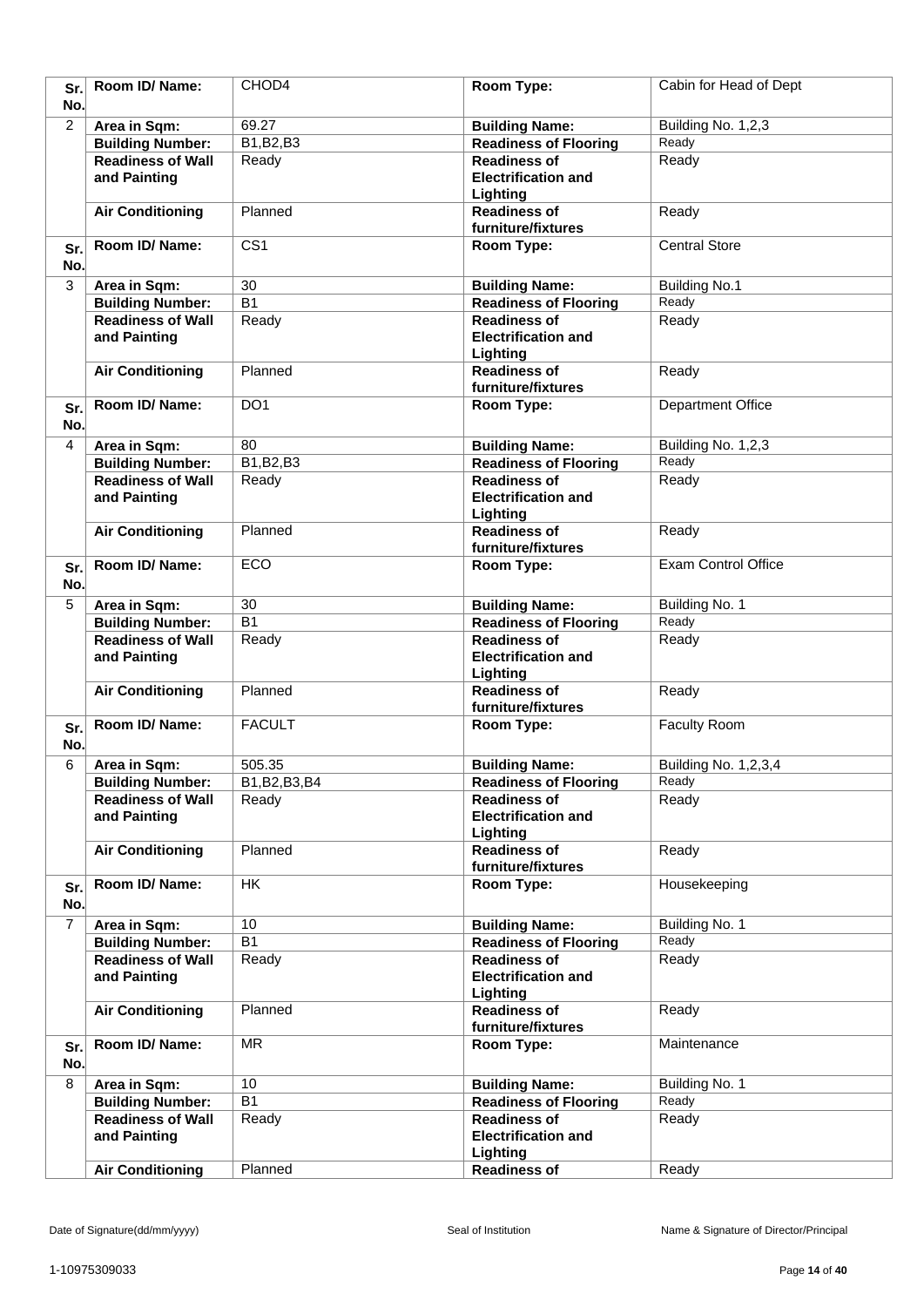| Sr. No. | Room ID/ Name: | CHOD4 | Room Type: | Cabin for Head of Dept |
|---|---|---|---|---|
| 2 | Area in Sqm: | 69.27 | Building Name: | Building No. 1,2,3 |
| | Building Number: | B1,B2,B3 | Readiness of Flooring | Ready |
| | Readiness of Wall and Painting | Ready | Readiness of Electrification and Lighting | Ready |
| | Air Conditioning | Planned | Readiness of furniture/fixtures | Ready |
| Sr. No. | Room ID/ Name: | CS1 | Room Type: | Central Store |
| 3 | Area in Sqm: | 30 | Building Name: | Building No.1 |
| | Building Number: | B1 | Readiness of Flooring | Ready |
| | Readiness of Wall and Painting | Ready | Readiness of Electrification and Lighting | Ready |
| | Air Conditioning | Planned | Readiness of furniture/fixtures | Ready |
| Sr. No. | Room ID/ Name: | DO1 | Room Type: | Department Office |
| 4 | Area in Sqm: | 80 | Building Name: | Building No. 1,2,3 |
| | Building Number: | B1,B2,B3 | Readiness of Flooring | Ready |
| | Readiness of Wall and Painting | Ready | Readiness of Electrification and Lighting | Ready |
| | Air Conditioning | Planned | Readiness of furniture/fixtures | Ready |
| Sr. No. | Room ID/ Name: | ECO | Room Type: | Exam Control Office |
| 5 | Area in Sqm: | 30 | Building Name: | Building No. 1 |
| | Building Number: | B1 | Readiness of Flooring | Ready |
| | Readiness of Wall and Painting | Ready | Readiness of Electrification and Lighting | Ready |
| | Air Conditioning | Planned | Readiness of furniture/fixtures | Ready |
| Sr. No. | Room ID/ Name: | FACULT | Room Type: | Faculty Room |
| 6 | Area in Sqm: | 505.35 | Building Name: | Building No. 1,2,3,4 |
| | Building Number: | B1,B2,B3,B4 | Readiness of Flooring | Ready |
| | Readiness of Wall and Painting | Ready | Readiness of Electrification and Lighting | Ready |
| | Air Conditioning | Planned | Readiness of furniture/fixtures | Ready |
| Sr. No. | Room ID/ Name: | HK | Room Type: | Housekeeping |
| 7 | Area in Sqm: | 10 | Building Name: | Building No. 1 |
| | Building Number: | B1 | Readiness of Flooring | Ready |
| | Readiness of Wall and Painting | Ready | Readiness of Electrification and Lighting | Ready |
| | Air Conditioning | Planned | Readiness of furniture/fixtures | Ready |
| Sr. No. | Room ID/ Name: | MR | Room Type: | Maintenance |
| 8 | Area in Sqm: | 10 | Building Name: | Building No. 1 |
| | Building Number: | B1 | Readiness of Flooring | Ready |
| | Readiness of Wall and Painting | Ready | Readiness of Electrification and Lighting | Ready |
| | Air Conditioning | Planned | Readiness of | Ready |

Date of Signature(dd/mm/yyyy) Seal of Institution Name & Signature of Director/Principal

1-10975309033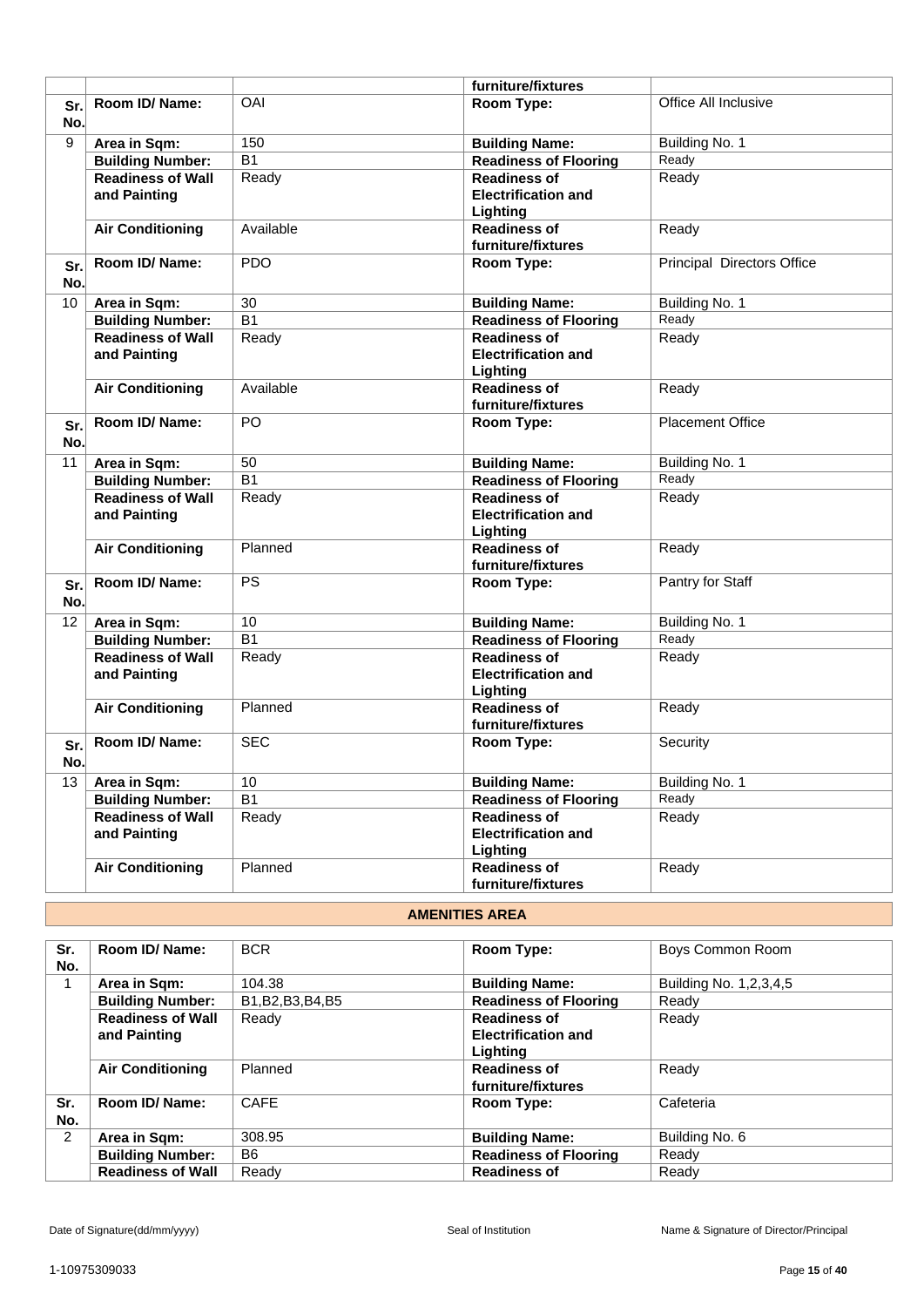| | | | furniture/fixtures | |
|---|---|---|---|---|
| **Sr. No.** | **Room ID/ Name:** | OAI | **Room Type:** | Office All Inclusive |
| 9 | **Area in Sqm:** | 150 | **Building Name:** | Building No. 1 |
| | **Building Number:** | B1 | **Readiness of Flooring** | Ready |
| | **Readiness of Wall and Painting** | Ready | **Readiness of Electrification and Lighting** | Ready |
| | **Air Conditioning** | Available | **Readiness of furniture/fixtures** | Ready |
| **Sr. No.** | **Room ID/ Name:** | PDO | **Room Type:** | Principal Directors Office |
| 10 | **Area in Sqm:** | 30 | **Building Name:** | Building No. 1 |
| | **Building Number:** | B1 | **Readiness of Flooring** | Ready |
| | **Readiness of Wall and Painting** | Ready | **Readiness of Electrification and Lighting** | Ready |
| | **Air Conditioning** | Available | **Readiness of furniture/fixtures** | Ready |
| **Sr. No.** | **Room ID/ Name:** | PO | **Room Type:** | Placement Office |
| 11 | **Area in Sqm:** | 50 | **Building Name:** | Building No. 1 |
| | **Building Number:** | B1 | **Readiness of Flooring** | Ready |
| | **Readiness of Wall and Painting** | Ready | **Readiness of Electrification and Lighting** | Ready |
| | **Air Conditioning** | Planned | **Readiness of furniture/fixtures** | Ready |
| **Sr. No.** | **Room ID/ Name:** | PS | **Room Type:** | Pantry for Staff |
| 12 | **Area in Sqm:** | 10 | **Building Name:** | Building No. 1 |
| | **Building Number:** | B1 | **Readiness of Flooring** | Ready |
| | **Readiness of Wall and Painting** | Ready | **Readiness of Electrification and Lighting** | Ready |
| | **Air Conditioning** | Planned | **Readiness of furniture/fixtures** | Ready |
| **Sr. No.** | **Room ID/ Name:** | SEC | **Room Type:** | Security |
| 13 | **Area in Sqm:** | 10 | **Building Name:** | Building No. 1 |
| | **Building Number:** | B1 | **Readiness of Flooring** | Ready |
| | **Readiness of Wall and Painting** | Ready | **Readiness of Electrification and Lighting** | Ready |
| | **Air Conditioning** | Planned | **Readiness of furniture/fixtures** | Ready |

## AMENITIES AREA

| Sr. No. | Room ID/ Name: | BCR | Room Type: | Boys Common Room |
|---|---|---|---|---|
| 1 | **Area in Sqm:** | 104.38 | **Building Name:** | Building No. 1,2,3,4,5 |
| | **Building Number:** | B1,B2,B3,B4,B5 | **Readiness of Flooring** | Ready |
| | **Readiness of Wall and Painting** | Ready | **Readiness of Electrification and Lighting** | Ready |
| | **Air Conditioning** | Planned | **Readiness of furniture/fixtures** | Ready |
| **Sr. No.** | **Room ID/ Name:** | CAFE | **Room Type:** | Cafeteria |
| 2 | **Area in Sqm:** | 308.95 | **Building Name:** | Building No. 6 |
| | **Building Number:** | B6 | **Readiness of Flooring** | Ready |
| | **Readiness of Wall** | Ready | **Readiness of** | Ready |

Date of Signature(dd/mm/yyyy) | Seal of Institution | Name & Signature of Director/Principal

1-10975309033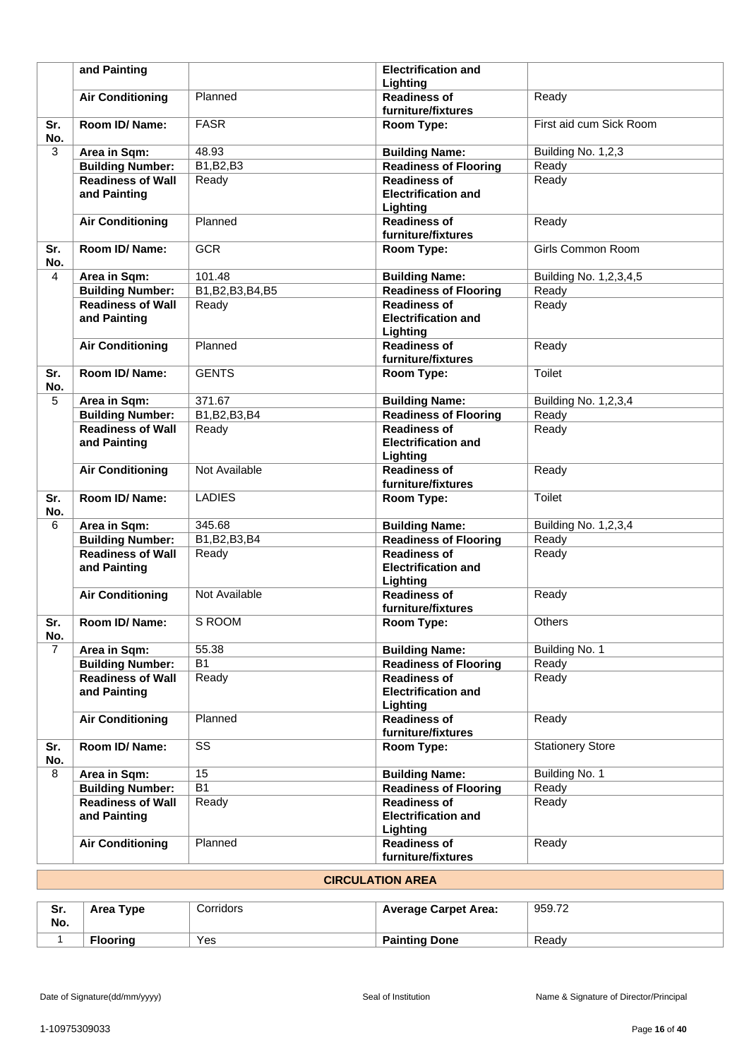|  | and Painting |  | Electrification and Lighting |  |
|---|---|---|---|---|
|  | **Air Conditioning** | Planned | **Readiness of furniture/fixtures** | Ready |
| **Sr. No.** | **Room ID/ Name:** | FASR | **Room Type:** | First aid cum Sick Room |
| 3 | **Area in Sqm:** | 48.93 | **Building Name:** | Building No. 1,2,3 |
|  | **Building Number:** | B1,B2,B3 | **Readiness of Flooring** | Ready |
|  | **Readiness of Wall and Painting** | Ready | **Readiness of Electrification and Lighting** | Ready |
|  | **Air Conditioning** | Planned | **Readiness of furniture/fixtures** | Ready |
| **Sr. No.** | **Room ID/ Name:** | GCR | **Room Type:** | Girls Common Room |
| 4 | **Area in Sqm:** | 101.48 | **Building Name:** | Building No. 1,2,3,4,5 |
|  | **Building Number:** | B1,B2,B3,B4,B5 | **Readiness of Flooring** | Ready |
|  | **Readiness of Wall and Painting** | Ready | **Readiness of Electrification and Lighting** | Ready |
|  | **Air Conditioning** | Planned | **Readiness of furniture/fixtures** | Ready |
| **Sr. No.** | **Room ID/ Name:** | GENTS | **Room Type:** | Toilet |
| 5 | **Area in Sqm:** | 371.67 | **Building Name:** | Building No. 1,2,3,4 |
|  | **Building Number:** | B1,B2,B3,B4 | **Readiness of Flooring** | Ready |
|  | **Readiness of Wall and Painting** | Ready | **Readiness of Electrification and Lighting** | Ready |
|  | **Air Conditioning** | Not Available | **Readiness of furniture/fixtures** | Ready |
| **Sr. No.** | **Room ID/ Name:** | LADIES | **Room Type:** | Toilet |
| 6 | **Area in Sqm:** | 345.68 | **Building Name:** | Building No. 1,2,3,4 |
|  | **Building Number:** | B1,B2,B3,B4 | **Readiness of Flooring** | Ready |
|  | **Readiness of Wall and Painting** | Ready | **Readiness of Electrification and Lighting** | Ready |
|  | **Air Conditioning** | Not Available | **Readiness of furniture/fixtures** | Ready |
| **Sr. No.** | **Room ID/ Name:** | S ROOM | **Room Type:** | Others |
| 7 | **Area in Sqm:** | 55.38 | **Building Name:** | Building No. 1 |
|  | **Building Number:** | B1 | **Readiness of Flooring** | Ready |
|  | **Readiness of Wall and Painting** | Ready | **Readiness of Electrification and Lighting** | Ready |
|  | **Air Conditioning** | Planned | **Readiness of furniture/fixtures** | Ready |
| **Sr. No.** | **Room ID/ Name:** | SS | **Room Type:** | Stationery Store |
| 8 | **Area in Sqm:** | 15 | **Building Name:** | Building No. 1 |
|  | **Building Number:** | B1 | **Readiness of Flooring** | Ready |
|  | **Readiness of Wall and Painting** | Ready | **Readiness of Electrification and Lighting** | Ready |
|  | **Air Conditioning** | Planned | **Readiness of furniture/fixtures** | Ready |

## CIRCULATION AREA

| Sr. No. | Area Type | Corridors | Average Carpet Area: | 959.72 |
|---|---|---|---|---|
| 1 | **Flooring** | Yes | **Painting Done** | Ready |

Date of Signature(dd/mm/yyyy) | Seal of Institution | Name & Signature of Director/Principal

1-10975309033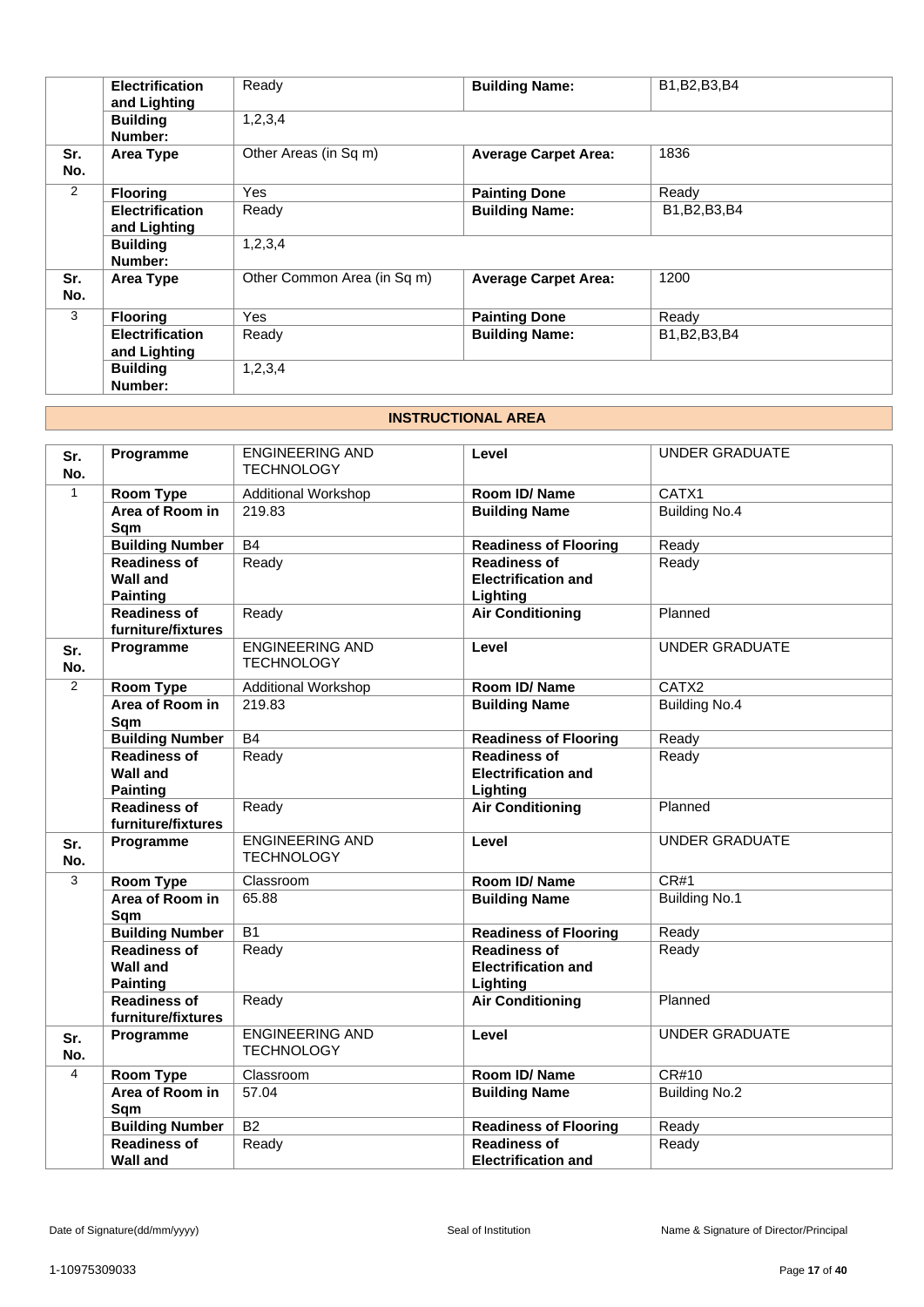| | | | | |
|---|---|---|---|---|
| | **Electrification and Lighting** | Ready | **Building Name:** | B1,B2,B3,B4 |
| | **Building Number:** | 1,2,3,4 | | |
| **Sr. No.** | **Area Type** | Other Areas (in Sq m) | **Average Carpet Area:** | 1836 |
| 2 | **Flooring** | Yes | **Painting Done** | Ready |
| | **Electrification and Lighting** | Ready | **Building Name:** | B1,B2,B3,B4 |
| | **Building Number:** | 1,2,3,4 | | |
| **Sr. No.** | **Area Type** | Other Common Area (in Sq m) | **Average Carpet Area:** | 1200 |
| 3 | **Flooring** | Yes | **Painting Done** | Ready |
| | **Electrification and Lighting** | Ready | **Building Name:** | B1,B2,B3,B4 |
| | **Building Number:** | 1,2,3,4 | | |

## INSTRUCTIONAL AREA

| | | | | |
|---|---|---|---|---|
| **Sr. No.** | **Programme** | ENGINEERING AND TECHNOLOGY | **Level** | UNDER GRADUATE |
| 1 | **Room Type** | Additional Workshop | **Room ID/ Name** | CATX1 |
| | **Area of Room in Sqm** | 219.83 | **Building Name** | Building No.4 |
| | **Building Number** | B4 | **Readiness of Flooring** | Ready |
| | **Readiness of Wall and Painting** | Ready | **Readiness of Electrification and Lighting** | Ready |
| | **Readiness of furniture/fixtures** | Ready | **Air Conditioning** | Planned |
| **Sr. No.** | **Programme** | ENGINEERING AND TECHNOLOGY | **Level** | UNDER GRADUATE |
| 2 | **Room Type** | Additional Workshop | **Room ID/ Name** | CATX2 |
| | **Area of Room in Sqm** | 219.83 | **Building Name** | Building No.4 |
| | **Building Number** | B4 | **Readiness of Flooring** | Ready |
| | **Readiness of Wall and Painting** | Ready | **Readiness of Electrification and Lighting** | Ready |
| | **Readiness of furniture/fixtures** | Ready | **Air Conditioning** | Planned |
| **Sr. No.** | **Programme** | ENGINEERING AND TECHNOLOGY | **Level** | UNDER GRADUATE |
| 3 | **Room Type** | Classroom | **Room ID/ Name** | CR#1 |
| | **Area of Room in Sqm** | 65.88 | **Building Name** | Building No.1 |
| | **Building Number** | B1 | **Readiness of Flooring** | Ready |
| | **Readiness of Wall and Painting** | Ready | **Readiness of Electrification and Lighting** | Ready |
| | **Readiness of furniture/fixtures** | Ready | **Air Conditioning** | Planned |
| **Sr. No.** | **Programme** | ENGINEERING AND TECHNOLOGY | **Level** | UNDER GRADUATE |
| 4 | **Room Type** | Classroom | **Room ID/ Name** | CR#10 |
| | **Area of Room in Sqm** | 57.04 | **Building Name** | Building No.2 |
| | **Building Number** | B2 | **Readiness of Flooring** | Ready |
| | **Readiness of Wall and** | Ready | **Readiness of Electrification and** | Ready |

Date of Signature(dd/mm/yyyy) Seal of Institution Name & Signature of Director/Principal

1-10975309033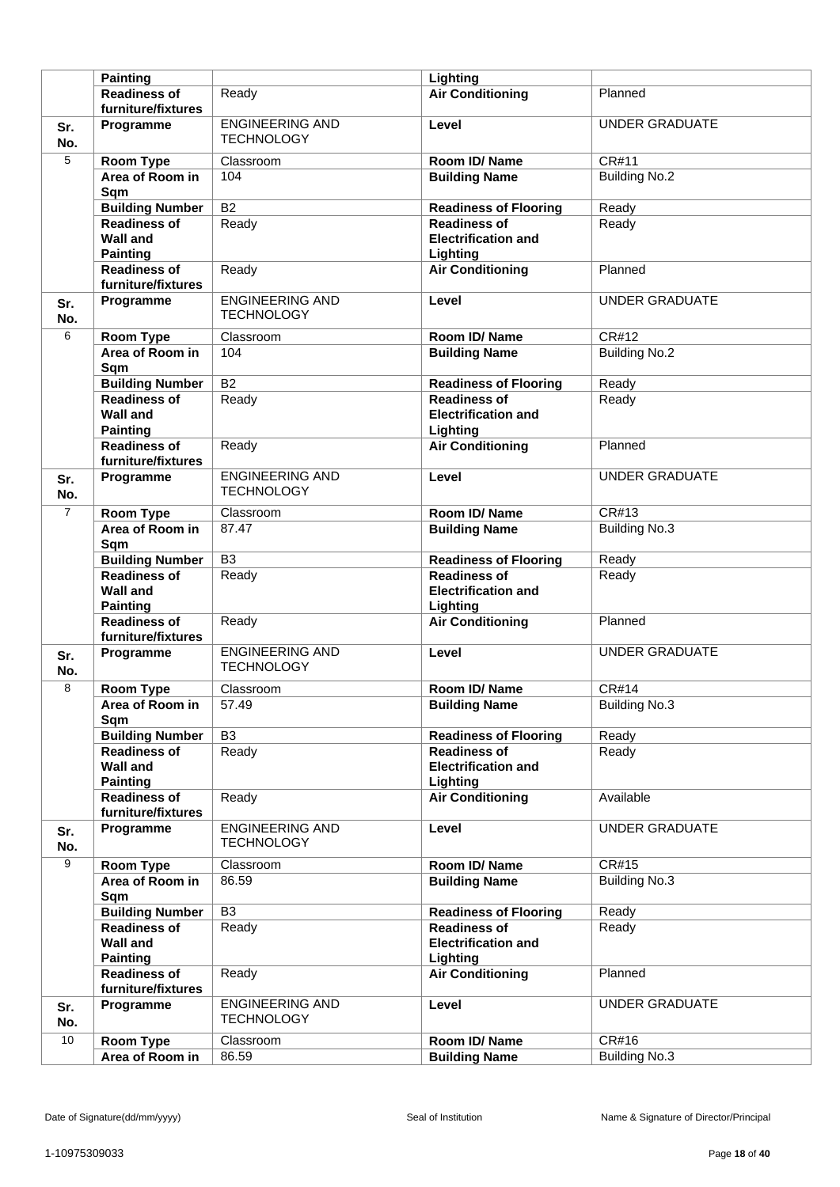| | | | | |
|---|---|---|---|---|
| | Painting | | Lighting | |
| | Readiness of furniture/fixtures | Ready | Air Conditioning | Planned |
| Sr. No. | Programme | ENGINEERING AND TECHNOLOGY | Level | UNDER GRADUATE |
| 5 | Room Type | Classroom | Room ID/ Name | CR#11 |
| | Area of Room in Sqm | 104 | Building Name | Building No.2 |
| | Building Number | B2 | Readiness of Flooring | Ready |
| | Readiness of Wall and Painting | Ready | Readiness of Electrification and Lighting | Ready |
| | Readiness of furniture/fixtures | Ready | Air Conditioning | Planned |
| Sr. No. | Programme | ENGINEERING AND TECHNOLOGY | Level | UNDER GRADUATE |
| 6 | Room Type | Classroom | Room ID/ Name | CR#12 |
| | Area of Room in Sqm | 104 | Building Name | Building No.2 |
| | Building Number | B2 | Readiness of Flooring | Ready |
| | Readiness of Wall and Painting | Ready | Readiness of Electrification and Lighting | Ready |
| | Readiness of furniture/fixtures | Ready | Air Conditioning | Planned |
| Sr. No. | Programme | ENGINEERING AND TECHNOLOGY | Level | UNDER GRADUATE |
| 7 | Room Type | Classroom | Room ID/ Name | CR#13 |
| | Area of Room in Sqm | 87.47 | Building Name | Building No.3 |
| | Building Number | B3 | Readiness of Flooring | Ready |
| | Readiness of Wall and Painting | Ready | Readiness of Electrification and Lighting | Ready |
| | Readiness of furniture/fixtures | Ready | Air Conditioning | Planned |
| Sr. No. | Programme | ENGINEERING AND TECHNOLOGY | Level | UNDER GRADUATE |
| 8 | Room Type | Classroom | Room ID/ Name | CR#14 |
| | Area of Room in Sqm | 57.49 | Building Name | Building No.3 |
| | Building Number | B3 | Readiness of Flooring | Ready |
| | Readiness of Wall and Painting | Ready | Readiness of Electrification and Lighting | Ready |
| | Readiness of furniture/fixtures | Ready | Air Conditioning | Available |
| Sr. No. | Programme | ENGINEERING AND TECHNOLOGY | Level | UNDER GRADUATE |
| 9 | Room Type | Classroom | Room ID/ Name | CR#15 |
| | Area of Room in Sqm | 86.59 | Building Name | Building No.3 |
| | Building Number | B3 | Readiness of Flooring | Ready |
| | Readiness of Wall and Painting | Ready | Readiness of Electrification and Lighting | Ready |
| | Readiness of furniture/fixtures | Ready | Air Conditioning | Planned |
| Sr. No. | Programme | ENGINEERING AND TECHNOLOGY | Level | UNDER GRADUATE |
| 10 | Room Type | Classroom | Room ID/ Name | CR#16 |
| | Area of Room in | 86.59 | Building Name | Building No.3 |

Date of Signature(dd/mm/yyyy) | Seal of Institution | Name & Signature of Director/Principal

1-10975309033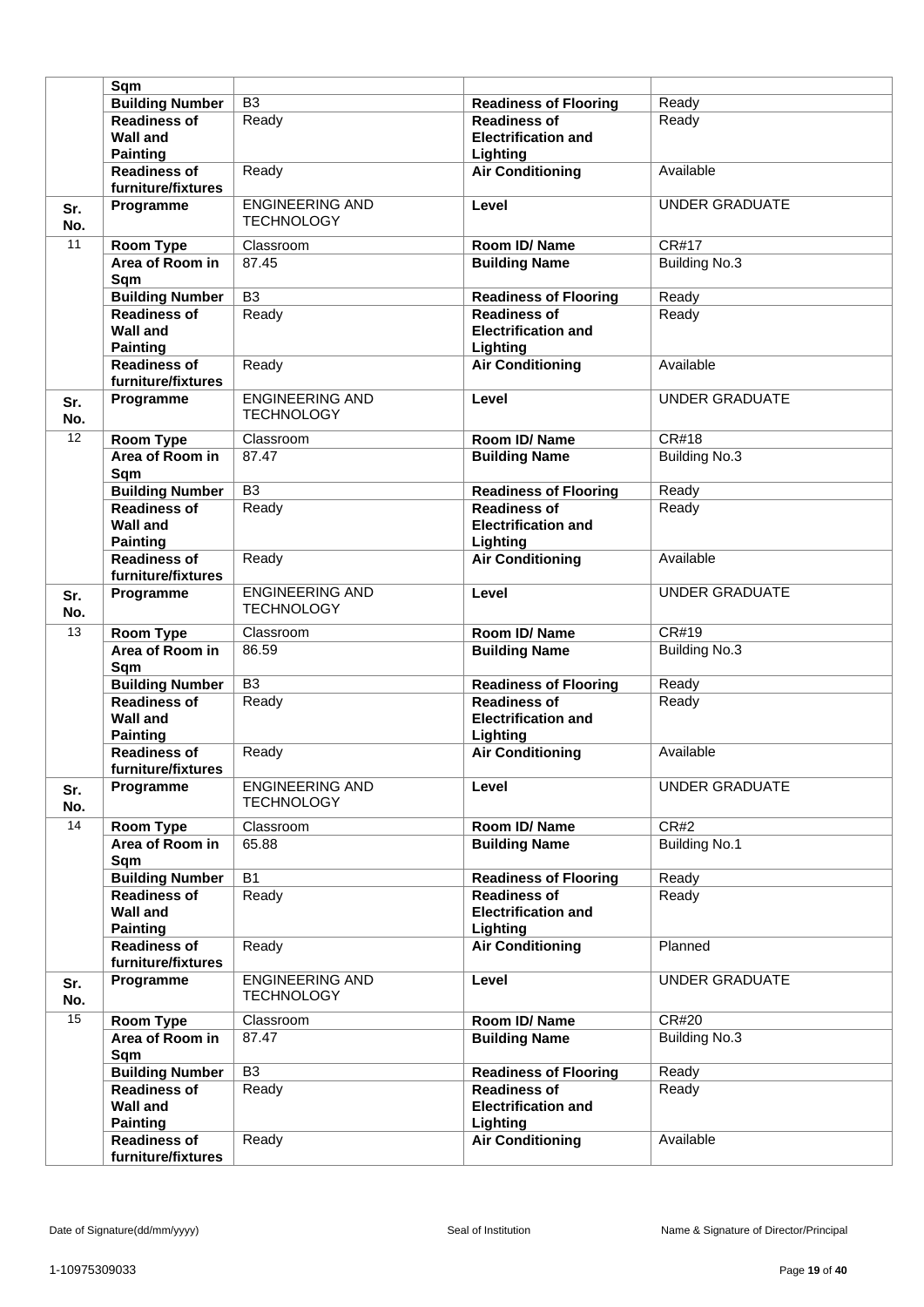| | Sqm | | | |
|---|---|---|---|---|
| | Building Number | B3 | Readiness of Flooring | Ready |
| | Readiness of Wall and Painting | Ready | Readiness of Electrification and Lighting | Ready |
| | Readiness of furniture/fixtures | Ready | Air Conditioning | Available |
| Sr. No. | Programme | ENGINEERING AND TECHNOLOGY | Level | UNDER GRADUATE |
| 11 | Room Type | Classroom | Room ID/ Name | CR#17 |
| | Area of Room in Sqm | 87.45 | Building Name | Building No.3 |
| | Building Number | B3 | Readiness of Flooring | Ready |
| | Readiness of Wall and Painting | Ready | Readiness of Electrification and Lighting | Ready |
| | Readiness of furniture/fixtures | Ready | Air Conditioning | Available |
| Sr. No. | Programme | ENGINEERING AND TECHNOLOGY | Level | UNDER GRADUATE |
| 12 | Room Type | Classroom | Room ID/ Name | CR#18 |
| | Area of Room in Sqm | 87.47 | Building Name | Building No.3 |
| | Building Number | B3 | Readiness of Flooring | Ready |
| | Readiness of Wall and Painting | Ready | Readiness of Electrification and Lighting | Ready |
| | Readiness of furniture/fixtures | Ready | Air Conditioning | Available |
| Sr. No. | Programme | ENGINEERING AND TECHNOLOGY | Level | UNDER GRADUATE |
| 13 | Room Type | Classroom | Room ID/ Name | CR#19 |
| | Area of Room in Sqm | 86.59 | Building Name | Building No.3 |
| | Building Number | B3 | Readiness of Flooring | Ready |
| | Readiness of Wall and Painting | Ready | Readiness of Electrification and Lighting | Ready |
| | Readiness of furniture/fixtures | Ready | Air Conditioning | Available |
| Sr. No. | Programme | ENGINEERING AND TECHNOLOGY | Level | UNDER GRADUATE |
| 14 | Room Type | Classroom | Room ID/ Name | CR#2 |
| | Area of Room in Sqm | 65.88 | Building Name | Building No.1 |
| | Building Number | B1 | Readiness of Flooring | Ready |
| | Readiness of Wall and Painting | Ready | Readiness of Electrification and Lighting | Ready |
| | Readiness of furniture/fixtures | Ready | Air Conditioning | Planned |
| Sr. No. | Programme | ENGINEERING AND TECHNOLOGY | Level | UNDER GRADUATE |
| 15 | Room Type | Classroom | Room ID/ Name | CR#20 |
| | Area of Room in Sqm | 87.47 | Building Name | Building No.3 |
| | Building Number | B3 | Readiness of Flooring | Ready |
| | Readiness of Wall and Painting | Ready | Readiness of Electrification and Lighting | Ready |
| | Readiness of furniture/fixtures | Ready | Air Conditioning | Available |

Date of Signature(dd/mm/yyyy) | Seal of Institution | Name & Signature of Director/Principal

1-10975309033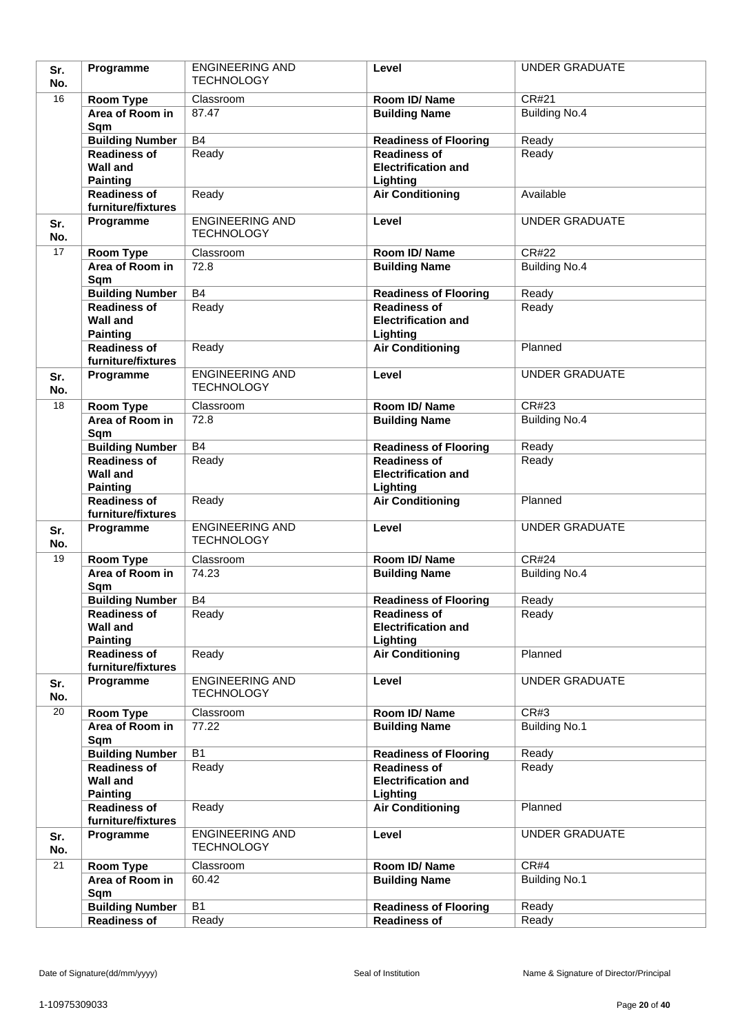| Sr. No. | Programme | ENGINEERING AND TECHNOLOGY | Level | UNDER GRADUATE |
|---|---|---|---|---|
| 16 | Room Type | Classroom | Room ID/ Name | CR#21 |
| | Area of Room in Sqm | 87.47 | Building Name | Building No.4 |
| | Building Number | B4 | Readiness of Flooring | Ready |
| | Readiness of Wall and Painting | Ready | Readiness of Electrification and Lighting | Ready |
| | Readiness of furniture/fixtures | Ready | Air Conditioning | Available |
| Sr. No. | Programme | ENGINEERING AND TECHNOLOGY | Level | UNDER GRADUATE |
| 17 | Room Type | Classroom | Room ID/ Name | CR#22 |
| | Area of Room in Sqm | 72.8 | Building Name | Building No.4 |
| | Building Number | B4 | Readiness of Flooring | Ready |
| | Readiness of Wall and Painting | Ready | Readiness of Electrification and Lighting | Ready |
| | Readiness of furniture/fixtures | Ready | Air Conditioning | Planned |
| Sr. No. | Programme | ENGINEERING AND TECHNOLOGY | Level | UNDER GRADUATE |
| 18 | Room Type | Classroom | Room ID/ Name | CR#23 |
| | Area of Room in Sqm | 72.8 | Building Name | Building No.4 |
| | Building Number | B4 | Readiness of Flooring | Ready |
| | Readiness of Wall and Painting | Ready | Readiness of Electrification and Lighting | Ready |
| | Readiness of furniture/fixtures | Ready | Air Conditioning | Planned |
| Sr. No. | Programme | ENGINEERING AND TECHNOLOGY | Level | UNDER GRADUATE |
| 19 | Room Type | Classroom | Room ID/ Name | CR#24 |
| | Area of Room in Sqm | 74.23 | Building Name | Building No.4 |
| | Building Number | B4 | Readiness of Flooring | Ready |
| | Readiness of Wall and Painting | Ready | Readiness of Electrification and Lighting | Ready |
| | Readiness of furniture/fixtures | Ready | Air Conditioning | Planned |
| Sr. No. | Programme | ENGINEERING AND TECHNOLOGY | Level | UNDER GRADUATE |
| 20 | Room Type | Classroom | Room ID/ Name | CR#3 |
| | Area of Room in Sqm | 77.22 | Building Name | Building No.1 |
| | Building Number | B1 | Readiness of Flooring | Ready |
| | Readiness of Wall and Painting | Ready | Readiness of Electrification and Lighting | Ready |
| | Readiness of furniture/fixtures | Ready | Air Conditioning | Planned |
| Sr. No. | Programme | ENGINEERING AND TECHNOLOGY | Level | UNDER GRADUATE |
| 21 | Room Type | Classroom | Room ID/ Name | CR#4 |
| | Area of Room in Sqm | 60.42 | Building Name | Building No.1 |
| | Building Number | B1 | Readiness of Flooring | Ready |
| | Readiness of | Ready | Readiness of | Ready |

Date of Signature(dd/mm/yyyy) Seal of Institution Name & Signature of Director/Principal

1-10975309033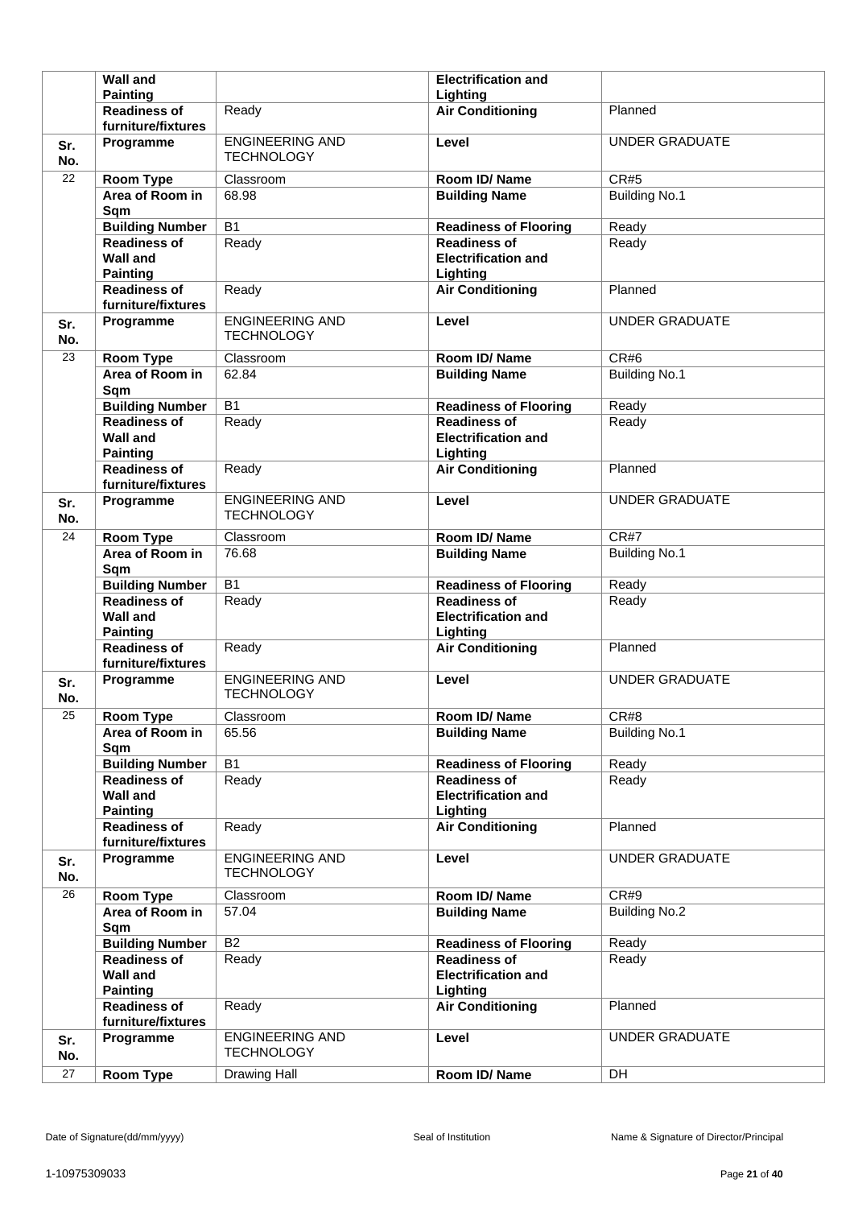| | Wall and Painting | | Electrification and Lighting | |
|---|---|---|---|---|
| | **Readiness of furniture/fixtures** | Ready | **Air Conditioning** | Planned |
| **Sr. No.** | **Programme** | ENGINEERING AND TECHNOLOGY | **Level** | UNDER GRADUATE |
| 22 | **Room Type** | Classroom | **Room ID/ Name** | CR#5 |
| | **Area of Room in Sqm** | 68.98 | **Building Name** | Building No.1 |
| | **Building Number** | B1 | **Readiness of Flooring** | Ready |
| | **Readiness of Wall and Painting** | Ready | **Readiness of Electrification and Lighting** | Ready |
| | **Readiness of furniture/fixtures** | Ready | **Air Conditioning** | Planned |
| **Sr. No.** | **Programme** | ENGINEERING AND TECHNOLOGY | **Level** | UNDER GRADUATE |
| 23 | **Room Type** | Classroom | **Room ID/ Name** | CR#6 |
| | **Area of Room in Sqm** | 62.84 | **Building Name** | Building No.1 |
| | **Building Number** | B1 | **Readiness of Flooring** | Ready |
| | **Readiness of Wall and Painting** | Ready | **Readiness of Electrification and Lighting** | Ready |
| | **Readiness of furniture/fixtures** | Ready | **Air Conditioning** | Planned |
| **Sr. No.** | **Programme** | ENGINEERING AND TECHNOLOGY | **Level** | UNDER GRADUATE |
| 24 | **Room Type** | Classroom | **Room ID/ Name** | CR#7 |
| | **Area of Room in Sqm** | 76.68 | **Building Name** | Building No.1 |
| | **Building Number** | B1 | **Readiness of Flooring** | Ready |
| | **Readiness of Wall and Painting** | Ready | **Readiness of Electrification and Lighting** | Ready |
| | **Readiness of furniture/fixtures** | Ready | **Air Conditioning** | Planned |
| **Sr. No.** | **Programme** | ENGINEERING AND TECHNOLOGY | **Level** | UNDER GRADUATE |
| 25 | **Room Type** | Classroom | **Room ID/ Name** | CR#8 |
| | **Area of Room in Sqm** | 65.56 | **Building Name** | Building No.1 |
| | **Building Number** | B1 | **Readiness of Flooring** | Ready |
| | **Readiness of Wall and Painting** | Ready | **Readiness of Electrification and Lighting** | Ready |
| | **Readiness of furniture/fixtures** | Ready | **Air Conditioning** | Planned |
| **Sr. No.** | **Programme** | ENGINEERING AND TECHNOLOGY | **Level** | UNDER GRADUATE |
| 26 | **Room Type** | Classroom | **Room ID/ Name** | CR#9 |
| | **Area of Room in Sqm** | 57.04 | **Building Name** | Building No.2 |
| | **Building Number** | B2 | **Readiness of Flooring** | Ready |
| | **Readiness of Wall and Painting** | Ready | **Readiness of Electrification and Lighting** | Ready |
| | **Readiness of furniture/fixtures** | Ready | **Air Conditioning** | Planned |
| **Sr. No.** | **Programme** | ENGINEERING AND TECHNOLOGY | **Level** | UNDER GRADUATE |
| 27 | **Room Type** | Drawing Hall | **Room ID/ Name** | DH |

Date of Signature(dd/mm/yyyy) | Seal of Institution | Name & Signature of Director/Principal

1-10975309033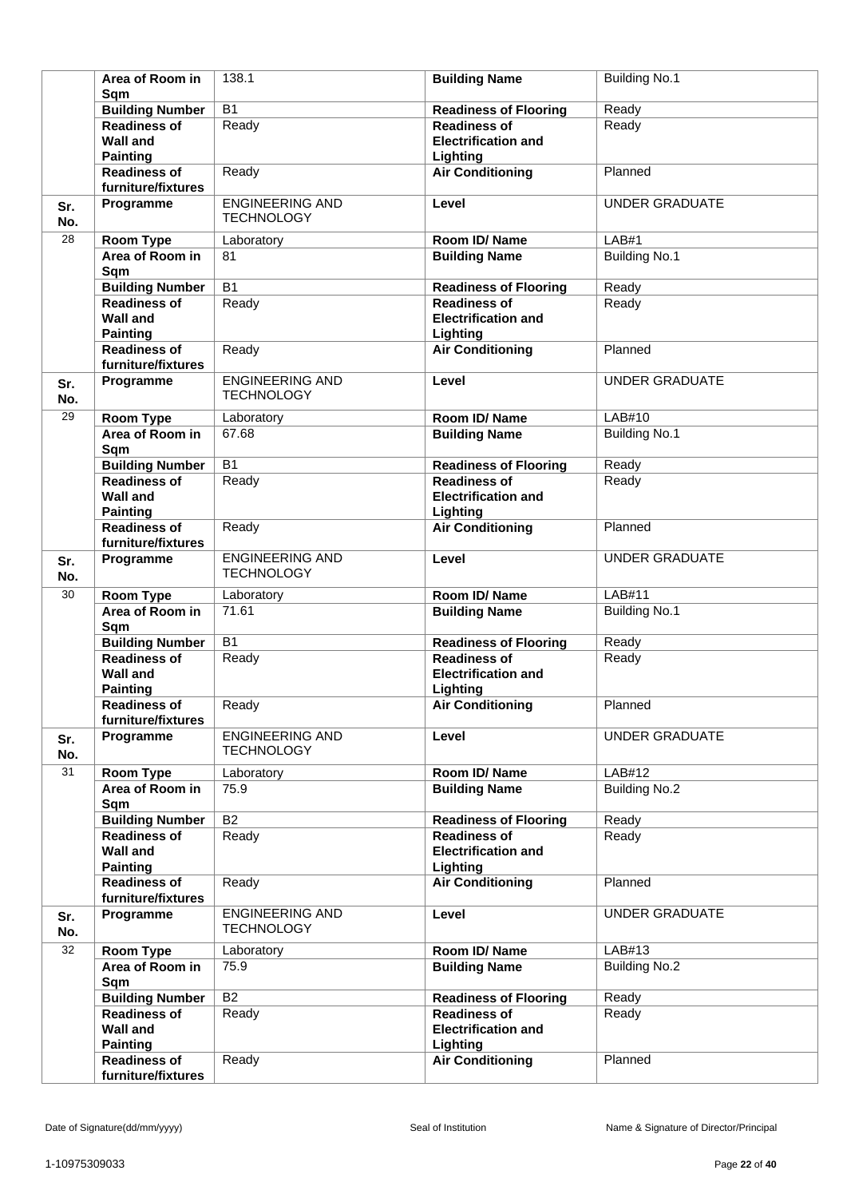| | | | | |
|---|---|---|---|---|
| | **Area of Room in Sqm** | 138.1 | **Building Name** | Building No.1 |
| | **Building Number** | B1 | **Readiness of Flooring** | Ready |
| | **Readiness of Wall and Painting** | Ready | **Readiness of Electrification and Lighting** | Ready |
| | **Readiness of furniture/fixtures** | Ready | **Air Conditioning** | Planned |
| **Sr. No.** | **Programme** | ENGINEERING AND TECHNOLOGY | **Level** | UNDER GRADUATE |
| 28 | **Room Type** | Laboratory | **Room ID/ Name** | LAB#1 |
| | **Area of Room in Sqm** | 81 | **Building Name** | Building No.1 |
| | **Building Number** | B1 | **Readiness of Flooring** | Ready |
| | **Readiness of Wall and Painting** | Ready | **Readiness of Electrification and Lighting** | Ready |
| | **Readiness of furniture/fixtures** | Ready | **Air Conditioning** | Planned |
| **Sr. No.** | **Programme** | ENGINEERING AND TECHNOLOGY | **Level** | UNDER GRADUATE |
| 29 | **Room Type** | Laboratory | **Room ID/ Name** | LAB#10 |
| | **Area of Room in Sqm** | 67.68 | **Building Name** | Building No.1 |
| | **Building Number** | B1 | **Readiness of Flooring** | Ready |
| | **Readiness of Wall and Painting** | Ready | **Readiness of Electrification and Lighting** | Ready |
| | **Readiness of furniture/fixtures** | Ready | **Air Conditioning** | Planned |
| **Sr. No.** | **Programme** | ENGINEERING AND TECHNOLOGY | **Level** | UNDER GRADUATE |
| 30 | **Room Type** | Laboratory | **Room ID/ Name** | LAB#11 |
| | **Area of Room in Sqm** | 71.61 | **Building Name** | Building No.1 |
| | **Building Number** | B1 | **Readiness of Flooring** | Ready |
| | **Readiness of Wall and Painting** | Ready | **Readiness of Electrification and Lighting** | Ready |
| | **Readiness of furniture/fixtures** | Ready | **Air Conditioning** | Planned |
| **Sr. No.** | **Programme** | ENGINEERING AND TECHNOLOGY | **Level** | UNDER GRADUATE |
| 31 | **Room Type** | Laboratory | **Room ID/ Name** | LAB#12 |
| | **Area of Room in Sqm** | 75.9 | **Building Name** | Building No.2 |
| | **Building Number** | B2 | **Readiness of Flooring** | Ready |
| | **Readiness of Wall and Painting** | Ready | **Readiness of Electrification and Lighting** | Ready |
| | **Readiness of furniture/fixtures** | Ready | **Air Conditioning** | Planned |
| **Sr. No.** | **Programme** | ENGINEERING AND TECHNOLOGY | **Level** | UNDER GRADUATE |
| 32 | **Room Type** | Laboratory | **Room ID/ Name** | LAB#13 |
| | **Area of Room in Sqm** | 75.9 | **Building Name** | Building No.2 |
| | **Building Number** | B2 | **Readiness of Flooring** | Ready |
| | **Readiness of Wall and Painting** | Ready | **Readiness of Electrification and Lighting** | Ready |
| | **Readiness of furniture/fixtures** | Ready | **Air Conditioning** | Planned |

Date of Signature(dd/mm/yyyy) | Seal of Institution | Name & Signature of Director/Principal

1-10975309033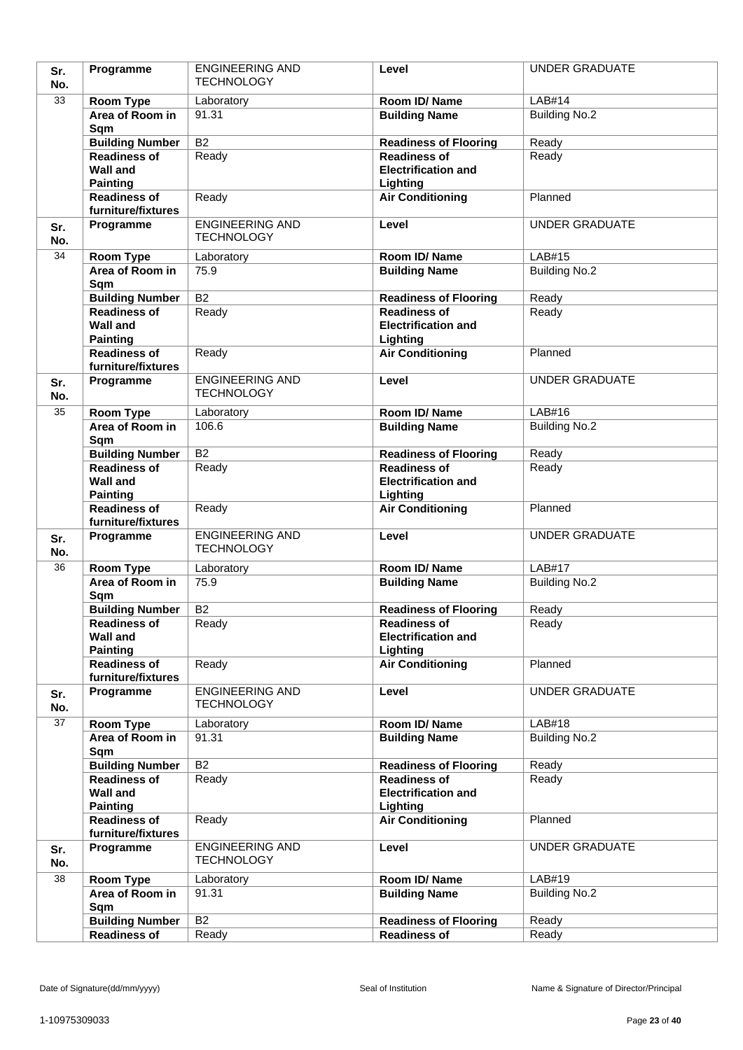| Sr. No. | Programme | ENGINEERING AND TECHNOLOGY | Level | UNDER GRADUATE |
|---|---|---|---|---|
| 33 | Room Type | Laboratory | Room ID/ Name | LAB#14 |
| | Area of Room in Sqm | 91.31 | Building Name | Building No.2 |
| | Building Number | B2 | Readiness of Flooring | Ready |
| | Readiness of Wall and Painting | Ready | Readiness of Electrification and Lighting | Ready |
| | Readiness of furniture/fixtures | Ready | Air Conditioning | Planned |
| Sr. No. | Programme | ENGINEERING AND TECHNOLOGY | Level | UNDER GRADUATE |
| 34 | Room Type | Laboratory | Room ID/ Name | LAB#15 |
| | Area of Room in Sqm | 75.9 | Building Name | Building No.2 |
| | Building Number | B2 | Readiness of Flooring | Ready |
| | Readiness of Wall and Painting | Ready | Readiness of Electrification and Lighting | Ready |
| | Readiness of furniture/fixtures | Ready | Air Conditioning | Planned |
| Sr. No. | Programme | ENGINEERING AND TECHNOLOGY | Level | UNDER GRADUATE |
| 35 | Room Type | Laboratory | Room ID/ Name | LAB#16 |
| | Area of Room in Sqm | 106.6 | Building Name | Building No.2 |
| | Building Number | B2 | Readiness of Flooring | Ready |
| | Readiness of Wall and Painting | Ready | Readiness of Electrification and Lighting | Ready |
| | Readiness of furniture/fixtures | Ready | Air Conditioning | Planned |
| Sr. No. | Programme | ENGINEERING AND TECHNOLOGY | Level | UNDER GRADUATE |
| 36 | Room Type | Laboratory | Room ID/ Name | LAB#17 |
| | Area of Room in Sqm | 75.9 | Building Name | Building No.2 |
| | Building Number | B2 | Readiness of Flooring | Ready |
| | Readiness of Wall and Painting | Ready | Readiness of Electrification and Lighting | Ready |
| | Readiness of furniture/fixtures | Ready | Air Conditioning | Planned |
| Sr. No. | Programme | ENGINEERING AND TECHNOLOGY | Level | UNDER GRADUATE |
| 37 | Room Type | Laboratory | Room ID/ Name | LAB#18 |
| | Area of Room in Sqm | 91.31 | Building Name | Building No.2 |
| | Building Number | B2 | Readiness of Flooring | Ready |
| | Readiness of Wall and Painting | Ready | Readiness of Electrification and Lighting | Ready |
| | Readiness of furniture/fixtures | Ready | Air Conditioning | Planned |
| Sr. No. | Programme | ENGINEERING AND TECHNOLOGY | Level | UNDER GRADUATE |
| 38 | Room Type | Laboratory | Room ID/ Name | LAB#19 |
| | Area of Room in Sqm | 91.31 | Building Name | Building No.2 |
| | Building Number | B2 | Readiness of Flooring | Ready |
| | Readiness of | Ready | Readiness of | Ready |

Date of Signature(dd/mm/yyyy) | Seal of Institution | Name & Signature of Director/Principal

1-10975309033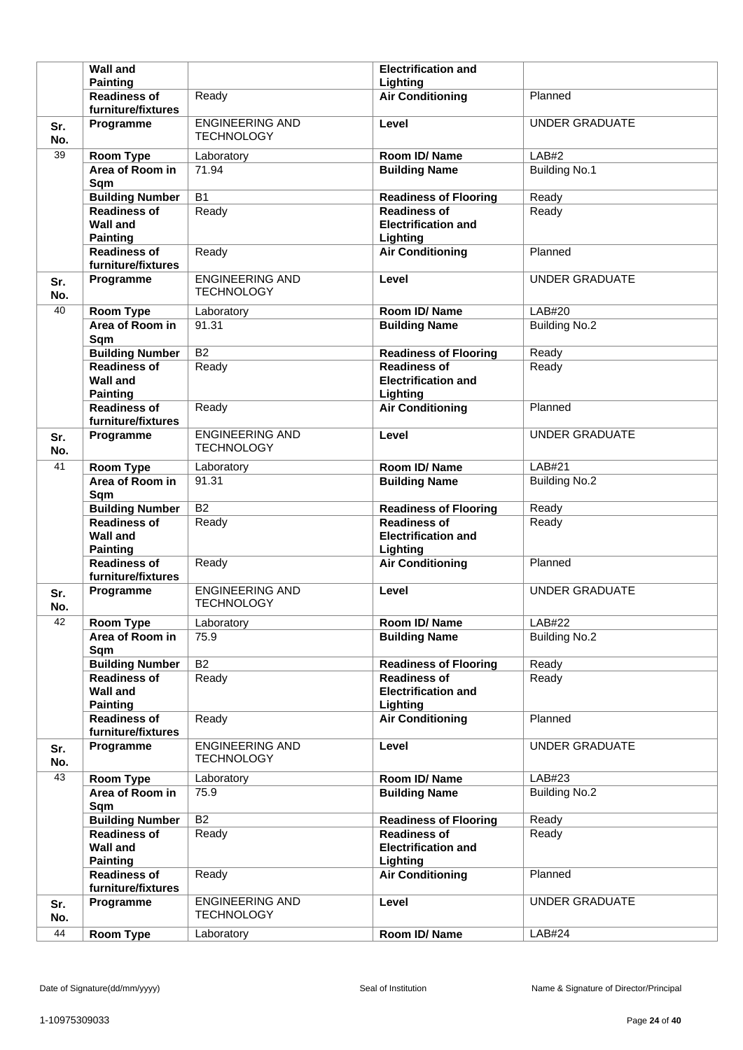| | | | | |
|---|---|---|---|---|
| | **Wall and Painting** | | **Electrification and Lighting** | |
| | **Readiness of furniture/fixtures** | Ready | **Air Conditioning** | Planned |
| **Sr. No.** | **Programme** | ENGINEERING AND TECHNOLOGY | **Level** | UNDER GRADUATE |
| 39 | **Room Type** | Laboratory | **Room ID/ Name** | LAB#2 |
| | **Area of Room in Sqm** | 71.94 | **Building Name** | Building No.1 |
| | **Building Number** | B1 | **Readiness of Flooring** | Ready |
| | **Readiness of Wall and Painting** | Ready | **Readiness of Electrification and Lighting** | Ready |
| | **Readiness of furniture/fixtures** | Ready | **Air Conditioning** | Planned |
| **Sr. No.** | **Programme** | ENGINEERING AND TECHNOLOGY | **Level** | UNDER GRADUATE |
| 40 | **Room Type** | Laboratory | **Room ID/ Name** | LAB#20 |
| | **Area of Room in Sqm** | 91.31 | **Building Name** | Building No.2 |
| | **Building Number** | B2 | **Readiness of Flooring** | Ready |
| | **Readiness of Wall and Painting** | Ready | **Readiness of Electrification and Lighting** | Ready |
| | **Readiness of furniture/fixtures** | Ready | **Air Conditioning** | Planned |
| **Sr. No.** | **Programme** | ENGINEERING AND TECHNOLOGY | **Level** | UNDER GRADUATE |
| 41 | **Room Type** | Laboratory | **Room ID/ Name** | LAB#21 |
| | **Area of Room in Sqm** | 91.31 | **Building Name** | Building No.2 |
| | **Building Number** | B2 | **Readiness of Flooring** | Ready |
| | **Readiness of Wall and Painting** | Ready | **Readiness of Electrification and Lighting** | Ready |
| | **Readiness of furniture/fixtures** | Ready | **Air Conditioning** | Planned |
| **Sr. No.** | **Programme** | ENGINEERING AND TECHNOLOGY | **Level** | UNDER GRADUATE |
| 42 | **Room Type** | Laboratory | **Room ID/ Name** | LAB#22 |
| | **Area of Room in Sqm** | 75.9 | **Building Name** | Building No.2 |
| | **Building Number** | B2 | **Readiness of Flooring** | Ready |
| | **Readiness of Wall and Painting** | Ready | **Readiness of Electrification and Lighting** | Ready |
| | **Readiness of furniture/fixtures** | Ready | **Air Conditioning** | Planned |
| **Sr. No.** | **Programme** | ENGINEERING AND TECHNOLOGY | **Level** | UNDER GRADUATE |
| 43 | **Room Type** | Laboratory | **Room ID/ Name** | LAB#23 |
| | **Area of Room in Sqm** | 75.9 | **Building Name** | Building No.2 |
| | **Building Number** | B2 | **Readiness of Flooring** | Ready |
| | **Readiness of Wall and Painting** | Ready | **Readiness of Electrification and Lighting** | Ready |
| | **Readiness of furniture/fixtures** | Ready | **Air Conditioning** | Planned |
| **Sr. No.** | **Programme** | ENGINEERING AND TECHNOLOGY | **Level** | UNDER GRADUATE |
| 44 | **Room Type** | Laboratory | **Room ID/ Name** | LAB#24 |

Date of Signature(dd/mm/yyyy) Seal of Institution Name & Signature of Director/Principal

1-10975309033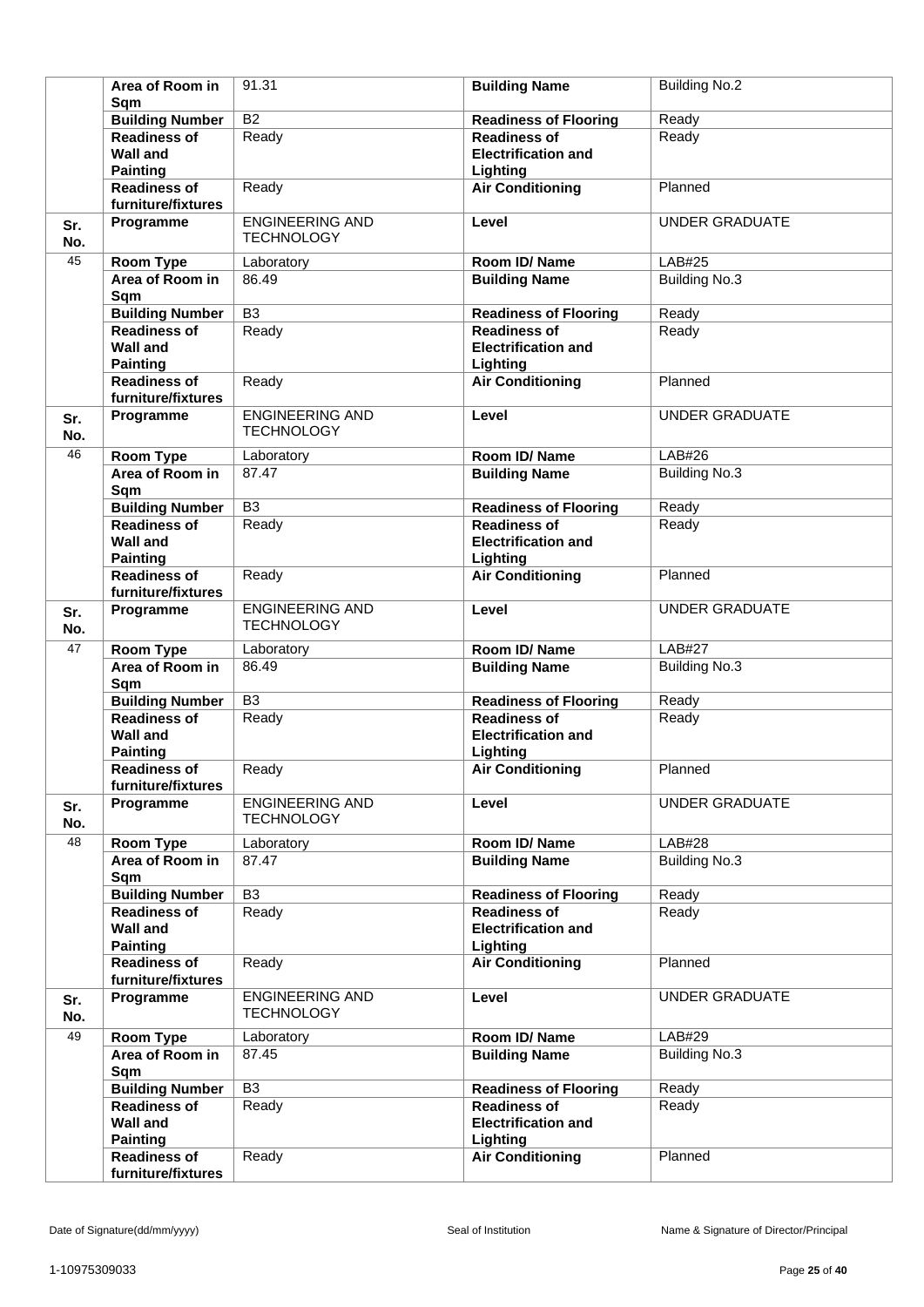| Sr. No. | | | | |
|---|---|---|---|---|
| | Area of Room in Sqm | 91.31 | Building Name | Building No.2 |
| | Building Number | B2 | Readiness of Flooring | Ready |
| | Readiness of Wall and Painting | Ready | Readiness of Electrification and Lighting | Ready |
| | Readiness of furniture/fixtures | Ready | Air Conditioning | Planned |
| Sr. No. | Programme | ENGINEERING AND TECHNOLOGY | Level | UNDER GRADUATE |
| 45 | Room Type | Laboratory | Room ID/ Name | LAB#25 |
| | Area of Room in Sqm | 86.49 | Building Name | Building No.3 |
| | Building Number | B3 | Readiness of Flooring | Ready |
| | Readiness of Wall and Painting | Ready | Readiness of Electrification and Lighting | Ready |
| | Readiness of furniture/fixtures | Ready | Air Conditioning | Planned |
| Sr. No. | Programme | ENGINEERING AND TECHNOLOGY | Level | UNDER GRADUATE |
| 46 | Room Type | Laboratory | Room ID/ Name | LAB#26 |
| | Area of Room in Sqm | 87.47 | Building Name | Building No.3 |
| | Building Number | B3 | Readiness of Flooring | Ready |
| | Readiness of Wall and Painting | Ready | Readiness of Electrification and Lighting | Ready |
| | Readiness of furniture/fixtures | Ready | Air Conditioning | Planned |
| Sr. No. | Programme | ENGINEERING AND TECHNOLOGY | Level | UNDER GRADUATE |
| 47 | Room Type | Laboratory | Room ID/ Name | LAB#27 |
| | Area of Room in Sqm | 86.49 | Building Name | Building No.3 |
| | Building Number | B3 | Readiness of Flooring | Ready |
| | Readiness of Wall and Painting | Ready | Readiness of Electrification and Lighting | Ready |
| | Readiness of furniture/fixtures | Ready | Air Conditioning | Planned |
| Sr. No. | Programme | ENGINEERING AND TECHNOLOGY | Level | UNDER GRADUATE |
| 48 | Room Type | Laboratory | Room ID/ Name | LAB#28 |
| | Area of Room in Sqm | 87.47 | Building Name | Building No.3 |
| | Building Number | B3 | Readiness of Flooring | Ready |
| | Readiness of Wall and Painting | Ready | Readiness of Electrification and Lighting | Ready |
| | Readiness of furniture/fixtures | Ready | Air Conditioning | Planned |
| Sr. No. | Programme | ENGINEERING AND TECHNOLOGY | Level | UNDER GRADUATE |
| 49 | Room Type | Laboratory | Room ID/ Name | LAB#29 |
| | Area of Room in Sqm | 87.45 | Building Name | Building No.3 |
| | Building Number | B3 | Readiness of Flooring | Ready |
| | Readiness of Wall and Painting | Ready | Readiness of Electrification and Lighting | Ready |
| | Readiness of furniture/fixtures | Ready | Air Conditioning | Planned |

Date of Signature(dd/mm/yyyy) Seal of Institution Name & Signature of Director/Principal

1-10975309033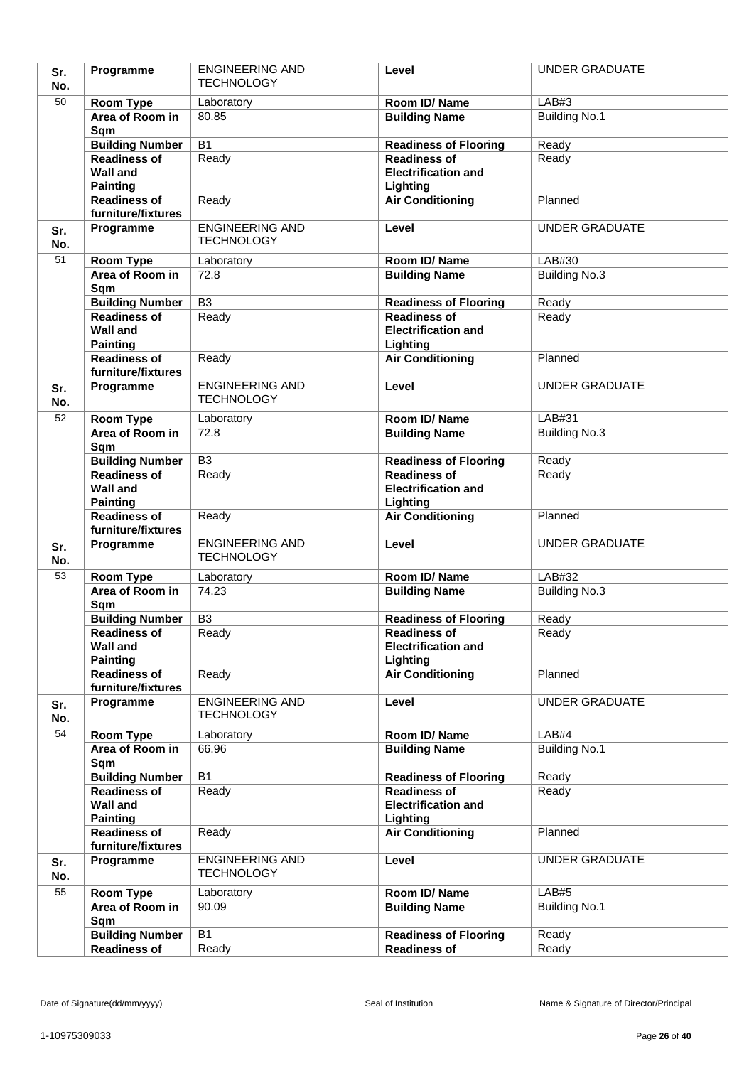| Sr. No. | Programme | ENGINEERING AND TECHNOLOGY | Level | UNDER GRADUATE |
|---|---|---|---|---|
| 50 | Room Type | Laboratory | Room ID/ Name | LAB#3 |
| | Area of Room in Sqm | 80.85 | Building Name | Building No.1 |
| | Building Number | B1 | Readiness of Flooring | Ready |
| | Readiness of Wall and Painting | Ready | Readiness of Electrification and Lighting | Ready |
| | Readiness of furniture/fixtures | Ready | Air Conditioning | Planned |
| Sr. No. | Programme | ENGINEERING AND TECHNOLOGY | Level | UNDER GRADUATE |
| 51 | Room Type | Laboratory | Room ID/ Name | LAB#30 |
| | Area of Room in Sqm | 72.8 | Building Name | Building No.3 |
| | Building Number | B3 | Readiness of Flooring | Ready |
| | Readiness of Wall and Painting | Ready | Readiness of Electrification and Lighting | Ready |
| | Readiness of furniture/fixtures | Ready | Air Conditioning | Planned |
| Sr. No. | Programme | ENGINEERING AND TECHNOLOGY | Level | UNDER GRADUATE |
| 52 | Room Type | Laboratory | Room ID/ Name | LAB#31 |
| | Area of Room in Sqm | 72.8 | Building Name | Building No.3 |
| | Building Number | B3 | Readiness of Flooring | Ready |
| | Readiness of Wall and Painting | Ready | Readiness of Electrification and Lighting | Ready |
| | Readiness of furniture/fixtures | Ready | Air Conditioning | Planned |
| Sr. No. | Programme | ENGINEERING AND TECHNOLOGY | Level | UNDER GRADUATE |
| 53 | Room Type | Laboratory | Room ID/ Name | LAB#32 |
| | Area of Room in Sqm | 74.23 | Building Name | Building No.3 |
| | Building Number | B3 | Readiness of Flooring | Ready |
| | Readiness of Wall and Painting | Ready | Readiness of Electrification and Lighting | Ready |
| | Readiness of furniture/fixtures | Ready | Air Conditioning | Planned |
| Sr. No. | Programme | ENGINEERING AND TECHNOLOGY | Level | UNDER GRADUATE |
| 54 | Room Type | Laboratory | Room ID/ Name | LAB#4 |
| | Area of Room in Sqm | 66.96 | Building Name | Building No.1 |
| | Building Number | B1 | Readiness of Flooring | Ready |
| | Readiness of Wall and Painting | Ready | Readiness of Electrification and Lighting | Ready |
| | Readiness of furniture/fixtures | Ready | Air Conditioning | Planned |
| Sr. No. | Programme | ENGINEERING AND TECHNOLOGY | Level | UNDER GRADUATE |
| 55 | Room Type | Laboratory | Room ID/ Name | LAB#5 |
| | Area of Room in Sqm | 90.09 | Building Name | Building No.1 |
| | Building Number | B1 | Readiness of Flooring | Ready |
| | Readiness of | Ready | Readiness of | Ready |

Date of Signature(dd/mm/yyyy) | Seal of Institution | Name & Signature of Director/Principal

1-10975309033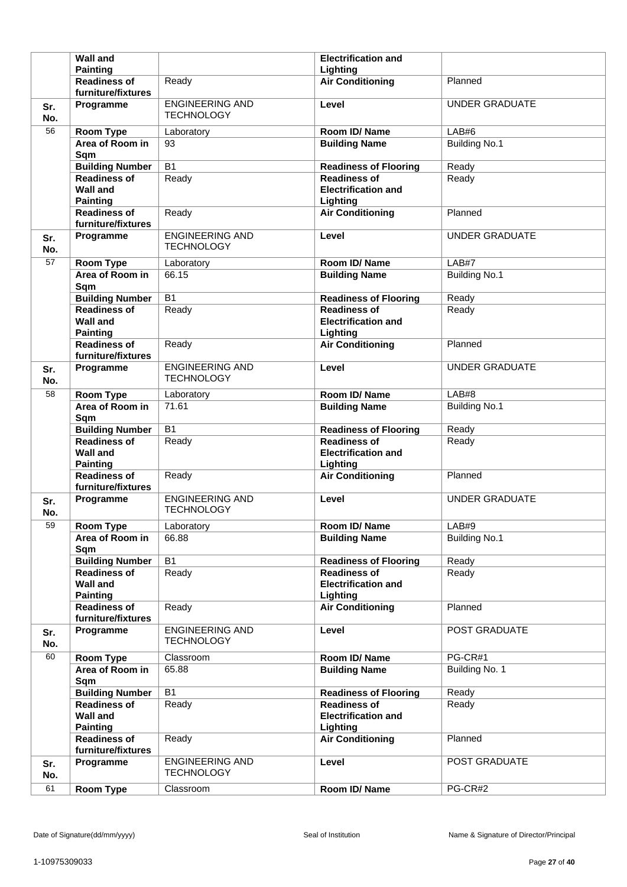|  |  |  |  |  |
|---|---|---|---|---|
|  | **Wall and Painting** |  | **Electrification and Lighting** |  |
|  | **Readiness of furniture/fixtures** | Ready | **Air Conditioning** | Planned |
| **Sr. No.** | **Programme** | ENGINEERING AND TECHNOLOGY | **Level** | UNDER GRADUATE |
| 56 | **Room Type** | Laboratory | **Room ID/ Name** | LAB#6 |
|  | **Area of Room in Sqm** | 93 | **Building Name** | Building No.1 |
|  | **Building Number** | B1 | **Readiness of Flooring** | Ready |
|  | **Readiness of Wall and Painting** | Ready | **Readiness of Electrification and Lighting** | Ready |
|  | **Readiness of furniture/fixtures** | Ready | **Air Conditioning** | Planned |
| **Sr. No.** | **Programme** | ENGINEERING AND TECHNOLOGY | **Level** | UNDER GRADUATE |
| 57 | **Room Type** | Laboratory | **Room ID/ Name** | LAB#7 |
|  | **Area of Room in Sqm** | 66.15 | **Building Name** | Building No.1 |
|  | **Building Number** | B1 | **Readiness of Flooring** | Ready |
|  | **Readiness of Wall and Painting** | Ready | **Readiness of Electrification and Lighting** | Ready |
|  | **Readiness of furniture/fixtures** | Ready | **Air Conditioning** | Planned |
| **Sr. No.** | **Programme** | ENGINEERING AND TECHNOLOGY | **Level** | UNDER GRADUATE |
| 58 | **Room Type** | Laboratory | **Room ID/ Name** | LAB#8 |
|  | **Area of Room in Sqm** | 71.61 | **Building Name** | Building No.1 |
|  | **Building Number** | B1 | **Readiness of Flooring** | Ready |
|  | **Readiness of Wall and Painting** | Ready | **Readiness of Electrification and Lighting** | Ready |
|  | **Readiness of furniture/fixtures** | Ready | **Air Conditioning** | Planned |
| **Sr. No.** | **Programme** | ENGINEERING AND TECHNOLOGY | **Level** | UNDER GRADUATE |
| 59 | **Room Type** | Laboratory | **Room ID/ Name** | LAB#9 |
|  | **Area of Room in Sqm** | 66.88 | **Building Name** | Building No.1 |
|  | **Building Number** | B1 | **Readiness of Flooring** | Ready |
|  | **Readiness of Wall and Painting** | Ready | **Readiness of Electrification and Lighting** | Ready |
|  | **Readiness of furniture/fixtures** | Ready | **Air Conditioning** | Planned |
| **Sr. No.** | **Programme** | ENGINEERING AND TECHNOLOGY | **Level** | POST GRADUATE |
| 60 | **Room Type** | Classroom | **Room ID/ Name** | PG-CR#1 |
|  | **Area of Room in Sqm** | 65.88 | **Building Name** | Building No. 1 |
|  | **Building Number** | B1 | **Readiness of Flooring** | Ready |
|  | **Readiness of Wall and Painting** | Ready | **Readiness of Electrification and Lighting** | Ready |
|  | **Readiness of furniture/fixtures** | Ready | **Air Conditioning** | Planned |
| **Sr. No.** | **Programme** | ENGINEERING AND TECHNOLOGY | **Level** | POST GRADUATE |
| 61 | **Room Type** | Classroom | **Room ID/ Name** | PG-CR#2 |

Date of Signature(dd/mm/yyyy) Seal of Institution Name & Signature of Director/Principal

1-10975309033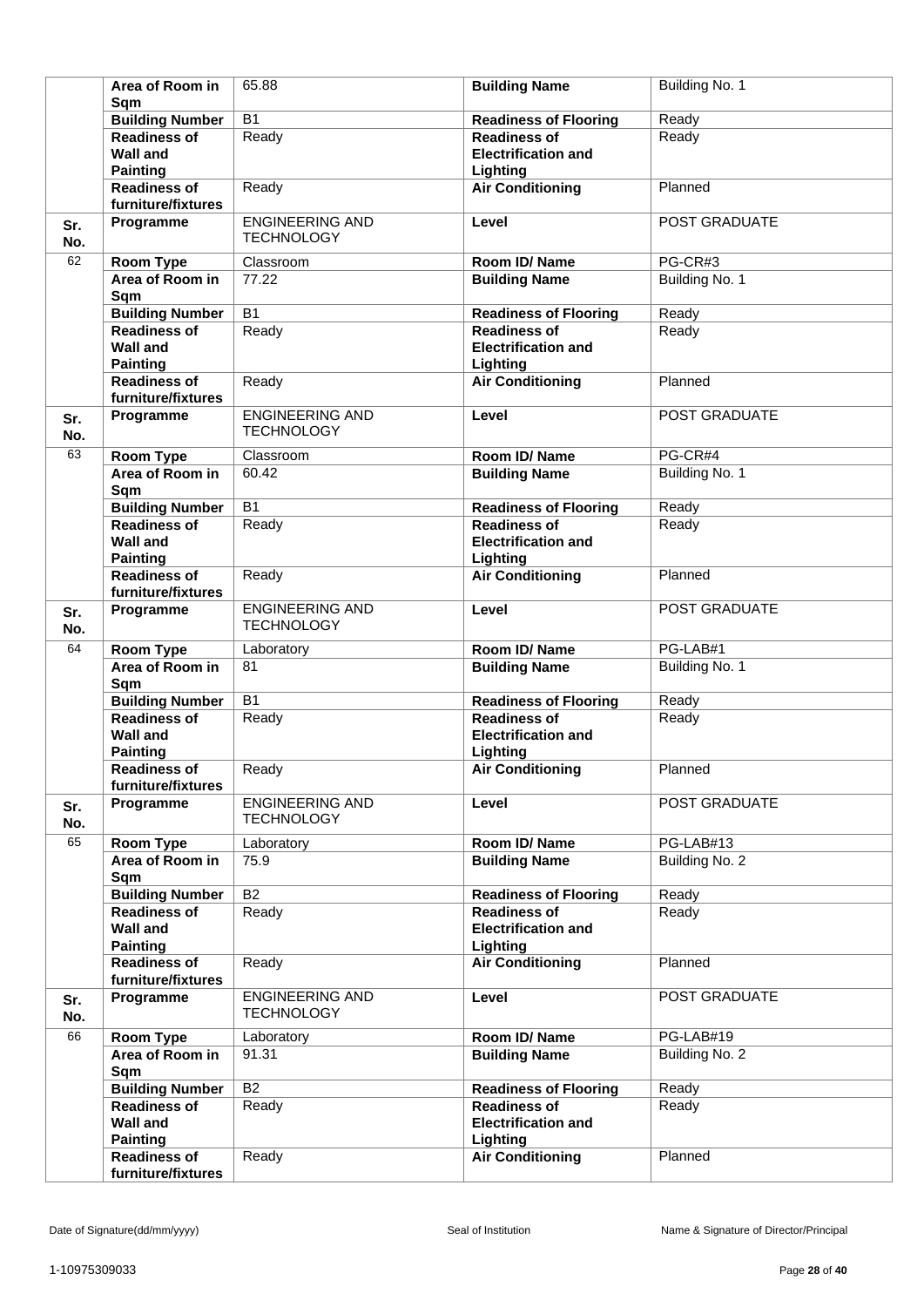| | | | | |
|---|---|---|---|---|
| | **Area of Room in Sqm** | 65.88 | **Building Name** | Building No. 1 |
| | **Building Number** | B1 | **Readiness of Flooring** | Ready |
| | **Readiness of Wall and Painting** | Ready | **Readiness of Electrification and Lighting** | Ready |
| | **Readiness of furniture/fixtures** | Ready | **Air Conditioning** | Planned |
| **Sr. No.** | **Programme** | ENGINEERING AND TECHNOLOGY | **Level** | POST GRADUATE |
| 62 | **Room Type** | Classroom | **Room ID/ Name** | PG-CR#3 |
| | **Area of Room in Sqm** | 77.22 | **Building Name** | Building No. 1 |
| | **Building Number** | B1 | **Readiness of Flooring** | Ready |
| | **Readiness of Wall and Painting** | Ready | **Readiness of Electrification and Lighting** | Ready |
| | **Readiness of furniture/fixtures** | Ready | **Air Conditioning** | Planned |
| **Sr. No.** | **Programme** | ENGINEERING AND TECHNOLOGY | **Level** | POST GRADUATE |
| 63 | **Room Type** | Classroom | **Room ID/ Name** | PG-CR#4 |
| | **Area of Room in Sqm** | 60.42 | **Building Name** | Building No. 1 |
| | **Building Number** | B1 | **Readiness of Flooring** | Ready |
| | **Readiness of Wall and Painting** | Ready | **Readiness of Electrification and Lighting** | Ready |
| | **Readiness of furniture/fixtures** | Ready | **Air Conditioning** | Planned |
| **Sr. No.** | **Programme** | ENGINEERING AND TECHNOLOGY | **Level** | POST GRADUATE |
| 64 | **Room Type** | Laboratory | **Room ID/ Name** | PG-LAB#1 |
| | **Area of Room in Sqm** | 81 | **Building Name** | Building No. 1 |
| | **Building Number** | B1 | **Readiness of Flooring** | Ready |
| | **Readiness of Wall and Painting** | Ready | **Readiness of Electrification and Lighting** | Ready |
| | **Readiness of furniture/fixtures** | Ready | **Air Conditioning** | Planned |
| **Sr. No.** | **Programme** | ENGINEERING AND TECHNOLOGY | **Level** | POST GRADUATE |
| 65 | **Room Type** | Laboratory | **Room ID/ Name** | PG-LAB#13 |
| | **Area of Room in Sqm** | 75.9 | **Building Name** | Building No. 2 |
| | **Building Number** | B2 | **Readiness of Flooring** | Ready |
| | **Readiness of Wall and Painting** | Ready | **Readiness of Electrification and Lighting** | Ready |
| | **Readiness of furniture/fixtures** | Ready | **Air Conditioning** | Planned |
| **Sr. No.** | **Programme** | ENGINEERING AND TECHNOLOGY | **Level** | POST GRADUATE |
| 66 | **Room Type** | Laboratory | **Room ID/ Name** | PG-LAB#19 |
| | **Area of Room in Sqm** | 91.31 | **Building Name** | Building No. 2 |
| | **Building Number** | B2 | **Readiness of Flooring** | Ready |
| | **Readiness of Wall and Painting** | Ready | **Readiness of Electrification and Lighting** | Ready |
| | **Readiness of furniture/fixtures** | Ready | **Air Conditioning** | Planned |

Date of Signature(dd/mm/yyyy) Seal of Institution Name & Signature of Director/Principal

1-10975309033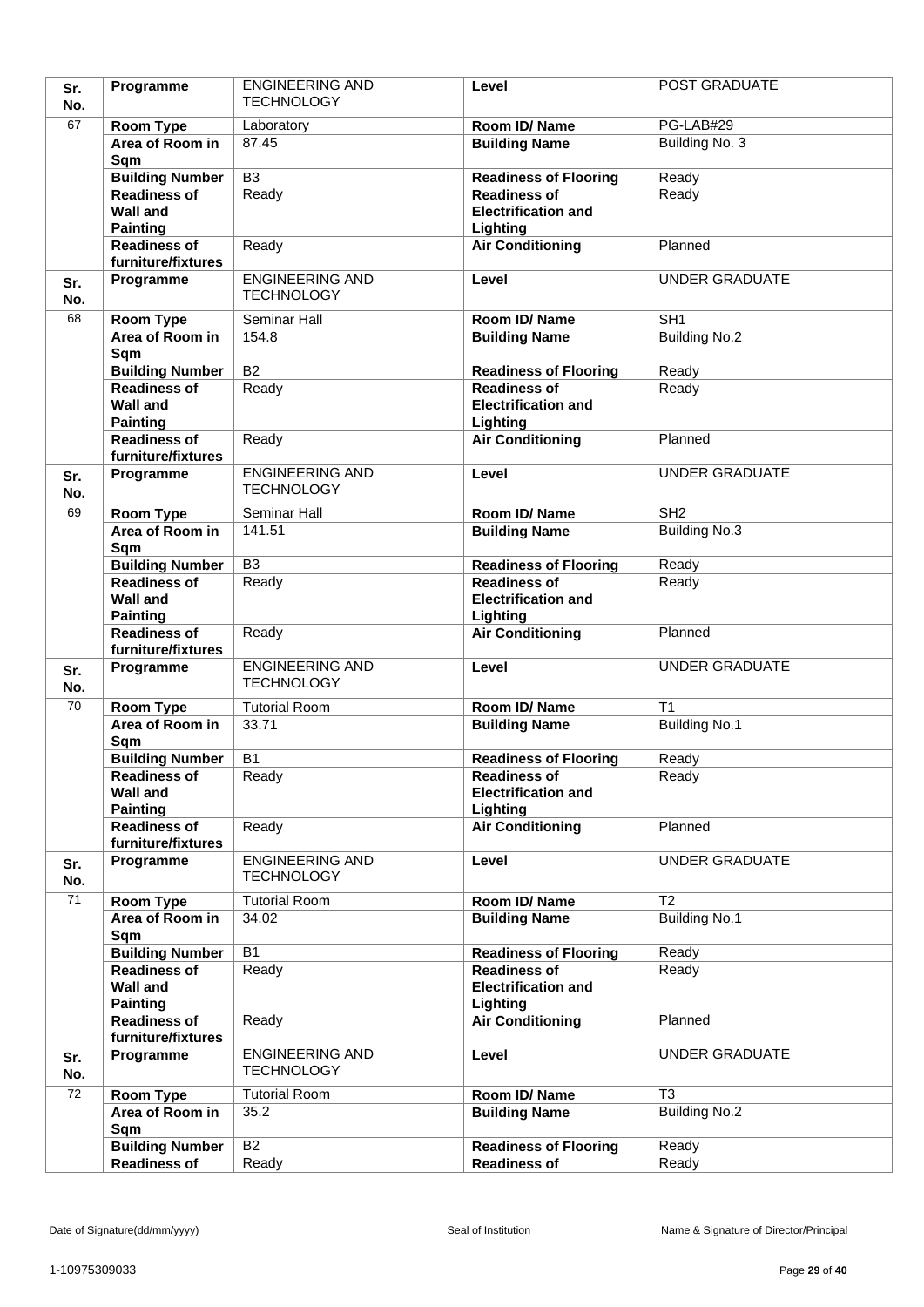| Sr. No. | Programme | ENGINEERING AND TECHNOLOGY | Level | POST GRADUATE |
|---|---|---|---|---|
| 67 | Room Type | Laboratory | Room ID/ Name | PG-LAB#29 |
| | Area of Room in Sqm | 87.45 | Building Name | Building No. 3 |
| | Building Number | B3 | Readiness of Flooring | Ready |
| | Readiness of Wall and Painting | Ready | Readiness of Electrification and Lighting | Ready |
| | Readiness of furniture/fixtures | Ready | Air Conditioning | Planned |
| Sr. No. | Programme | ENGINEERING AND TECHNOLOGY | Level | UNDER GRADUATE |
| 68 | Room Type | Seminar Hall | Room ID/ Name | SH1 |
| | Area of Room in Sqm | 154.8 | Building Name | Building No.2 |
| | Building Number | B2 | Readiness of Flooring | Ready |
| | Readiness of Wall and Painting | Ready | Readiness of Electrification and Lighting | Ready |
| | Readiness of furniture/fixtures | Ready | Air Conditioning | Planned |
| Sr. No. | Programme | ENGINEERING AND TECHNOLOGY | Level | UNDER GRADUATE |
| 69 | Room Type | Seminar Hall | Room ID/ Name | SH2 |
| | Area of Room in Sqm | 141.51 | Building Name | Building No.3 |
| | Building Number | B3 | Readiness of Flooring | Ready |
| | Readiness of Wall and Painting | Ready | Readiness of Electrification and Lighting | Ready |
| | Readiness of furniture/fixtures | Ready | Air Conditioning | Planned |
| Sr. No. | Programme | ENGINEERING AND TECHNOLOGY | Level | UNDER GRADUATE |
| 70 | Room Type | Tutorial Room | Room ID/ Name | T1 |
| | Area of Room in Sqm | 33.71 | Building Name | Building No.1 |
| | Building Number | B1 | Readiness of Flooring | Ready |
| | Readiness of Wall and Painting | Ready | Readiness of Electrification and Lighting | Ready |
| | Readiness of furniture/fixtures | Ready | Air Conditioning | Planned |
| Sr. No. | Programme | ENGINEERING AND TECHNOLOGY | Level | UNDER GRADUATE |
| 71 | Room Type | Tutorial Room | Room ID/ Name | T2 |
| | Area of Room in Sqm | 34.02 | Building Name | Building No.1 |
| | Building Number | B1 | Readiness of Flooring | Ready |
| | Readiness of Wall and Painting | Ready | Readiness of Electrification and Lighting | Ready |
| | Readiness of furniture/fixtures | Ready | Air Conditioning | Planned |
| Sr. No. | Programme | ENGINEERING AND TECHNOLOGY | Level | UNDER GRADUATE |
| 72 | Room Type | Tutorial Room | Room ID/ Name | T3 |
| | Area of Room in Sqm | 35.2 | Building Name | Building No.2 |
| | Building Number | B2 | Readiness of Flooring | Ready |
| | Readiness of | Ready | Readiness of | Ready |

Date of Signature(dd/mm/yyyy) Seal of Institution Name & Signature of Director/Principal

1-10975309033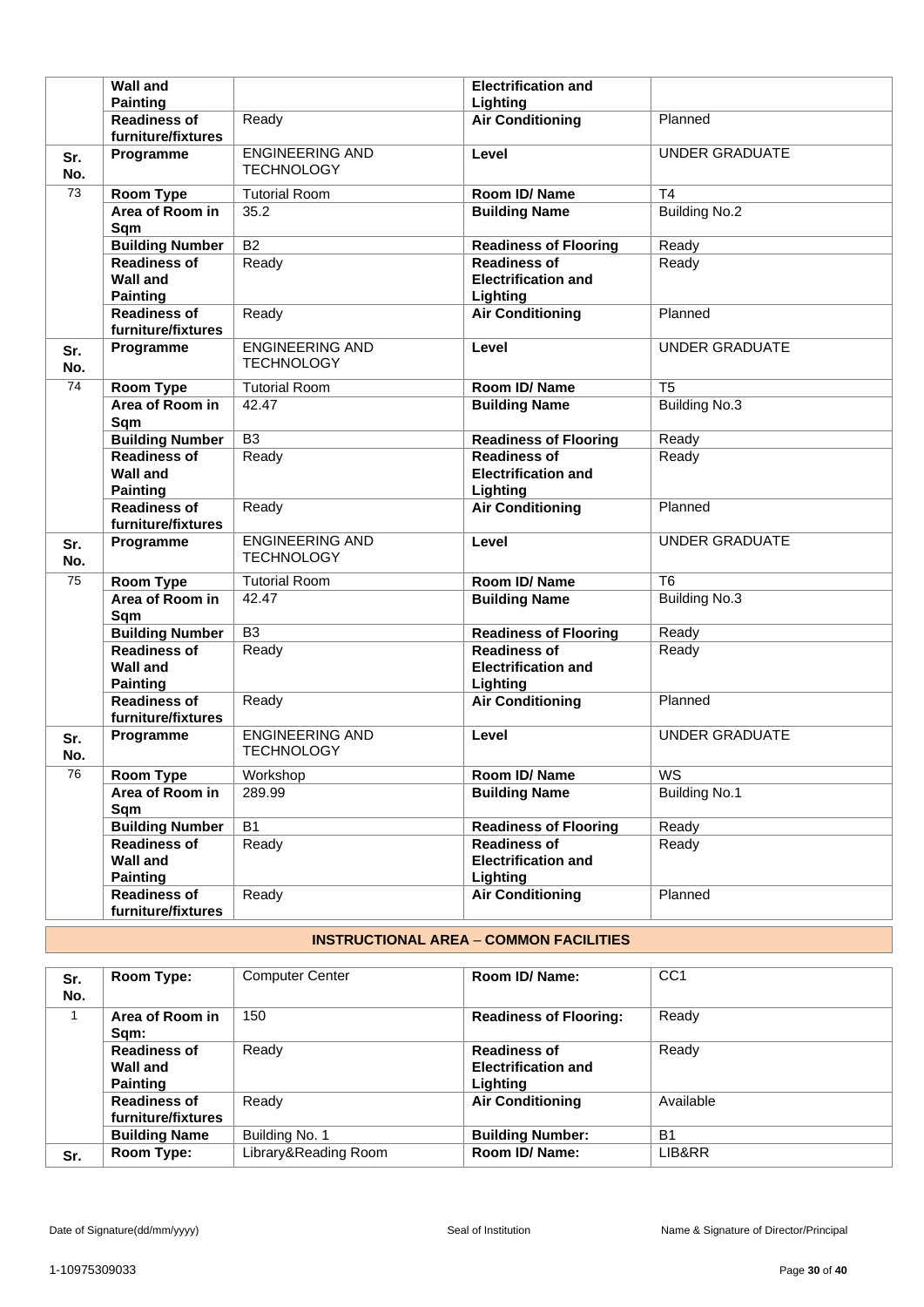| | Wall and Painting | | Electrification and Lighting | |
|---|---|---|---|---|
| | **Readiness of furniture/fixtures** | Ready | **Air Conditioning** | Planned |
| **Sr. No.** | **Programme** | ENGINEERING AND TECHNOLOGY | **Level** | UNDER GRADUATE |
| 73 | **Room Type** | Tutorial Room | **Room ID/ Name** | T4 |
| | **Area of Room in Sqm** | 35.2 | **Building Name** | Building No.2 |
| | **Building Number** | B2 | **Readiness of Flooring** | Ready |
| | **Readiness of Wall and Painting** | Ready | **Readiness of Electrification and Lighting** | Ready |
| | **Readiness of furniture/fixtures** | Ready | **Air Conditioning** | Planned |
| **Sr. No.** | **Programme** | ENGINEERING AND TECHNOLOGY | **Level** | UNDER GRADUATE |
| 74 | **Room Type** | Tutorial Room | **Room ID/ Name** | T5 |
| | **Area of Room in Sqm** | 42.47 | **Building Name** | Building No.3 |
| | **Building Number** | B3 | **Readiness of Flooring** | Ready |
| | **Readiness of Wall and Painting** | Ready | **Readiness of Electrification and Lighting** | Ready |
| | **Readiness of furniture/fixtures** | Ready | **Air Conditioning** | Planned |
| **Sr. No.** | **Programme** | ENGINEERING AND TECHNOLOGY | **Level** | UNDER GRADUATE |
| 75 | **Room Type** | Tutorial Room | **Room ID/ Name** | T6 |
| | **Area of Room in Sqm** | 42.47 | **Building Name** | Building No.3 |
| | **Building Number** | B3 | **Readiness of Flooring** | Ready |
| | **Readiness of Wall and Painting** | Ready | **Readiness of Electrification and Lighting** | Ready |
| | **Readiness of furniture/fixtures** | Ready | **Air Conditioning** | Planned |
| **Sr. No.** | **Programme** | ENGINEERING AND TECHNOLOGY | **Level** | UNDER GRADUATE |
| 76 | **Room Type** | Workshop | **Room ID/ Name** | WS |
| | **Area of Room in Sqm** | 289.99 | **Building Name** | Building No.1 |
| | **Building Number** | B1 | **Readiness of Flooring** | Ready |
| | **Readiness of Wall and Painting** | Ready | **Readiness of Electrification and Lighting** | Ready |
| | **Readiness of furniture/fixtures** | Ready | **Air Conditioning** | Planned |

## INSTRUCTIONAL AREA – COMMON FACILITIES

| **Sr. No.** | **Room Type:** | Computer Center | **Room ID/ Name:** | CC1 |
|---|---|---|---|---|
| 1 | **Area of Room in Sqm:** | 150 | **Readiness of Flooring:** | Ready |
| | **Readiness of Wall and Painting** | Ready | **Readiness of Electrification and Lighting** | Ready |
| | **Readiness of furniture/fixtures** | Ready | **Air Conditioning** | Available |
| | **Building Name** | Building No. 1 | **Building Number:** | B1 |
| **Sr.** | **Room Type:** | Library&Reading Room | **Room ID/ Name:** | LIB&RR |

Date of Signature(dd/mm/yyyy) | Seal of Institution | Name & Signature of Director/Principal

1-10975309033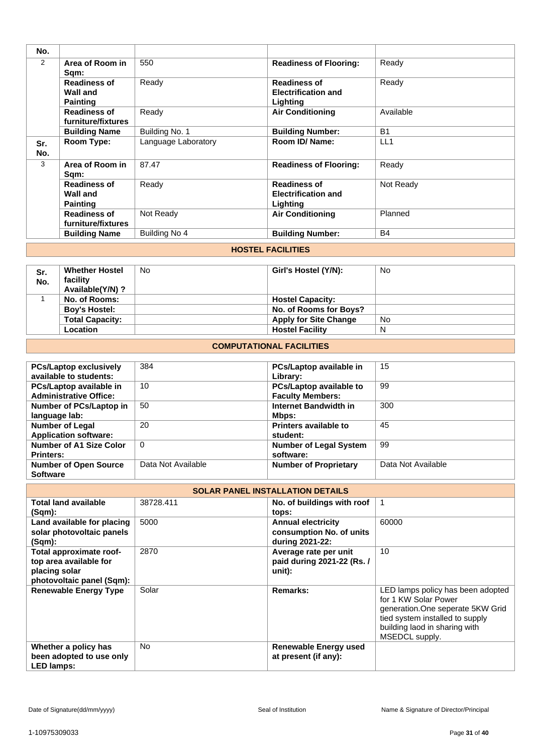| No. | | | | |
|---|---|---|---|---|
| 2 | **Area of Room in Sqm:** | 550 | **Readiness of Flooring:** | Ready |
| | **Readiness of Wall and Painting** | Ready | **Readiness of Electrification and Lighting** | Ready |
| | **Readiness of furniture/fixtures** | Ready | **Air Conditioning** | Available |
| | **Building Name** | Building No. 1 | **Building Number:** | B1 |
| **Sr. No.** | **Room Type:** | Language Laboratory | **Room ID/ Name:** | LL1 |
| 3 | **Area of Room in Sqm:** | 87.47 | **Readiness of Flooring:** | Ready |
| | **Readiness of Wall and Painting** | Ready | **Readiness of Electrification and Lighting** | Not Ready |
| | **Readiness of furniture/fixtures** | Not Ready | **Air Conditioning** | Planned |
| | **Building Name** | Building No 4 | **Building Number:** | B4 |

## HOSTEL FACILITIES

| Sr. No. | Whether Hostel facility Available(Y/N) ? | No | Girl's Hostel (Y/N): | No |
|---|---|---|---|---|
| 1 | **No. of Rooms:** | | **Hostel Capacity:** | |
| | **Boy's Hostel:** | | **No. of Rooms for Boys?** | |
| | **Total Capacity:** | | **Apply for Site Change** | No |
| | **Location** | | **Hostel Facility** | N |

## COMPUTATIONAL FACILITIES

| | | | |
|---|---|---|---|
| **PCs/Laptop exclusively available to students:** | 384 | **PCs/Laptop available in Library:** | 15 |
| **PCs/Laptop available in Administrative Office:** | 10 | **PCs/Laptop available to Faculty Members:** | 99 |
| **Number of PCs/Laptop in language lab:** | 50 | **Internet Bandwidth in Mbps:** | 300 |
| **Number of Legal Application software:** | 20 | **Printers available to student:** | 45 |
| **Number of A1 Size Color Printers:** | 0 | **Number of Legal System software:** | 99 |
| **Number of Open Source Software** | Data Not Available | **Number of Proprietary** | Data Not Available |

## SOLAR PANEL INSTALLATION DETAILS

| | | | |
|---|---|---|---|
| **Total land available (Sqm):** | 38728.411 | **No. of buildings with roof tops:** | 1 |
| **Land available for placing solar photovoltaic panels (Sqm):** | 5000 | **Annual electricity consumption No. of units during 2021-22:** | 60000 |
| **Total approximate roof-top area available for placing solar photovoltaic panel (Sqm):** | 2870 | **Average rate per unit paid during 2021-22 (Rs. / unit):** | 10 |
| **Renewable Energy Type** | Solar | **Remarks:** | LED lamps policy has been adopted for 1 KW Solar Power generation.One seperate 5KW Grid tied system installed to supply building laod in sharing with MSEDCL supply. |
| **Whether a policy has been adopted to use only LED lamps:** | No | **Renewable Energy used at present (if any):** | |

Date of Signature(dd/mm/yyyy) | Seal of Institution | Name & Signature of Director/Principal

1-10975309033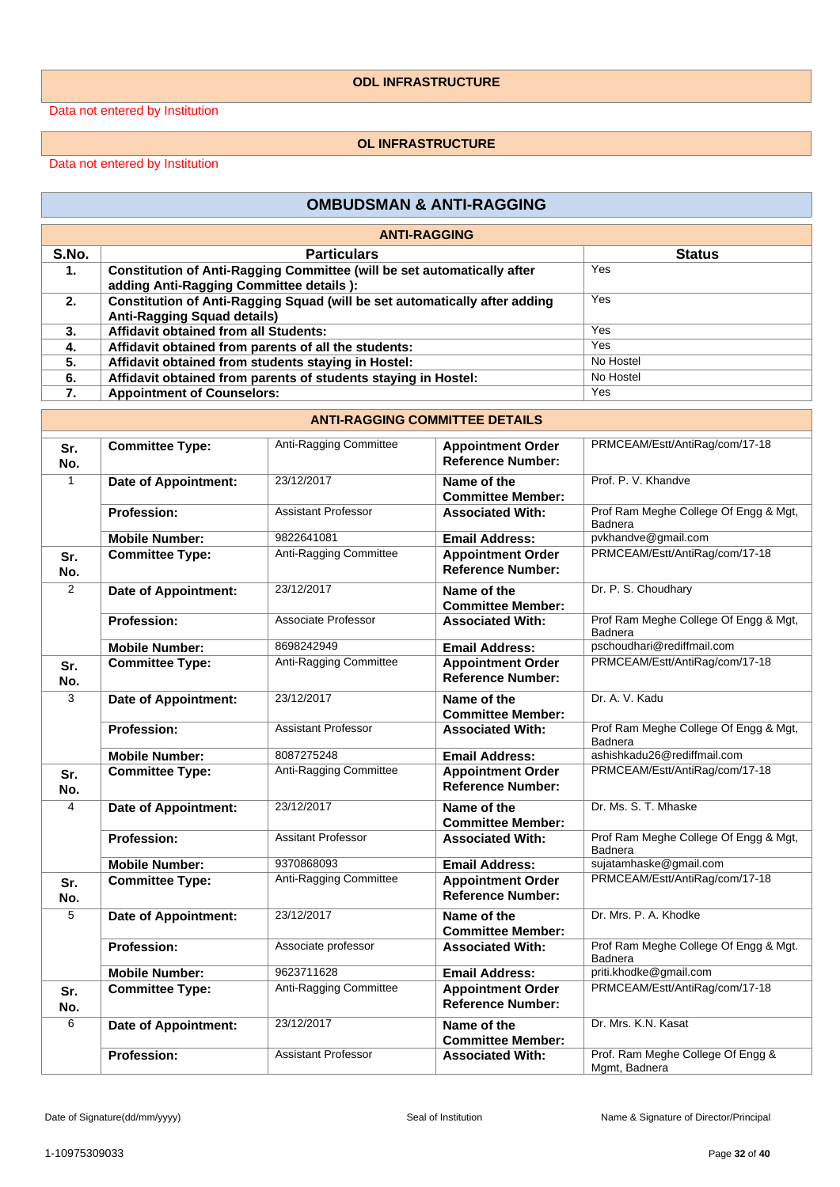## ODL INFRASTRUCTURE

Data not entered by Institution

## OL INFRASTRUCTURE

Data not entered by Institution

## OMBUDSMAN & ANTI-RAGGING

### ANTI-RAGGING

| S.No. | Particulars | Status |
|---|---|---|
| 1. | **Constitution of Anti-Ragging Committee (will be set automatically after adding Anti-Ragging Committee details ):** | Yes |
| 2. | **Constitution of Anti-Ragging Squad (will be set automatically after adding Anti-Ragging Squad details)** | Yes |
| 3. | **Affidavit obtained from all Students:** | Yes |
| 4. | **Affidavit obtained from parents of all the students:** | Yes |
| 5. | **Affidavit obtained from students staying in Hostel:** | No Hostel |
| 6. | **Affidavit obtained from parents of students staying in Hostel:** | No Hostel |
| 7. | **Appointment of Counselors:** | Yes |

### ANTI-RAGGING COMMITTEE DETAILS

| Sr. No. | | | | |
|---|---|---|---|---|
| | **Committee Type:** | Anti-Ragging Committee | **Appointment Order Reference Number:** | PRMCEAM/Estt/AntiRag/com/17-18 |
| 1 | **Date of Appointment:** | 23/12/2017 | **Name of the Committee Member:** | Prof. P. V. Khandve |
| | **Profession:** | Assistant Professor | **Associated With:** | Prof Ram Meghe College Of Engg & Mgt, Badnera |
| | **Mobile Number:** | 9822641081 | **Email Address:** | pvkhandve@gmail.com |
| **Sr. No.** | **Committee Type:** | Anti-Ragging Committee | **Appointment Order Reference Number:** | PRMCEAM/Estt/AntiRag/com/17-18 |
| 2 | **Date of Appointment:** | 23/12/2017 | **Name of the Committee Member:** | Dr. P. S. Choudhary |
| | **Profession:** | Associate Professor | **Associated With:** | Prof Ram Meghe College Of Engg & Mgt, Badnera |
| | **Mobile Number:** | 8698242949 | **Email Address:** | pschoudhari@rediffmail.com |
| **Sr. No.** | **Committee Type:** | Anti-Ragging Committee | **Appointment Order Reference Number:** | PRMCEAM/Estt/AntiRag/com/17-18 |
| 3 | **Date of Appointment:** | 23/12/2017 | **Name of the Committee Member:** | Dr. A. V. Kadu |
| | **Profession:** | Assistant Professor | **Associated With:** | Prof Ram Meghe College Of Engg & Mgt, Badnera |
| | **Mobile Number:** | 8087275248 | **Email Address:** | ashishkadu26@rediffmail.com |
| **Sr. No.** | **Committee Type:** | Anti-Ragging Committee | **Appointment Order Reference Number:** | PRMCEAM/Estt/AntiRag/com/17-18 |
| 4 | **Date of Appointment:** | 23/12/2017 | **Name of the Committee Member:** | Dr. Ms. S. T. Mhaske |
| | **Profession:** | Assitant Professor | **Associated With:** | Prof Ram Meghe College Of Engg & Mgt, Badnera |
| | **Mobile Number:** | 9370868093 | **Email Address:** | sujatamhaske@gmail.com |
| **Sr. No.** | **Committee Type:** | Anti-Ragging Committee | **Appointment Order Reference Number:** | PRMCEAM/Estt/AntiRag/com/17-18 |
| 5 | **Date of Appointment:** | 23/12/2017 | **Name of the Committee Member:** | Dr. Mrs. P. A. Khodke |
| | **Profession:** | Associate professor | **Associated With:** | Prof Ram Meghe College Of Engg & Mgt. Badnera |
| | **Mobile Number:** | 9623711628 | **Email Address:** | priti.khodke@gmail.com |
| **Sr. No.** | **Committee Type:** | Anti-Ragging Committee | **Appointment Order Reference Number:** | PRMCEAM/Estt/AntiRag/com/17-18 |
| 6 | **Date of Appointment:** | 23/12/2017 | **Name of the Committee Member:** | Dr. Mrs. K.N. Kasat |
| | **Profession:** | Assistant Professor | **Associated With:** | Prof. Ram Meghe College Of Engg & Mgmt, Badnera |

Date of Signature(dd/mm/yyyy) Seal of Institution Name & Signature of Director/Principal

1-10975309033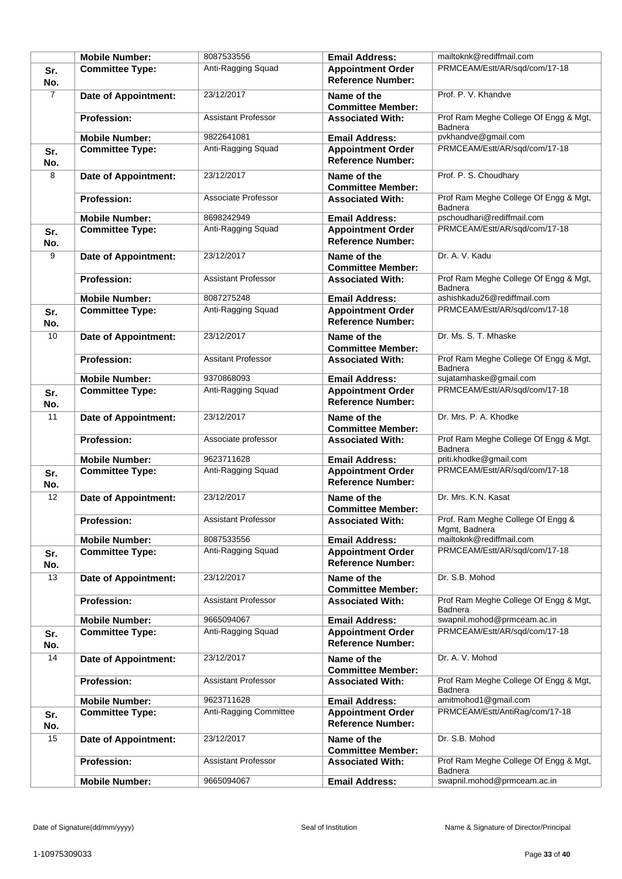| | | | | |
|---|---|---|---|---|
| | **Mobile Number:** | 8087533556 | **Email Address:** | mailtoknk@rediffmail.com |
| **Sr. No.** | **Committee Type:** | Anti-Ragging Squad | **Appointment Order Reference Number:** | PRMCEAM/Estt/AR/sqd/com/17-18 |
| 7 | **Date of Appointment:** | 23/12/2017 | **Name of the Committee Member:** | Prof. P. V. Khandve |
| | **Profession:** | Assistant Professor | **Associated With:** | Prof Ram Meghe College Of Engg & Mgt, Badnera |
| | **Mobile Number:** | 9822641081 | **Email Address:** | pvkhandve@gmail.com |
| **Sr. No.** | **Committee Type:** | Anti-Ragging Squad | **Appointment Order Reference Number:** | PRMCEAM/Estt/AR/sqd/com/17-18 |
| 8 | **Date of Appointment:** | 23/12/2017 | **Name of the Committee Member:** | Prof. P. S. Choudhary |
| | **Profession:** | Associate Professor | **Associated With:** | Prof Ram Meghe College Of Engg & Mgt, Badnera |
| | **Mobile Number:** | 8698242949 | **Email Address:** | pschoudhari@rediffmail.com |
| **Sr. No.** | **Committee Type:** | Anti-Ragging Squad | **Appointment Order Reference Number:** | PRMCEAM/Estt/AR/sqd/com/17-18 |
| 9 | **Date of Appointment:** | 23/12/2017 | **Name of the Committee Member:** | Dr. A. V. Kadu |
| | **Profession:** | Assistant Professor | **Associated With:** | Prof Ram Meghe College Of Engg & Mgt, Badnera |
| | **Mobile Number:** | 8087275248 | **Email Address:** | ashishkadu26@rediffmail.com |
| **Sr. No.** | **Committee Type:** | Anti-Ragging Squad | **Appointment Order Reference Number:** | PRMCEAM/Estt/AR/sqd/com/17-18 |
| 10 | **Date of Appointment:** | 23/12/2017 | **Name of the Committee Member:** | Dr. Ms. S. T. Mhaske |
| | **Profession:** | Assitant Professor | **Associated With:** | Prof Ram Meghe College Of Engg & Mgt, Badnera |
| | **Mobile Number:** | 9370868093 | **Email Address:** | sujatamhaske@gmail.com |
| **Sr. No.** | **Committee Type:** | Anti-Ragging Squad | **Appointment Order Reference Number:** | PRMCEAM/Estt/AR/sqd/com/17-18 |
| 11 | **Date of Appointment:** | 23/12/2017 | **Name of the Committee Member:** | Dr. Mrs. P. A. Khodke |
| | **Profession:** | Associate professor | **Associated With:** | Prof Ram Meghe College Of Engg & Mgt. Badnera |
| | **Mobile Number:** | 9623711628 | **Email Address:** | priti.khodke@gmail.com |
| **Sr. No.** | **Committee Type:** | Anti-Ragging Squad | **Appointment Order Reference Number:** | PRMCEAM/Estt/AR/sqd/com/17-18 |
| 12 | **Date of Appointment:** | 23/12/2017 | **Name of the Committee Member:** | Dr. Mrs. K.N. Kasat |
| | **Profession:** | Assistant Professor | **Associated With:** | Prof. Ram Meghe College Of Engg & Mgmt, Badnera |
| | **Mobile Number:** | 8087533556 | **Email Address:** | mailtoknk@rediffmail.com |
| **Sr. No.** | **Committee Type:** | Anti-Ragging Squad | **Appointment Order Reference Number:** | PRMCEAM/Estt/AR/sqd/com/17-18 |
| 13 | **Date of Appointment:** | 23/12/2017 | **Name of the Committee Member:** | Dr. S.B. Mohod |
| | **Profession:** | Assistant Professor | **Associated With:** | Prof Ram Meghe College Of Engg & Mgt, Badnera |
| | **Mobile Number:** | 9665094067 | **Email Address:** | swapnil.mohod@prmceam.ac.in |
| **Sr. No.** | **Committee Type:** | Anti-Ragging Squad | **Appointment Order Reference Number:** | PRMCEAM/Estt/AR/sqd/com/17-18 |
| 14 | **Date of Appointment:** | 23/12/2017 | **Name of the Committee Member:** | Dr. A. V. Mohod |
| | **Profession:** | Assistant Professor | **Associated With:** | Prof Ram Meghe College Of Engg & Mgt, Badnera |
| | **Mobile Number:** | 9623711628 | **Email Address:** | amitmohod1@gmail.com |
| **Sr. No.** | **Committee Type:** | Anti-Ragging Committee | **Appointment Order Reference Number:** | PRMCEAM/Estt/AntiRag/com/17-18 |
| 15 | **Date of Appointment:** | 23/12/2017 | **Name of the Committee Member:** | Dr. S.B. Mohod |
| | **Profession:** | Assistant Professor | **Associated With:** | Prof Ram Meghe College Of Engg & Mgt, Badnera |
| | **Mobile Number:** | 9665094067 | **Email Address:** | swapnil.mohod@prmceam.ac.in |

Date of Signature(dd/mm/yyyy) Seal of Institution Name & Signature of Director/Principal

1-10975309033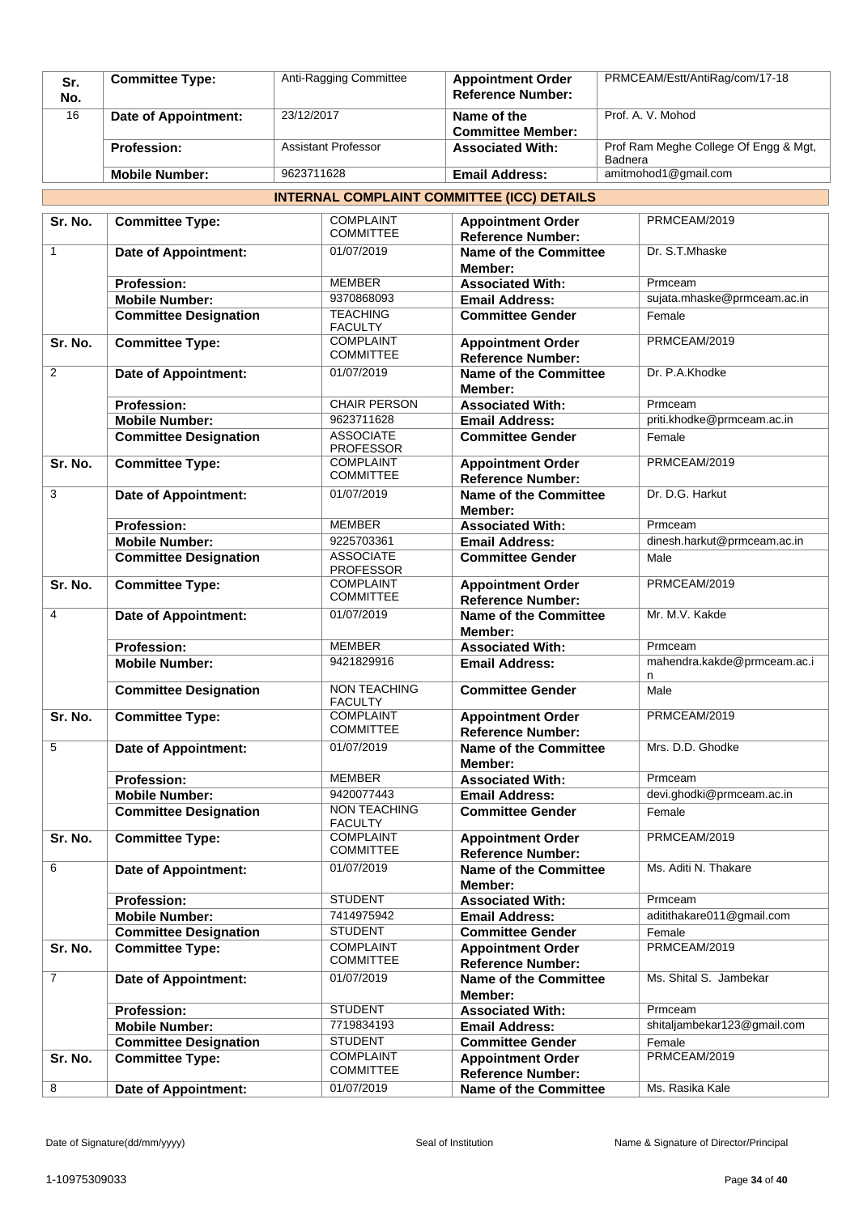| Sr. No. | Committee Type: | Anti-Ragging Committee | Appointment Order Reference Number: | PRMCEAM/Estt/AntiRag/com/17-18 |
|---|---|---|---|---|
| 16 | Date of Appointment: | 23/12/2017 | Name of the Committee Member: | Prof. A. V. Mohod |
| | Profession: | Assistant Professor | Associated With: | Prof Ram Meghe College Of Engg & Mgt, Badnera |
| | Mobile Number: | 9623711628 | Email Address: | amitmohod1@gmail.com |

## INTERNAL COMPLAINT COMMITTEE (ICC) DETAILS

| Sr. No. | Committee Type: | COMPLAINT COMMITTEE | Appointment Order Reference Number: | PRMCEAM/2019 |
|---|---|---|---|---|
| 1 | Date of Appointment: | 01/07/2019 | Name of the Committee Member: | Dr. S.T.Mhaske |
| | Profession: | MEMBER | Associated With: | Prmceam |
| | Mobile Number: | 9370868093 | Email Address: | sujata.mhaske@prmceam.ac.in |
| | Committee Designation | TEACHING FACULTY | Committee Gender | Female |
| Sr. No. | Committee Type: | COMPLAINT COMMITTEE | Appointment Order Reference Number: | PRMCEAM/2019 |
| 2 | Date of Appointment: | 01/07/2019 | Name of the Committee Member: | Dr. P.A.Khodke |
| | Profession: | CHAIR PERSON | Associated With: | Prmceam |
| | Mobile Number: | 9623711628 | Email Address: | priti.khodke@prmceam.ac.in |
| | Committee Designation | ASSOCIATE PROFESSOR | Committee Gender | Female |
| Sr. No. | Committee Type: | COMPLAINT COMMITTEE | Appointment Order Reference Number: | PRMCEAM/2019 |
| 3 | Date of Appointment: | 01/07/2019 | Name of the Committee Member: | Dr. D.G. Harkut |
| | Profession: | MEMBER | Associated With: | Prmceam |
| | Mobile Number: | 9225703361 | Email Address: | dinesh.harkut@prmceam.ac.in |
| | Committee Designation | ASSOCIATE PROFESSOR | Committee Gender | Male |
| Sr. No. | Committee Type: | COMPLAINT COMMITTEE | Appointment Order Reference Number: | PRMCEAM/2019 |
| 4 | Date of Appointment: | 01/07/2019 | Name of the Committee Member: | Mr. M.V. Kakde |
| | Profession: | MEMBER | Associated With: | Prmceam |
| | Mobile Number: | 9421829916 | Email Address: | mahendra.kakde@prmceam.ac.in |
| | Committee Designation | NON TEACHING FACULTY | Committee Gender | Male |
| Sr. No. | Committee Type: | COMPLAINT COMMITTEE | Appointment Order Reference Number: | PRMCEAM/2019 |
| 5 | Date of Appointment: | 01/07/2019 | Name of the Committee Member: | Mrs. D.D. Ghodke |
| | Profession: | MEMBER | Associated With: | Prmceam |
| | Mobile Number: | 9420077443 | Email Address: | devi.ghodki@prmceam.ac.in |
| | Committee Designation | NON TEACHING FACULTY | Committee Gender | Female |
| Sr. No. | Committee Type: | COMPLAINT COMMITTEE | Appointment Order Reference Number: | PRMCEAM/2019 |
| 6 | Date of Appointment: | 01/07/2019 | Name of the Committee Member: | Ms. Aditi N. Thakare |
| | Profession: | STUDENT | Associated With: | Prmceam |
| | Mobile Number: | 7414975942 | Email Address: | aditithakare011@gmail.com |
| | Committee Designation | STUDENT | Committee Gender | Female |
| Sr. No. | Committee Type: | COMPLAINT COMMITTEE | Appointment Order Reference Number: | PRMCEAM/2019 |
| 7 | Date of Appointment: | 01/07/2019 | Name of the Committee Member: | Ms. Shital S. Jambekar |
| | Profession: | STUDENT | Associated With: | Prmceam |
| | Mobile Number: | 7719834193 | Email Address: | shitaljambekar123@gmail.com |
| | Committee Designation | STUDENT | Committee Gender | Female |
| Sr. No. | Committee Type: | COMPLAINT COMMITTEE | Appointment Order Reference Number: | PRMCEAM/2019 |
| 8 | Date of Appointment: | 01/07/2019 | Name of the Committee | Ms. Rasika Kale |

Date of Signature(dd/mm/yyyy) Seal of Institution Name & Signature of Director/Principal

1-10975309033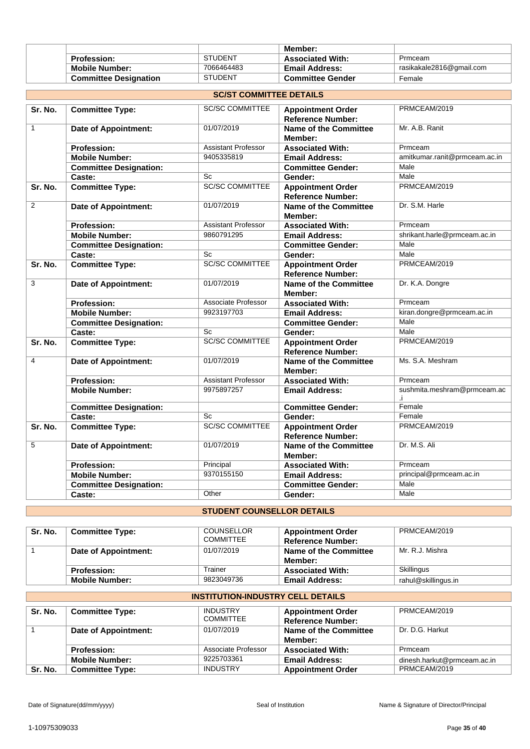| | | | Member: | |
|---|---|---|---|---|
| | Profession: | STUDENT | Associated With: | Prmceam |
| | Mobile Number: | 7066464483 | Email Address: | rasikakale2816@gmail.com |
| | Committee Designation | STUDENT | Committee Gender | Female |

## SC/ST COMMITTEE DETAILS

| Sr. No. | Committee Type: | SC/SC COMMITTEE | Appointment Order Reference Number: | PRMCEAM/2019 |
|---|---|---|---|---|
| 1 | Date of Appointment: | 01/07/2019 | Name of the Committee Member: | Mr. A.B. Ranit |
| | Profession: | Assistant Professor | Associated With: | Prmceam |
| | Mobile Number: | 9405335819 | Email Address: | amitkumar.ranit@prmceam.ac.in |
| | Committee Designation: | | Committee Gender: | Male |
| | Caste: | Sc | Gender: | Male |
| Sr. No. | Committee Type: | SC/SC COMMITTEE | Appointment Order Reference Number: | PRMCEAM/2019 |
| 2 | Date of Appointment: | 01/07/2019 | Name of the Committee Member: | Dr. S.M. Harle |
| | Profession: | Assistant Professor | Associated With: | Prmceam |
| | Mobile Number: | 9860791295 | Email Address: | shrikant.harle@prmceam.ac.in |
| | Committee Designation: | | Committee Gender: | Male |
| | Caste: | Sc | Gender: | Male |
| Sr. No. | Committee Type: | SC/SC COMMITTEE | Appointment Order Reference Number: | PRMCEAM/2019 |
| 3 | Date of Appointment: | 01/07/2019 | Name of the Committee Member: | Dr. K.A. Dongre |
| | Profession: | Associate Professor | Associated With: | Prmceam |
| | Mobile Number: | 9923197703 | Email Address: | kiran.dongre@prmceam.ac.in |
| | Committee Designation: | | Committee Gender: | Male |
| | Caste: | Sc | Gender: | Male |
| Sr. No. | Committee Type: | SC/SC COMMITTEE | Appointment Order Reference Number: | PRMCEAM/2019 |
| 4 | Date of Appointment: | 01/07/2019 | Name of the Committee Member: | Ms. S.A. Meshram |
| | Profession: | Assistant Professor | Associated With: | Prmceam |
| | Mobile Number: | 9975897257 | Email Address: | sushmita.meshram@prmceam.ac.i |
| | Committee Designation: | | Committee Gender: | Female |
| | Caste: | Sc | Gender: | Female |
| Sr. No. | Committee Type: | SC/SC COMMITTEE | Appointment Order Reference Number: | PRMCEAM/2019 |
| 5 | Date of Appointment: | 01/07/2019 | Name of the Committee Member: | Dr. M.S. Ali |
| | Profession: | Principal | Associated With: | Prmceam |
| | Mobile Number: | 9370155150 | Email Address: | principal@prmceam.ac.in |
| | Committee Designation: | | Committee Gender: | Male |
| | Caste: | Other | Gender: | Male |

## STUDENT COUNSELLOR DETAILS

| Sr. No. | Committee Type: | COUNSELLOR COMMITTEE | Appointment Order Reference Number: | PRMCEAM/2019 |
|---|---|---|---|---|
| 1 | Date of Appointment: | 01/07/2019 | Name of the Committee Member: | Mr. R.J. Mishra |
| | Profession: | Trainer | Associated With: | Skillingus |
| | Mobile Number: | 9823049736 | Email Address: | rahul@skillingus.in |

## INSTITUTION-INDUSTRY CELL DETAILS

| Sr. No. | Committee Type: | INDUSTRY COMMITTEE | Appointment Order Reference Number: | PRMCEAM/2019 |
|---|---|---|---|---|
| 1 | Date of Appointment: | 01/07/2019 | Name of the Committee Member: | Dr. D.G. Harkut |
| | Profession: | Associate Professor | Associated With: | Prmceam |
| | Mobile Number: | 9225703361 | Email Address: | dinesh.harkut@prmceam.ac.in |
| Sr. No. | Committee Type: | INDUSTRY | Appointment Order | PRMCEAM/2019 |

Date of Signature(dd/mm/yyyy) | Seal of Institution | Name & Signature of Director/Principal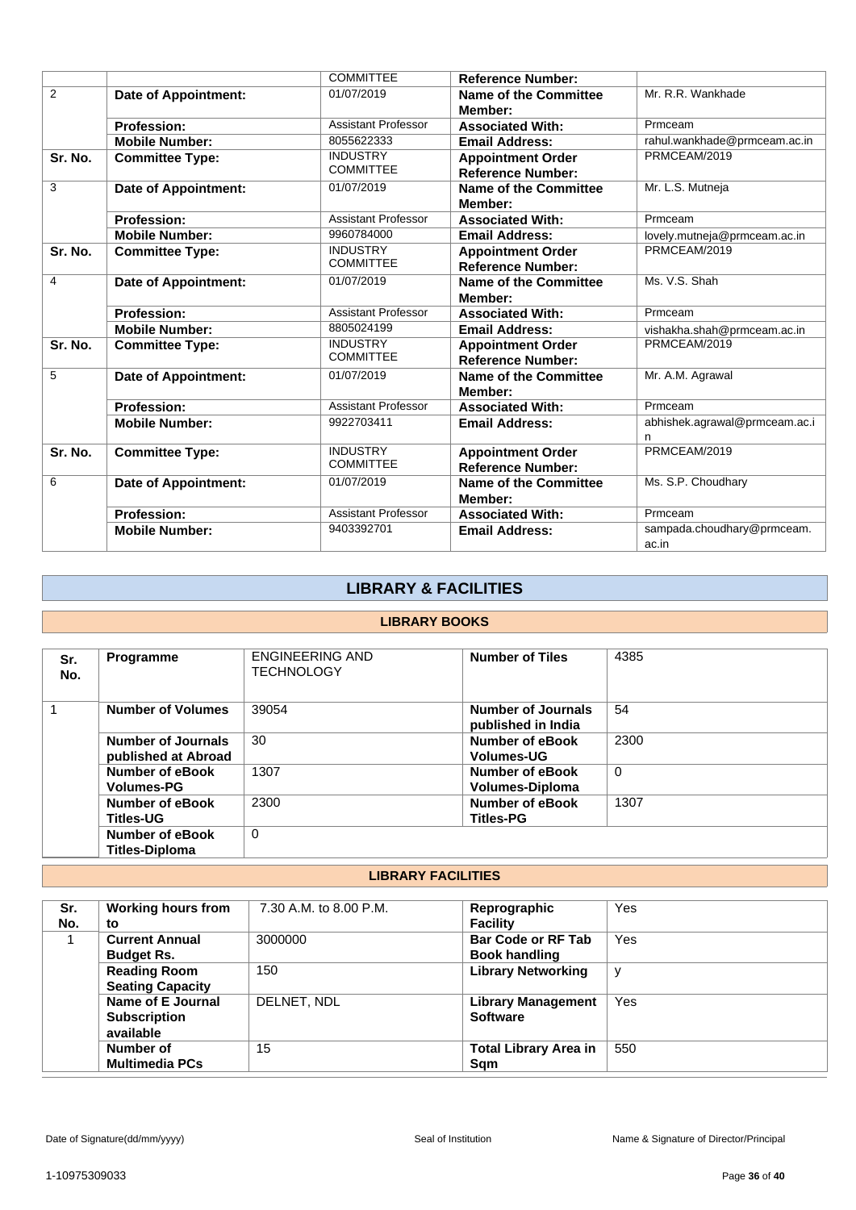| | | COMMITTEE | Reference Number: | |
|---|---|---|---|---|
| 2 | Date of Appointment: | 01/07/2019 | Name of the Committee Member: | Mr. R.R. Wankhade |
| | Profession: | Assistant Professor | Associated With: | Prmceam |
| | Mobile Number: | 8055622333 | Email Address: | rahul.wankhade@prmceam.ac.in |
| Sr. No. | Committee Type: | INDUSTRY COMMITTEE | Appointment Order Reference Number: | PRMCEAM/2019 |
| 3 | Date of Appointment: | 01/07/2019 | Name of the Committee Member: | Mr. L.S. Mutneja |
| | Profession: | Assistant Professor | Associated With: | Prmceam |
| | Mobile Number: | 9960784000 | Email Address: | lovely.mutneja@prmceam.ac.in |
| Sr. No. | Committee Type: | INDUSTRY COMMITTEE | Appointment Order Reference Number: | PRMCEAM/2019 |
| 4 | Date of Appointment: | 01/07/2019 | Name of the Committee Member: | Ms. V.S. Shah |
| | Profession: | Assistant Professor | Associated With: | Prmceam |
| | Mobile Number: | 8805024199 | Email Address: | vishakha.shah@prmceam.ac.in |
| Sr. No. | Committee Type: | INDUSTRY COMMITTEE | Appointment Order Reference Number: | PRMCEAM/2019 |
| 5 | Date of Appointment: | 01/07/2019 | Name of the Committee Member: | Mr. A.M. Agrawal |
| | Profession: | Assistant Professor | Associated With: | Prmceam |
| | Mobile Number: | 9922703411 | Email Address: | abhishek.agrawal@prmceam.ac.in |
| Sr. No. | Committee Type: | INDUSTRY COMMITTEE | Appointment Order Reference Number: | PRMCEAM/2019 |
| 6 | Date of Appointment: | 01/07/2019 | Name of the Committee Member: | Ms. S.P. Choudhary |
| | Profession: | Assistant Professor | Associated With: | Prmceam |
| | Mobile Number: | 9403392701 | Email Address: | sampada.choudhary@prmceam.ac.in |

## LIBRARY & FACILITIES

### LIBRARY BOOKS

| Sr. No. | Programme | ENGINEERING AND TECHNOLOGY | Number of Tiles | 4385 |
|---|---|---|---|---|
| 1 | Number of Volumes | 39054 | Number of Journals published in India | 54 |
| | Number of Journals published at Abroad | 30 | Number of eBook Volumes-UG | 2300 |
| | Number of eBook Volumes-PG | 1307 | Number of eBook Volumes-Diploma | 0 |
| | Number of eBook Titles-UG | 2300 | Number of eBook Titles-PG | 1307 |
| | Number of eBook Titles-Diploma | 0 | | |

### LIBRARY FACILITIES

| Sr. No. | Working hours from to | 7.30 A.M. to 8.00 P.M. | Reprographic Facility | Yes |
|---|---|---|---|---|
| 1 | Current Annual Budget Rs. | 3000000 | Bar Code or RF Tab Book handling | Yes |
| | Reading Room Seating Capacity | 150 | Library Networking | y |
| | Name of E Journal Subscription available | DELNET, NDL | Library Management Software | Yes |
| | Number of Multimedia PCs | 15 | Total Library Area in Sqm | 550 |

Date of Signature(dd/mm/yyyy) Seal of Institution Name & Signature of Director/Principal

1-10975309033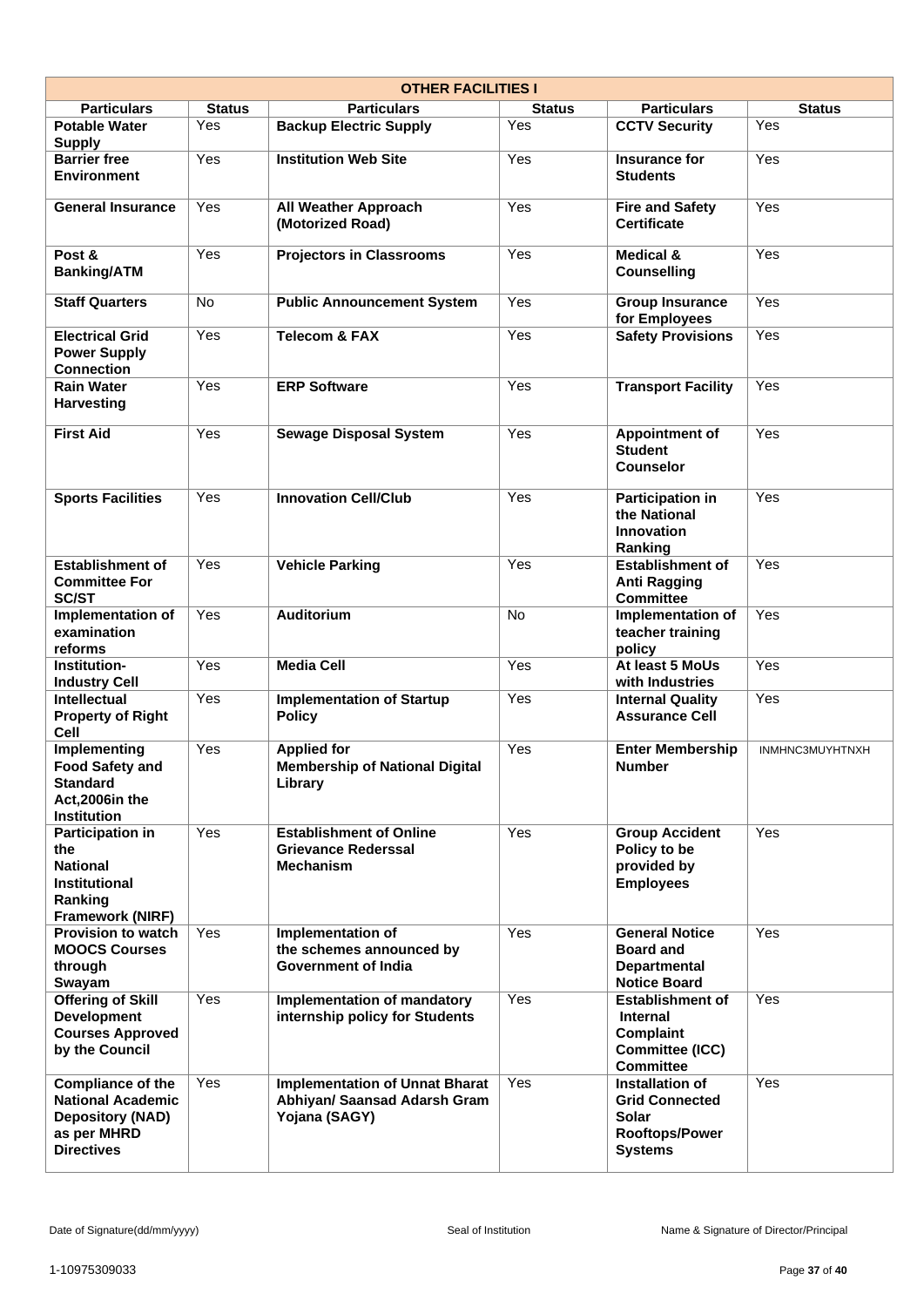| OTHER FACILITIES I | | | | | |
|---|---|---|---|---|---|
| **Particulars** | **Status** | **Particulars** | **Status** | **Particulars** | **Status** |
| **Potable Water Supply** | Yes | **Backup Electric Supply** | Yes | **CCTV Security** | Yes |
| **Barrier free Environment** | Yes | **Institution Web Site** | Yes | **Insurance for Students** | Yes |
| **General Insurance** | Yes | **All Weather Approach (Motorized Road)** | Yes | **Fire and Safety Certificate** | Yes |
| **Post & Banking/ATM** | Yes | **Projectors in Classrooms** | Yes | **Medical & Counselling** | Yes |
| **Staff Quarters** | No | **Public Announcement System** | Yes | **Group Insurance for Employees** | Yes |
| **Electrical Grid Power Supply Connection** | Yes | **Telecom & FAX** | Yes | **Safety Provisions** | Yes |
| **Rain Water Harvesting** | Yes | **ERP Software** | Yes | **Transport Facility** | Yes |
| **First Aid** | Yes | **Sewage Disposal System** | Yes | **Appointment of Student Counselor** | Yes |
| **Sports Facilities** | Yes | **Innovation Cell/Club** | Yes | **Participation in the National Innovation Ranking** | Yes |
| **Establishment of Committee For SC/ST** | Yes | **Vehicle Parking** | Yes | **Establishment of Anti Ragging Committee** | Yes |
| **Implementation of examination reforms** | Yes | **Auditorium** | No | **Implementation of teacher training policy** | Yes |
| **Institution-Industry Cell** | Yes | **Media Cell** | Yes | **At least 5 MoUs with Industries** | Yes |
| **Intellectual Property of Right Cell** | Yes | **Implementation of Startup Policy** | Yes | **Internal Quality Assurance Cell** | Yes |
| **Implementing Food Safety and Standard Act,2006in the Institution** | Yes | **Applied for Membership of National Digital Library** | Yes | **Enter Membership Number** | INMHNC3MUYHTNXH |
| **Participation in the National Institutional Ranking Framework (NIRF)** | Yes | **Establishment of Online Grievance Rederssal Mechanism** | Yes | **Group Accident Policy to be provided by Employees** | Yes |
| **Provision to watch MOOCS Courses through Swayam** | Yes | **Implementation of the schemes announced by Government of India** | Yes | **General Notice Board and Departmental Notice Board** | Yes |
| **Offering of Skill Development Courses Approved by the Council** | Yes | **Implementation of mandatory internship policy for Students** | Yes | **Establishment of Internal Complaint Committee (ICC) Committee** | Yes |
| **Compliance of the National Academic Depository (NAD) as per MHRD Directives** | Yes | **Implementation of Unnat Bharat Abhiyan/ Saansad Adarsh Gram Yojana (SAGY)** | Yes | **Installation of Grid Connected Solar Rooftops/Power Systems** | Yes |

Date of Signature(dd/mm/yyyy) Seal of Institution Name & Signature of Director/Principal

1-10975309033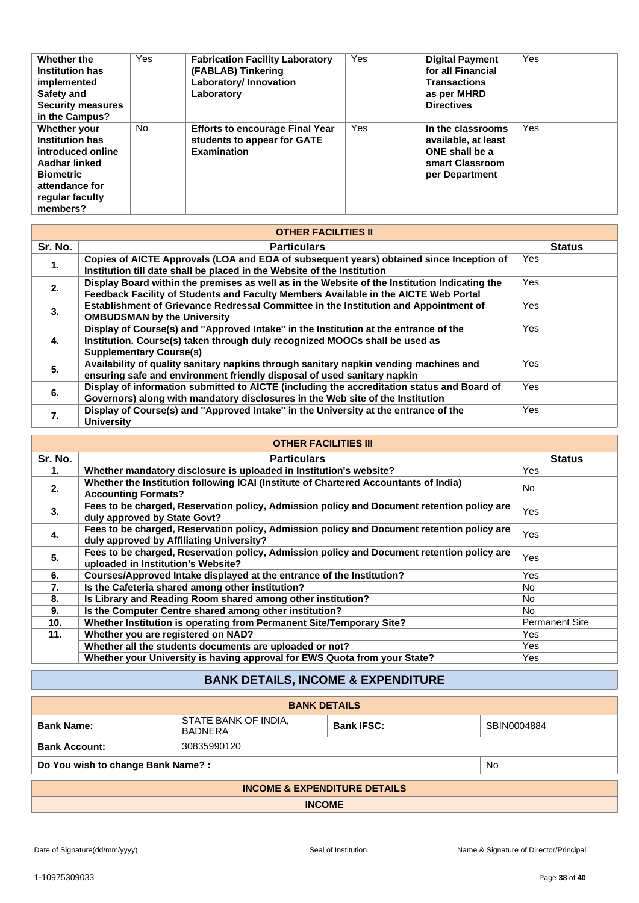| Whether the Institution has implemented Safety and Security measures in the Campus? | Yes | Fabrication Facility Laboratory (FABLAB) Tinkering Laboratory/ Innovation Laboratory | Yes | Digital Payment for all Financial Transactions as per MHRD Directives | Yes |
|---|---|---|---|---|---|
| Whether your Institution has introduced online Aadhar linked Biometric attendance for regular faculty members? | No | Efforts to encourage Final Year students to appear for GATE Examination | Yes | In the classrooms available, at least ONE shall be a smart Classroom per Department | Yes |

| OTHER FACILITIES II | | |
|---|---|---|
| **Sr. No.** | **Particulars** | **Status** |
| 1. | Copies of AICTE Approvals (LOA and EOA of subsequent years) obtained since Inception of Institution till date shall be placed in the Website of the Institution | Yes |
| 2. | Display Board within the premises as well as in the Website of the Institution Indicating the Feedback Facility of Students and Faculty Members Available in the AICTE Web Portal | Yes |
| 3. | Establishment of Grievance Redressal Committee in the Institution and Appointment of OMBUDSMAN by the University | Yes |
| 4. | Display of Course(s) and "Approved Intake" in the Institution at the entrance of the Institution. Course(s) taken through duly recognized MOOCs shall be used as Supplementary Course(s) | Yes |
| 5. | Availability of quality sanitary napkins through sanitary napkin vending machines and ensuring safe and environment friendly disposal of used sanitary napkin | Yes |
| 6. | Display of information submitted to AICTE (including the accreditation status and Board of Governors) along with mandatory disclosures in the Web site of the Institution | Yes |
| 7. | Display of Course(s) and "Approved Intake" in the University at the entrance of the University | Yes |

| OTHER FACILITIES III | | |
|---|---|---|
| **Sr. No.** | **Particulars** | **Status** |
| 1. | Whether mandatory disclosure is uploaded in Institution's website? | Yes |
| 2. | Whether the Institution following ICAI (Institute of Chartered Accountants of India) Accounting Formats? | No |
| 3. | Fees to be charged, Reservation policy, Admission policy and Document retention policy are duly approved by State Govt? | Yes |
| 4. | Fees to be charged, Reservation policy, Admission policy and Document retention policy are duly approved by Affiliating University? | Yes |
| 5. | Fees to be charged, Reservation policy, Admission policy and Document retention policy are uploaded in Institution's Website? | Yes |
| 6. | Courses/Approved Intake displayed at the entrance of the Institution? | Yes |
| 7. | Is the Cafeteria shared among other institution? | No |
| 8. | Is Library and Reading Room shared among other institution? | No |
| 9. | Is the Computer Centre shared among other institution? | No |
| 10. | Whether Institution is operating from Permanent Site/Temporary Site? | Permanent Site |
| 11. | Whether you are registered on NAD? | Yes |
| | Whether all the students documents are uploaded or not? | Yes |
| | Whether your University is having approval for EWS Quota from your State? | Yes |

## BANK DETAILS, INCOME & EXPENDITURE

| BANK DETAILS | | | |
|---|---|---|---|
| **Bank Name:** | STATE BANK OF INDIA, BADNERA | **Bank IFSC:** | SBIN0004884 |
| **Bank Account:** | 30835990120 | | |
| **Do You wish to change Bank Name? :** | | | No |

**INCOME & EXPENDITURE DETAILS**

**INCOME**

Date of Signature(dd/mm/yyyy) Seal of Institution Name & Signature of Director/Principal

1-10975309033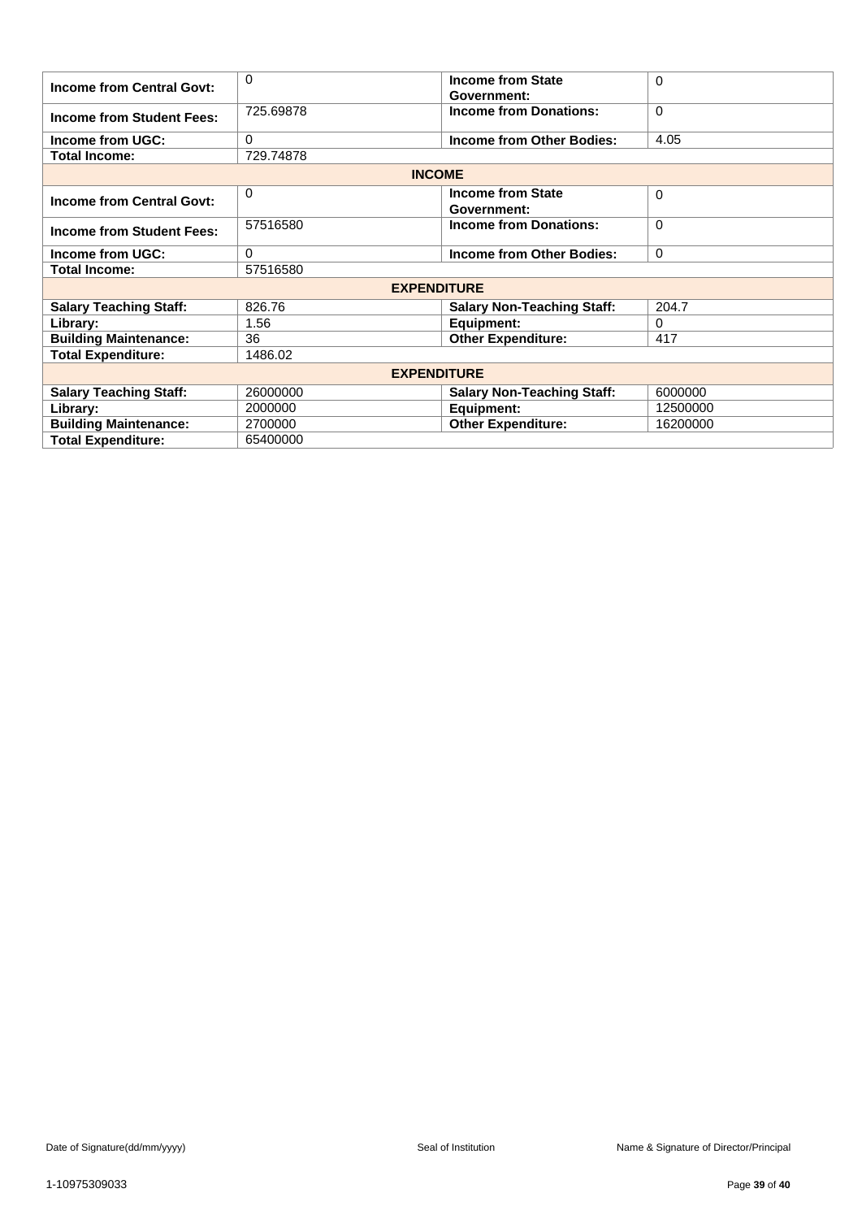| | | | |
|---|---|---|---|
| **Income from Central Govt:** | 0 | **Income from State Government:** | 0 |
| **Income from Student Fees:** | 725.69878 | **Income from Donations:** | 0 |
| **Income from UGC:** | 0 | **Income from Other Bodies:** | 4.05 |
| **Total Income:** | 729.74878 | | |

| **INCOME** | | | |
|---|---|---|---|
| **Income from Central Govt:** | 0 | **Income from State Government:** | 0 |
| **Income from Student Fees:** | 57516580 | **Income from Donations:** | 0 |
| **Income from UGC:** | 0 | **Income from Other Bodies:** | 0 |
| **Total Income:** | 57516580 | | |

| **EXPENDITURE** | | | |
|---|---|---|---|
| **Salary Teaching Staff:** | 826.76 | **Salary Non-Teaching Staff:** | 204.7 |
| **Library:** | 1.56 | **Equipment:** | 0 |
| **Building Maintenance:** | 36 | **Other Expenditure:** | 417 |
| **Total Expenditure:** | 1486.02 | | |

| **EXPENDITURE** | | | |
|---|---|---|---|
| **Salary Teaching Staff:** | 26000000 | **Salary Non-Teaching Staff:** | 6000000 |
| **Library:** | 2000000 | **Equipment:** | 12500000 |
| **Building Maintenance:** | 2700000 | **Other Expenditure:** | 16200000 |
| **Total Expenditure:** | 65400000 | | |

Date of Signature(dd/mm/yyyy) Seal of Institution Name & Signature of Director/Principal

1-10975309033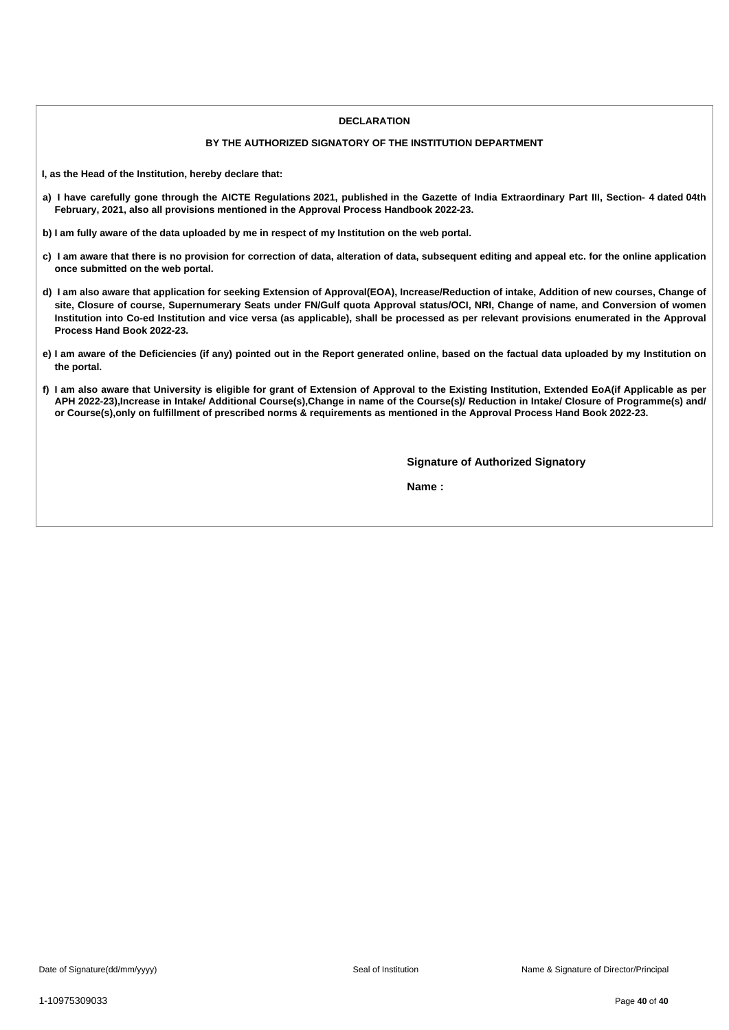## DECLARATION

### BY THE AUTHORIZED SIGNATORY OF THE INSTITUTION DEPARTMENT

**I, as the Head of the Institution, hereby declare that:**

**a) I have carefully gone through the AICTE Regulations 2021, published in the Gazette of India Extraordinary Part III, Section- 4 dated 04th February, 2021, also all provisions mentioned in the Approval Process Handbook 2022-23.**

**b) I am fully aware of the data uploaded by me in respect of my Institution on the web portal.**

**c) I am aware that there is no provision for correction of data, alteration of data, subsequent editing and appeal etc. for the online application once submitted on the web portal.**

**d) I am also aware that application for seeking Extension of Approval(EOA), Increase/Reduction of intake, Addition of new courses, Change of site, Closure of course, Supernumerary Seats under FN/Gulf quota Approval status/OCI, NRI, Change of name, and Conversion of women Institution into Co-ed Institution and vice versa (as applicable), shall be processed as per relevant provisions enumerated in the Approval Process Hand Book 2022-23.**

**e) I am aware of the Deficiencies (if any) pointed out in the Report generated online, based on the factual data uploaded by my Institution on the portal.**

**f) I am also aware that University is eligible for grant of Extension of Approval to the Existing Institution, Extended EoA(if Applicable as per APH 2022-23),Increase in Intake/ Additional Course(s),Change in name of the Course(s)/ Reduction in Intake/ Closure of Programme(s) and/ or Course(s),only on fulfillment of prescribed norms & requirements as mentioned in the Approval Process Hand Book 2022-23.**

**Signature of Authorized Signatory**

**Name :**

Date of Signature(dd/mm/yyyy) | Seal of Institution | Name & Signature of Director/Principal

1-10975309033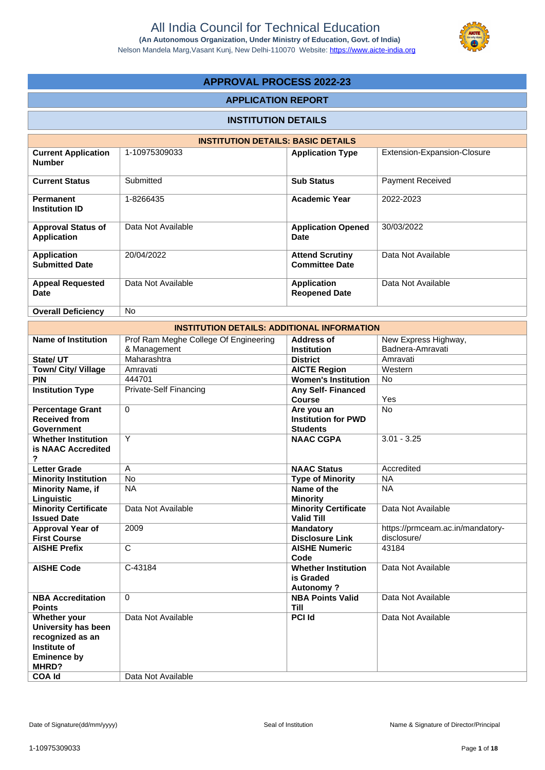# All India Council for Technical Education

**(An Autonomous Organization, Under Ministry of Education, Govt. of India)**

Nelson Mandela Marg,Vasant Kunj, New Delhi-110070 Website: https://www.aicte-india.org

## APPROVAL PROCESS 2022-23

## APPLICATION REPORT

## INSTITUTION DETAILS

| INSTITUTION DETAILS: BASIC DETAILS | | | |
|---|---|---|---|
| **Current Application Number** | 1-10975309033 | **Application Type** | Extension-Expansion-Closure |
| **Current Status** | Submitted | **Sub Status** | Payment Received |
| **Permanent Institution ID** | 1-8266435 | **Academic Year** | 2022-2023 |
| **Approval Status of Application** | Data Not Available | **Application Opened Date** | 30/03/2022 |
| **Application Submitted Date** | 20/04/2022 | **Attend Scrutiny Committee Date** | Data Not Available |
| **Appeal Requested Date** | Data Not Available | **Application Reopened Date** | Data Not Available |
| **Overall Deficiency** | No | | |

| INSTITUTION DETAILS: ADDITIONAL INFORMATION | | | |
|---|---|---|---|
| **Name of Institution** | Prof Ram Meghe College Of Engineering & Management | **Address of Institution** | New Express Highway, Badnera-Amravati |
| **State/ UT** | Maharashtra | **District** | Amravati |
| **Town/ City/ Village** | Amravati | **AICTE Region** | Western |
| **PIN** | 444701 | **Women's Institution** | No |
| **Institution Type** | Private-Self Financing | **Any Self- Financed Course** | Yes |
| **Percentage Grant Received from Government** | 0 | **Are you an Institution for PWD Students** | No |
| **Whether Institution is NAAC Accredited ?** | Y | **NAAC CGPA** | 3.01 - 3.25 |
| **Letter Grade** | A | **NAAC Status** | Accredited |
| **Minority Institution** | No | **Type of Minority** | NA |
| **Minority Name, if Linguistic** | NA | **Name of the Minority** | NA |
| **Minority Certificate Issued Date** | Data Not Available | **Minority Certificate Valid Till** | Data Not Available |
| **Approval Year of First Course** | 2009 | **Mandatory Disclosure Link** | https://prmceam.ac.in/mandatory-disclosure/ |
| **AISHE Prefix** | C | **AISHE Numeric Code** | 43184 |
| **AISHE Code** | C-43184 | **Whether Institution is Graded Autonomy ?** | Data Not Available |
| **NBA Accreditation Points** | 0 | **NBA Points Valid Till** | Data Not Available |
| **Whether your University has been recognized as an Institute of Eminence by MHRD?** | Data Not Available | **PCI Id** | Data Not Available |
| **COA Id** | Data Not Available | | |

Date of Signature(dd/mm/yyyy) | Seal of Institution | Name & Signature of Director/Principal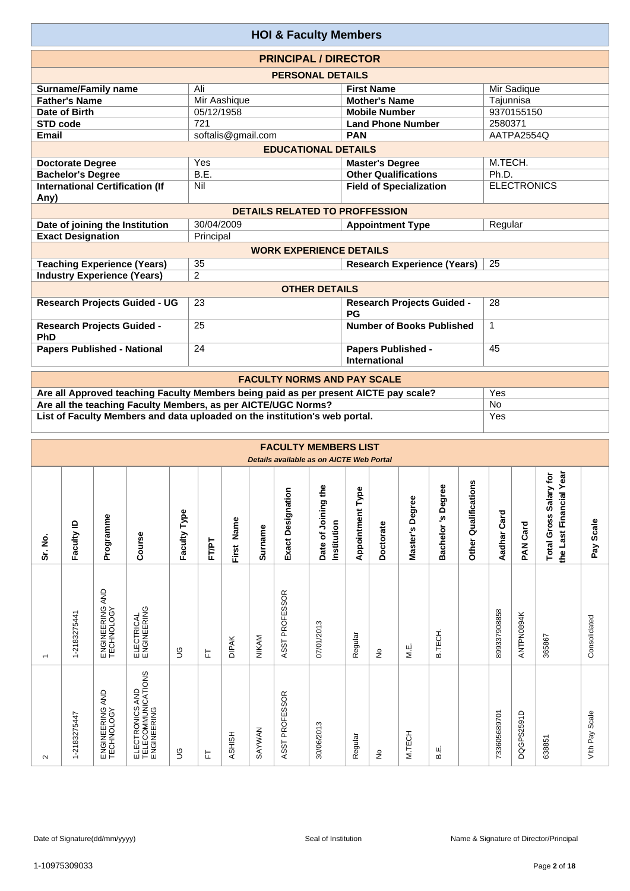# HOI & Faculty Members

## PRINCIPAL / DIRECTOR

### PERSONAL DETAILS

| | | | |
|---|---|---|---|
| **Surname/Family name** | Ali | **First Name** | Mir Sadique |
| **Father's Name** | Mir Aashique | **Mother's Name** | Tajunnisa |
| **Date of Birth** | 05/12/1958 | **Mobile Number** | 9370155150 |
| **STD code** | 721 | **Land Phone Number** | 2580371 |
| **Email** | softalis@gmail.com | **PAN** | AATPA2554Q |

### EDUCATIONAL DETAILS

| | | | |
|---|---|---|---|
| **Doctorate Degree** | Yes | **Master's Degree** | M.TECH. |
| **Bachelor's Degree** | B.E. | **Other Qualifications** | Ph.D. |
| **International Certification (If Any)** | Nil | **Field of Specialization** | ELECTRONICS |

### DETAILS RELATED TO PROFFESSION

| | | | |
|---|---|---|---|
| **Date of joining the Institution** | 30/04/2009 | **Appointment Type** | Regular |
| **Exact Designation** | Principal | | |

### WORK EXPERIENCE DETAILS

| | | | |
|---|---|---|---|
| **Teaching Experience (Years)** | 35 | **Research Experience (Years)** | 25 |
| **Industry Experience (Years)** | 2 | | |

### OTHER DETAILS

| | | | |
|---|---|---|---|
| **Research Projects Guided - UG** | 23 | **Research Projects Guided - PG** | 28 |
| **Research Projects Guided - PhD** | 25 | **Number of Books Published** | 1 |
| **Papers Published - National** | 24 | **Papers Published - International** | 45 |

## FACULTY NORMS AND PAY SCALE

| | |
|---|---|
| **Are all Approved teaching Faculty Members being paid as per present AICTE pay scale?** | Yes |
| **Are all the teaching Faculty Members, as per AICTE/UGC Norms?** | No |
| **List of Faculty Members and data uploaded on the institution's web portal.** | Yes |

## FACULTY MEMBERS LIST

*Details available as on AICTE Web Portal*

| Sr. No. | Faculty ID | Programme | Course | Faculty Type | FT/PT | First Name | Surname | Exact Designation | Date of Joining the Institution | Appointment Type | Doctorate | Master's Degree | Bachelor 's Degree | Other Qualifications | Aadhar Card | PAN Card | Total Gross Salary for the Last Financial Year | Pay Scale |
|---|---|---|---|---|---|---|---|---|---|---|---|---|---|---|---|---|---|---|
| 1 | 1-2183275441 | ENGINEERING AND TECHNOLOGY | ELECTRICAL ENGINEERING | UG | FT | DIPAK | NIKAM | ASST PROFESSOR | 07/01/2013 | Regular | No | M.E. | B.TECH. | | 899337908858 | ANTPN0894K | 365867 | Consolidated |
| 2 | 1-2183275447 | ENGINEERING AND TECHNOLOGY | ELECTRONICS AND TELECOMMUNICATIONS ENGINEERING | UG | FT | ASHISH | SAYWAN | ASST PROFESSOR | 30/06/2013 | Regular | No | M.TECH | B.E. | | 733605689701 | DQGPS2591D | 638851 | VIth Pay Scale |

Date of Signature(dd/mm/yyyy) | Seal of Institution | Name & Signature of Director/Principal

1-10975309033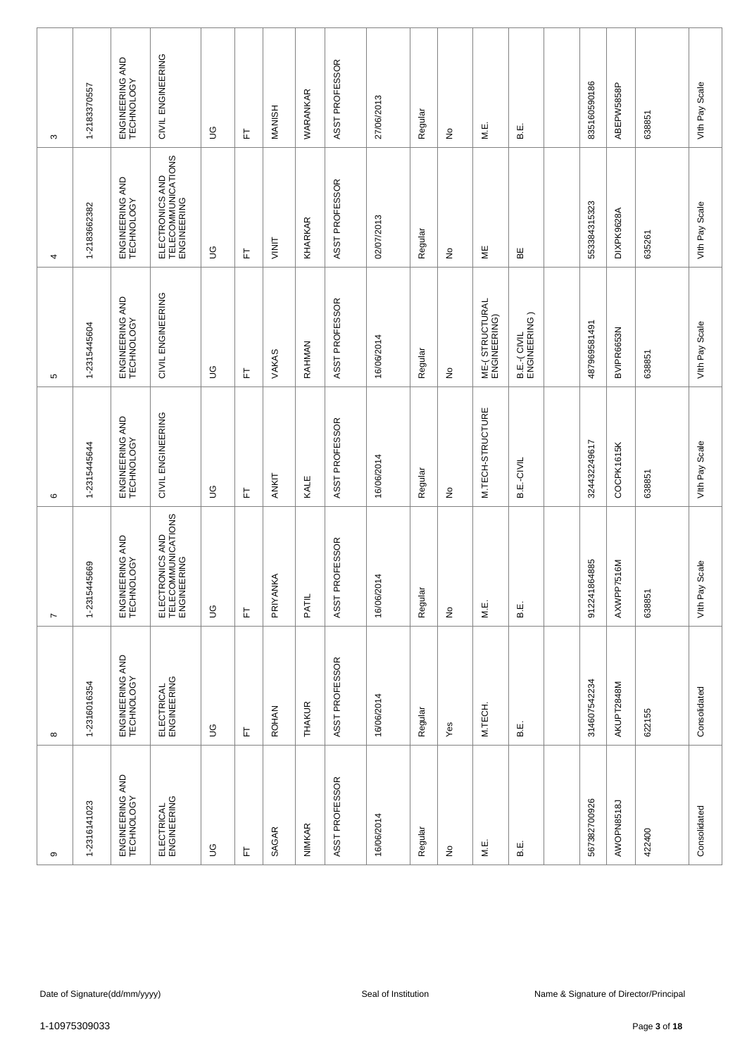| | | | | | | | | | | | | | | | | | | |
|---|---|---|---|---|---|---|---|---|---|---|---|---|---|---|---|---|---|---|
| 3 | 1-2183370557 | ENGINEERING AND TECHNOLOGY | CIVIL ENGINEERING | UG | FT | MANISH | WARANKAR | ASST PROFESSOR | 27/06/2013 | Regular | No | M.E. | B.E. | | 835160590186 | ABEPW5858P | 638851 | VIth Pay Scale |
| 4 | 1-2183662382 | ENGINEERING AND TECHNOLOGY | ELECTRONICS AND TELECOMMUNICATIONS ENGINEERING | UG | FT | VINIT | KHARKAR | ASST PROFESSOR | 02/07/2013 | Regular | No | ME | BE | | 553384315323 | DIXPK9628A | 635261 | VIth Pay Scale |
| 5 | 1-2315445604 | ENGINEERING AND TECHNOLOGY | CIVIL ENGINEERING | UG | FT | VAKAS | RAHMAN | ASST PROFESSOR | 16/06/2014 | Regular | No | ME-( STRUCTURAL ENGINEERING) | B.E.-( CIVIL ENGINEERING ) | | 487969581491 | BVIPR6653N | 638851 | VIth Pay Scale |
| 6 | 1-2315445644 | ENGINEERING AND TECHNOLOGY | CIVIL ENGINEERING | UG | FT | ANKIT | KALE | ASST PROFESSOR | 16/06/2014 | Regular | No | M.TECH-STRUCTURE | B.E.-CIVIL | | 324432249617 | COCPK1615K | 638851 | VIth Pay Scale |
| 7 | 1-2315445669 | ENGINEERING AND TECHNOLOGY | ELECTRONICS AND TELECOMMUNICATIONS ENGINEERING | UG | FT | PRIYANKA | PATIL | ASST PROFESSOR | 16/06/2014 | Regular | No | M.E. | B.E. | | 912241864885 | AXWPP7516M | 638851 | VIth Pay Scale |
| 8 | 1-2316016354 | ENGINEERING AND TECHNOLOGY | ELECTRICAL ENGINEERING | UG | FT | ROHAN | THAKUR | ASST PROFESSOR | 16/06/2014 | Regular | Yes | M.TECH. | B.E. | | 314607542234 | AKUPT2848M | 622155 | Consolidated |
| 9 | 1-2316141023 | ENGINEERING AND TECHNOLOGY | ELECTRICAL ENGINEERING | UG | FT | SAGAR | NIMKAR | ASST PROFESSOR | 16/06/2014 | Regular | No | M.E. | B.E. | | 567382700926 | AWOPN8518J | 422400 | Consolidated |

Date of Signature(dd/mm/yyyy) Seal of Institution Name & Signature of Director/Principal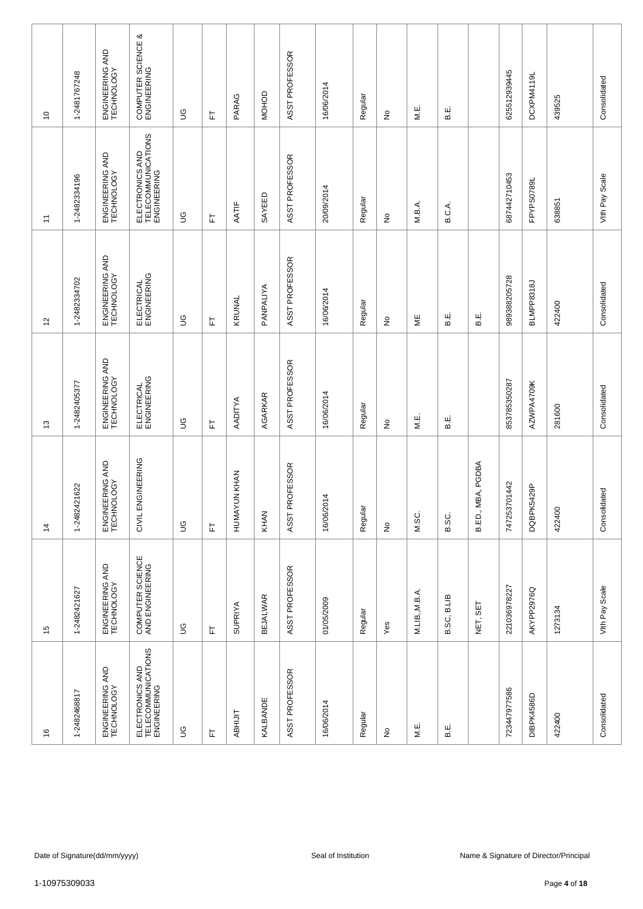| | | | | | | | | | | | | | | | | | | |
|---|---|---|---|---|---|---|---|---|---|---|---|---|---|---|---|---|---|---|
| 10 | 1-2481767248 | ENGINEERING AND TECHNOLOGY | COMPUTER SCIENCE & ENGINEERING | UG | FT | PARAG | MOHOD | ASST PROFESSOR | 16/06/2014 | Regular | No | M.E. | B.E. | | 625512939445 | DCXPM4119L | 439525 | Consolidated |
| 11 | 1-2482334196 | ENGINEERING AND TECHNOLOGY | ELECTRONICS AND TELECOMMUNICATIONS ENGINEERING | UG | FT | AATIF | SAYEED | ASST PROFESSOR | 20/09/2014 | Regular | No | M.B.A. | B.C.A. | | 687442710453 | FPYPS0789L | 638851 | VIth Pay Scale |
| 12 | 1-2482334702 | ENGINEERING AND TECHNOLOGY | ELECTRICAL ENGINEERING | UG | FT | KRUNAL | PANPALIYA | ASST PROFESSOR | 16/06/2014 | Regular | No | ME | B.E. | B.E. | 989388205728 | BLMPP8318J | 422400 | Consolidated |
| 13 | 1-2482405377 | ENGINEERING AND TECHNOLOGY | ELECTRICAL ENGINEERING | UG | FT | AADITYA | AGARKAR | ASST PROFESSOR | 16/06/2014 | Regular | No | M.E. | B.E. | | 853785350287 | AZWPA4709K | 281600 | Consolidated |
| 14 | 1-2482421622 | ENGINEERING AND TECHNOLOGY | CIVIL ENGINEERING | UG | FT | HUMAYUN KHAN | KHAN | ASST PROFESSOR | 16/06/2014 | Regular | No | M.SC. | B.SC. | B.ED., MBA, PGDBA | 747253701442 | DQBPK5429P | 422400 | Consolidated |
| 15 | 1-2482421627 | ENGINEERING AND TECHNOLOGY | COMPUTER SCIENCE AND ENGINEERING | UG | FT | SUPRIYA | BEJALWAR | ASST PROFESSOR | 01/05/2009 | Regular | Yes | M.LIB.,M.B.A. | B.SC, BLIB | NET, SET | 221036978227 | AKYPP2976Q | 1273134 | VIth Pay Scale |
| 16 | 1-2482468817 | ENGINEERING AND TECHNOLOGY | ELECTRONICS AND TELECOMMUNICATIONS ENGINEERING | UG | FT | ABHIJIT | KALBANDE | ASST PROFESSOR | 16/06/2014 | Regular | No | M.E. | B.E. | | 723447977586 | DIBPK4586D | 422400 | Consolidated |

Date of Signature(dd/mm/yyyy) Seal of Institution Name & Signature of Director/Principal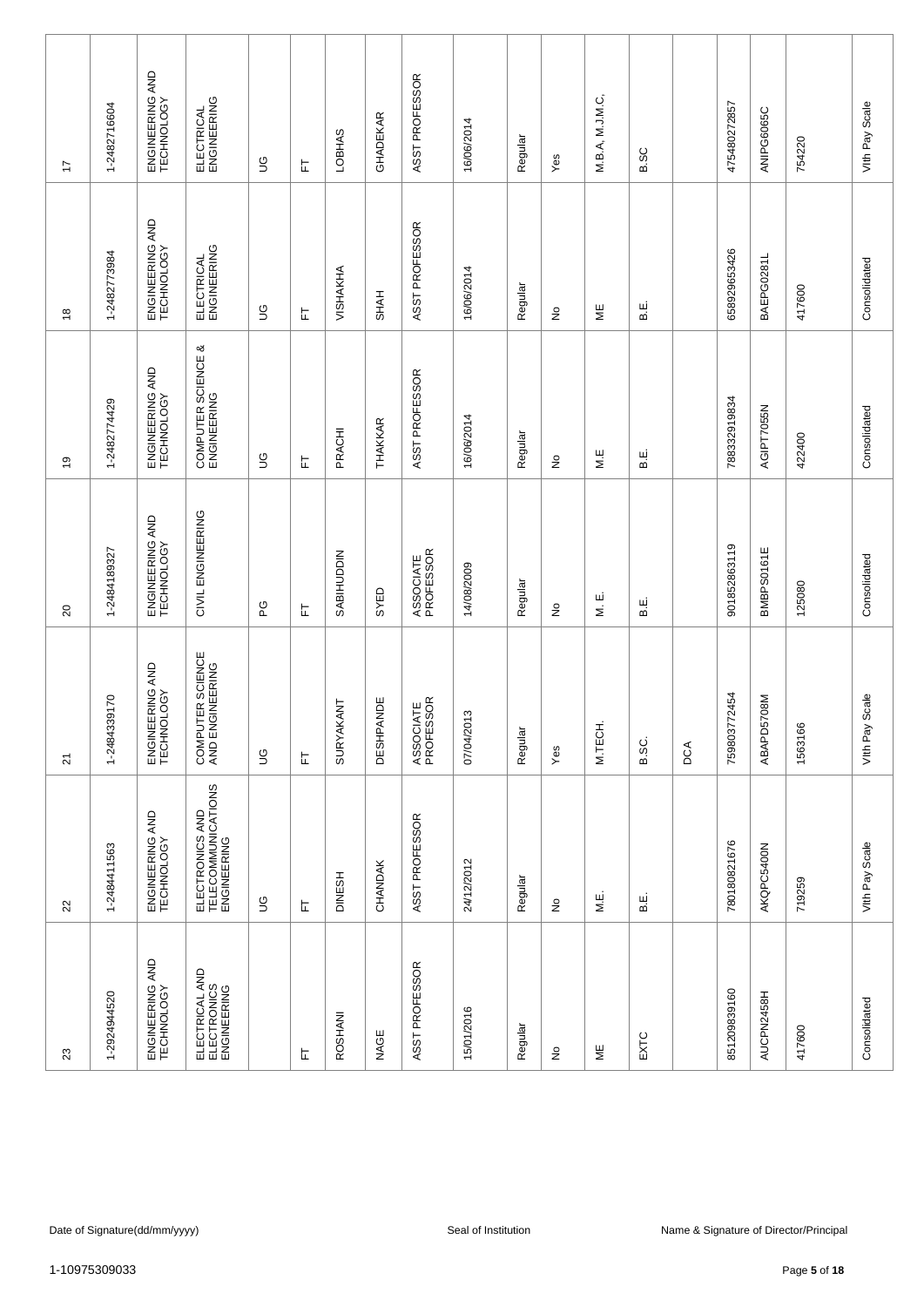| | | | | | | | | | | | | | | | | | | |
|---|---|---|---|---|---|---|---|---|---|---|---|---|---|---|---|---|---|---|
| 17 | 1-2482716604 | ENGINEERING AND TECHNOLOGY | ELECTRICAL ENGINEERING | UG | FT | LOBHAS | GHADEKAR | ASST PROFESSOR | 16/06/2014 | Regular | Yes | M.B.A, M.J.M.C, | B.SC | | 475480272857 | ANIPG6065C | 754220 | VIth Pay Scale |
| 18 | 1-2482773984 | ENGINEERING AND TECHNOLOGY | ELECTRICAL ENGINEERING | UG | FT | VISHAKHA | SHAH | ASST PROFESSOR | 16/06/2014 | Regular | No | ME | B.E. | | 658929653426 | BAEPG0281L | 417600 | Consolidated |
| 19 | 1-2482774429 | ENGINEERING AND TECHNOLOGY | COMPUTER SCIENCE & ENGINEERING | UG | FT | PRACHI | THAKKAR | ASST PROFESSOR | 16/06/2014 | Regular | No | M.E | B.E. | | 788332919834 | AGIPT7055N | 422400 | Consolidated |
| 20 | 1-2484189327 | ENGINEERING AND TECHNOLOGY | CIVIL ENGINEERING | PG | FT | SABIHUDDIN | SYED | ASSOCIATE PROFESSOR | 14/08/2009 | Regular | No | M. E. | B.E. | | 901852863119 | BMBPS0161E | 125080 | Consolidated |
| 21 | 1-2484339170 | ENGINEERING AND TECHNOLOGY | COMPUTER SCIENCE AND ENGINEERING | UG | FT | SURYAKANT | DESHPANDE | ASSOCIATE PROFESSOR | 07/04/2013 | Regular | Yes | M.TECH. | B.SC. | DCA | 759803772454 | ABAPD5708M | 1563166 | VIth Pay Scale |
| 22 | 1-2484411563 | ENGINEERING AND TECHNOLOGY | ELECTRONICS AND TELECOMMUNICATIONS ENGINEERING | UG | FT | DINESH | CHANDAK | ASST PROFESSOR | 24/12/2012 | Regular | No | M.E. | B.E. | | 780180821676 | AKQPC5400N | 719259 | VIth Pay Scale |
| 23 | 1-2924944520 | ENGINEERING AND TECHNOLOGY | ELECTRICAL AND ELECTRONICS ENGINEERING | | FT | ROSHANI | NAGE | ASST PROFESSOR | 15/01/2016 | Regular | No | ME | EXTC | | 851209839160 | AUCPN2458H | 417600 | Consolidated |

Date of Signature(dd/mm/yyyy) &nbsp;&nbsp;&nbsp;&nbsp; Seal of Institution &nbsp;&nbsp;&nbsp;&nbsp; Name & Signature of Director/Principal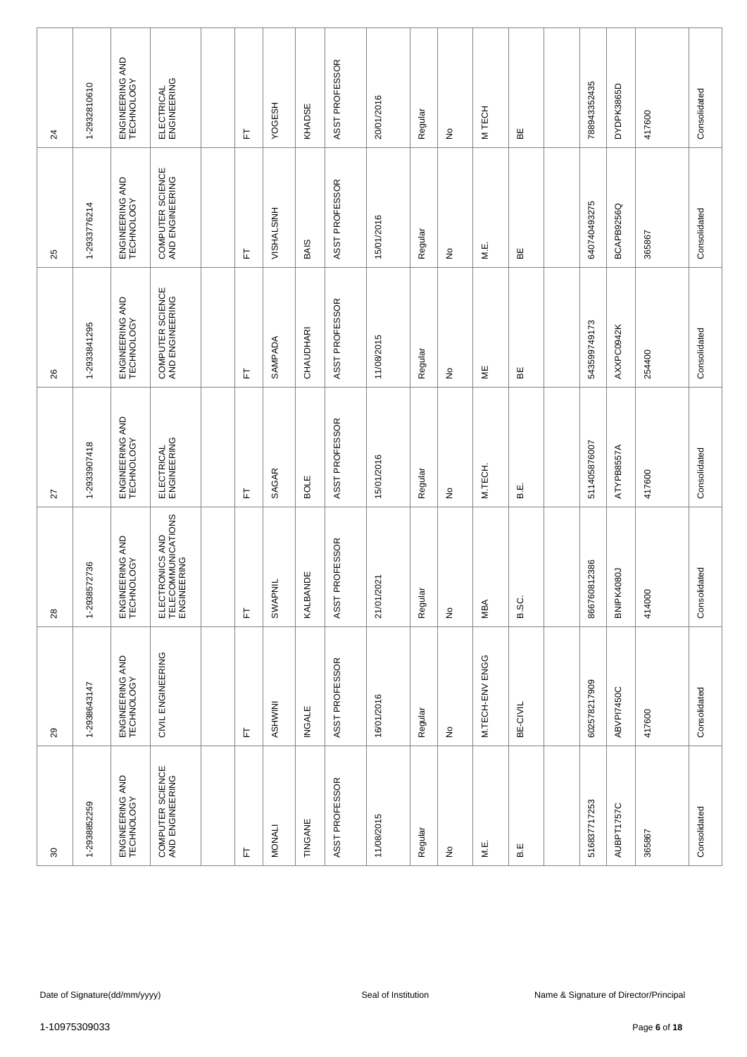| 24 | 1-2932810610 | ENGINEERING AND TECHNOLOGY | ELECTRICAL ENGINEERING | | FT | YOGESH | KHADSE | ASST PROFESSOR | 20/01/2016 | Regular | No | M TECH | BE | | 788943352435 | DYDPK3865D | 417600 | Consolidated |
|---|---|---|---|---|---|---|---|---|---|---|---|---|---|---|---|---|---|---|
| 25 | 1-2933776214 | ENGINEERING AND TECHNOLOGY | COMPUTER SCIENCE AND ENGINEERING | | FT | VISHALSINH | BAIS | ASST PROFESSOR | 15/01/2016 | Regular | No | M.E. | BE | | 640740493275 | BCAPB9256Q | 365867 | Consolidated |
| 26 | 1-2933841295 | ENGINEERING AND TECHNOLOGY | COMPUTER SCIENCE AND ENGINEERING | | FT | SAMPADA | CHAUDHARI | ASST PROFESSOR | 11/08/2015 | Regular | No | ME | BE | | 543599749173 | AXXPC0942K | 254400 | Consolidated |
| 27 | 1-2933907418 | ENGINEERING AND TECHNOLOGY | ELECTRICAL ENGINEERING | | FT | SAGAR | BOLE | ASST PROFESSOR | 15/01/2016 | Regular | No | M.TECH. | B.E. | | 511405876007 | ATYPB8557A | 417600 | Consolidated |
| 28 | 1-2938572736 | ENGINEERING AND TECHNOLOGY | ELECTRONICS AND TELECOMMUNICATIONS ENGINEERING | | FT | SWAPNIL | KALBANDE | ASST PROFESSOR | 21/01/2021 | Regular | No | MBA | B.SC. | | 866760812386 | BNIPK4080J | 414000 | Consolidated |
| 29 | 1-2938643147 | ENGINEERING AND TECHNOLOGY | CIVIL ENGINEERING | | FT | ASHWINI | INGALE | ASST PROFESSOR | 16/01/2016 | Regular | No | M.TECH-ENV ENGG | BE-CIVIL | | 602578217909 | ABVPI7450C | 417600 | Consolidated |
| 30 | 1-2938852259 | ENGINEERING AND TECHNOLOGY | COMPUTER SCIENCE AND ENGINEERING | | FT | MONALI | TINGANE | ASST PROFESSOR | 11/08/2015 | Regular | No | M.E. | B.E | | 516837717253 | AUBPT1757C | 365867 | Consolidated |

Date of Signature(dd/mm/yyyy) Seal of Institution Name & Signature of Director/Principal

1-10975309033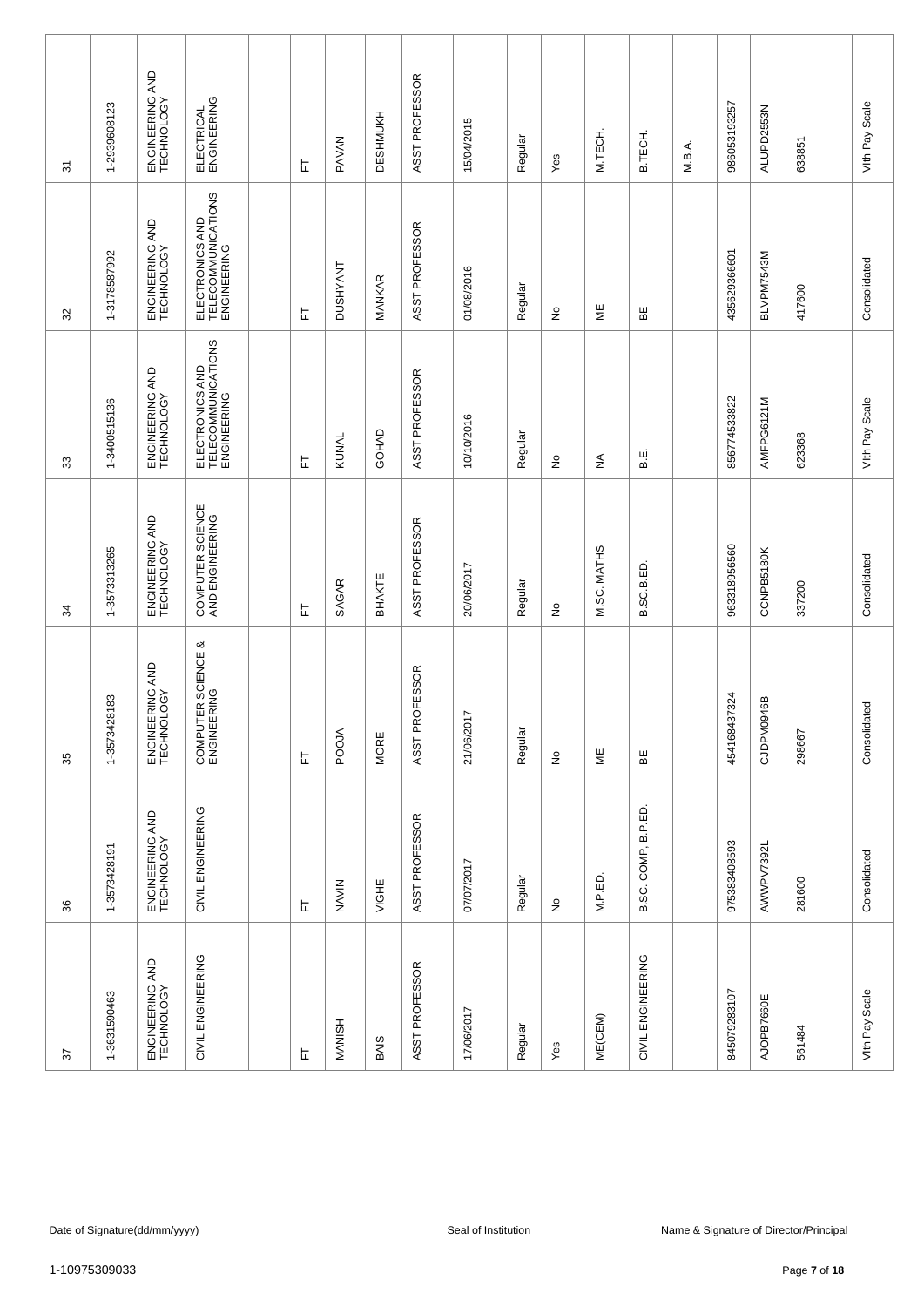| | | | | | | | | | | | | | | | | | | |
|---|---|---|---|---|---|---|---|---|---|---|---|---|---|---|---|---|---|---|
| 31 | 1-2939608123 | ENGINEERING AND TECHNOLOGY | ELECTRICAL ENGINEERING | | FT | PAVAN | DESHMUKH | ASST PROFESSOR | 15/04/2015 | Regular | Yes | M.TECH. | B.TECH. | M.B.A. | 986053193257 | ALUPD2553N | 638851 | VIth Pay Scale |
| 32 | 1-3178587992 | ENGINEERING AND TECHNOLOGY | ELECTRONICS AND TELECOMMUNICATIONS ENGINEERING | | FT | DUSHYANT | MANKAR | ASST PROFESSOR | 01/08/2016 | Regular | No | ME | BE | | 435629366601 | BLVPM7543M | 417600 | Consolidated |
| 33 | 1-3400515136 | ENGINEERING AND TECHNOLOGY | ELECTRONICS AND TELECOMMUNICATIONS ENGINEERING | | FT | KUNAL | GOHAD | ASST PROFESSOR | 10/10/2016 | Regular | No | NA | B.E. | | 856774533822 | AMFPG6121M | 623368 | VIth Pay Scale |
| 34 | 1-3573313265 | ENGINEERING AND TECHNOLOGY | COMPUTER SCIENCE AND ENGINEERING | | FT | SAGAR | BHAKTE | ASST PROFESSOR | 20/06/2017 | Regular | No | M.SC. MATHS | B.SC.B.ED. | | 963318956560 | CCNPB5180K | 337200 | Consolidated |
| 35 | 1-3573428183 | ENGINEERING AND TECHNOLOGY | COMPUTER SCIENCE & ENGINEERING | | FT | POOJA | MORE | ASST PROFESSOR | 21/06/2017 | Regular | No | ME | BE | | 454168437324 | CJDPM0946B | 298667 | Consolidated |
| 36 | 1-3573428191 | ENGINEERING AND TECHNOLOGY | CIVIL ENGINEERING | | FT | NAVIN | VIGHE | ASST PROFESSOR | 07/07/2017 | Regular | No | M.P.ED. | B.SC. COMP, B.P.ED. | | 975383408593 | AWWPV7392L | 281600 | Consolidated |
| 37 | 1-3631590463 | ENGINEERING AND TECHNOLOGY | CIVIL ENGINEERING | | FT | MANISH | BAIS | ASST PROFESSOR | 17/06/2017 | Regular | Yes | ME(CEM) | CIVIL ENGINEERING | | 845079283107 | AJOPB7660E | 561484 | VIth Pay Scale |

Date of Signature(dd/mm/yyyy) Seal of Institution Name & Signature of Director/Principal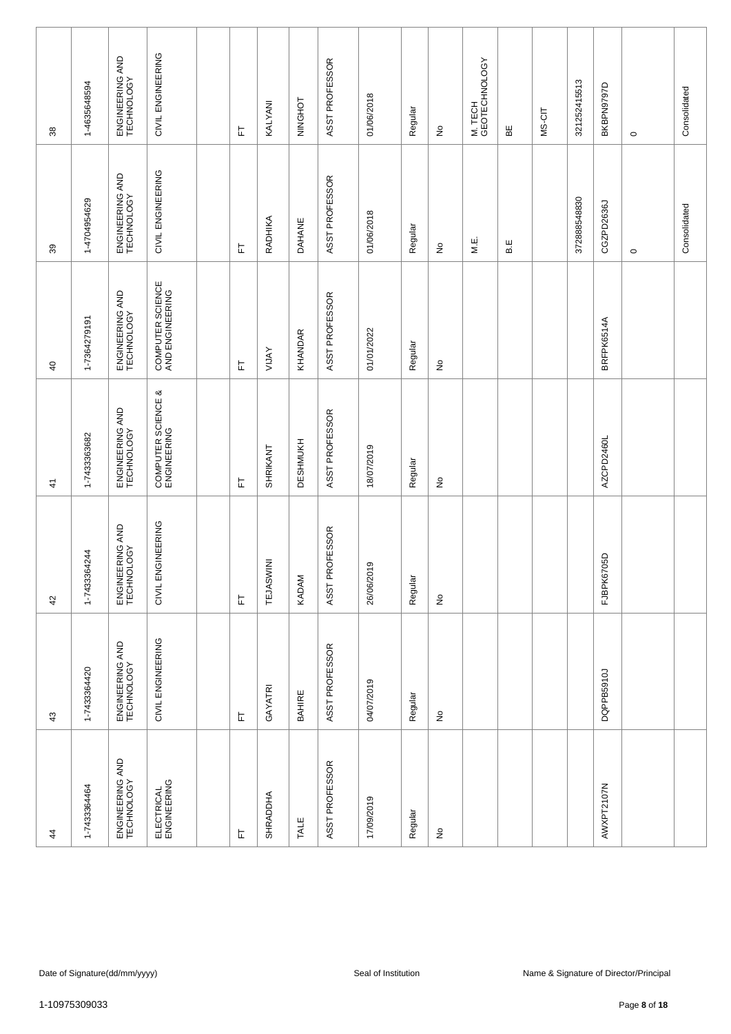| | | | | | | | | | | | | | | | | | | |
|---|---|---|---|---|---|---|---|---|---|---|---|---|---|---|---|---|---|---|
| 38 | 1-4635648594 | ENGINEERING AND TECHNOLOGY | CIVIL ENGINEERING | | FT | KALYANI | NINGHOT | ASST PROFESSOR | 01/06/2018 | Regular | No | M. TECH GEOTECHNOLOGY | BE | MS-CIT | 321252415513 | BKBPN9797D | 0 | Consolidated |
| 39 | 1-4704954629 | ENGINEERING AND TECHNOLOGY | CIVIL ENGINEERING | | FT | RADHIKA | DAHANE | ASST PROFESSOR | 01/06/2018 | Regular | No | M.E. | B.E | | 372888548830 | CGZPD2636J | 0 | Consolidated |
| 40 | 1-7364279191 | ENGINEERING AND TECHNOLOGY | COMPUTER SCIENCE AND ENGINEERING | | FT | VIJAY | KHANDAR | ASST PROFESSOR | 01/01/2022 | Regular | No | | | | | BRFPK6514A | | |
| 41 | 1-7433363682 | ENGINEERING AND TECHNOLOGY | COMPUTER SCIENCE & ENGINEERING | | FT | SHRIKANT | DESHMUKH | ASST PROFESSOR | 18/07/2019 | Regular | No | | | | | AZCPD2460L | | |
| 42 | 1-7433364244 | ENGINEERING AND TECHNOLOGY | CIVIL ENGINEERING | | FT | TEJASWINI | KADAM | ASST PROFESSOR | 26/06/2019 | Regular | No | | | | | FJBPK6705D | | |
| 43 | 1-7433364420 | ENGINEERING AND TECHNOLOGY | CIVIL ENGINEERING | | FT | GAYATRI | BAHIRE | ASST PROFESSOR | 04/07/2019 | Regular | No | | | | | DQPPB5910J | | |
| 44 | 1-7433364464 | ENGINEERING AND TECHNOLOGY | ELECTRICAL ENGINEERING | | FT | SHRADDHA | TALE | ASST PROFESSOR | 17/09/2019 | Regular | No | | | | | AWXPT2107N | | |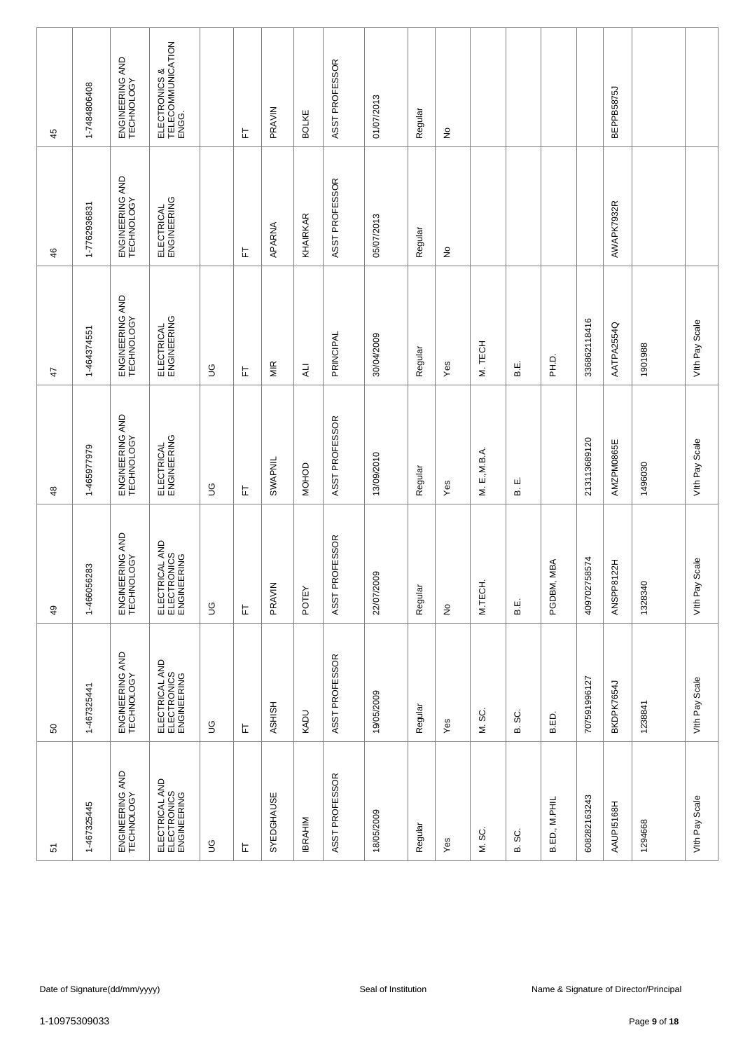| | | | | | | | | | | | | | | | | | | |
|---|---|---|---|---|---|---|---|---|---|---|---|---|---|---|---|---|---|---|
| 45 | 1-7484806408 | ENGINEERING AND TECHNOLOGY | ELECTRONICS & TELECOMMUNICATION ENGG. | | FT | PRAVIN | BOLKE | ASST PROFESSOR | 01/07/2013 | Regular | No | | | | | BEPPB5875J | | |
| 46 | 1-7762936831 | ENGINEERING AND TECHNOLOGY | ELECTRICAL ENGINEERING | | FT | APARNA | KHAIRKAR | ASST PROFESSOR | 05/07/2013 | Regular | No | | | | | AWAPK7932R | | |
| 47 | 1-464374551 | ENGINEERING AND TECHNOLOGY | ELECTRICAL ENGINEERING | UG | FT | MIR | ALI | PRINCIPAL | 30/04/2009 | Regular | Yes | M. TECH | B.E. | PH.D. | 336862118416 | AATPA2554Q | 1901988 | VIth Pay Scale |
| 48 | 1-465977979 | ENGINEERING AND TECHNOLOGY | ELECTRICAL ENGINEERING | UG | FT | SWAPNIL | MOHOD | ASST PROFESSOR | 13/09/2010 | Regular | Yes | M. E.,M.B.A. | B. E. | | 213113689120 | AMZPM0865E | 1496030 | VIth Pay Scale |
| 49 | 1-466056283 | ENGINEERING AND TECHNOLOGY | ELECTRICAL AND ELECTRONICS ENGINEERING | UG | FT | PRAVIN | POTEY | ASST PROFESSOR | 22/07/2009 | Regular | No | M.TECH. | B.E. | PGDBM, MBA | 409702758574 | ANSPP8122H | 1328340 | VIth Pay Scale |
| 50 | 1-467325441 | ENGINEERING AND TECHNOLOGY | ELECTRICAL AND ELECTRONICS ENGINEERING | UG | FT | ASHISH | KADU | ASST PROFESSOR | 19/05/2009 | Regular | Yes | M. SC. | B. SC. | B.ED. | 707591996127 | BKDPK7654J | 1238841 | VIth Pay Scale |
| 51 | 1-467325445 | ENGINEERING AND TECHNOLOGY | ELECTRICAL AND ELECTRONICS ENGINEERING | UG | FT | SYEDGHAUSE | IBRAHIM | ASST PROFESSOR | 18/05/2009 | Regular | Yes | M. SC. | B. SC. | B.ED., M.PHIL | 608282163243 | AAUPI5168H | 1294668 | VIth Pay Scale |

Date of Signature(dd/mm/yyyy) Seal of Institution Name & Signature of Director/Principal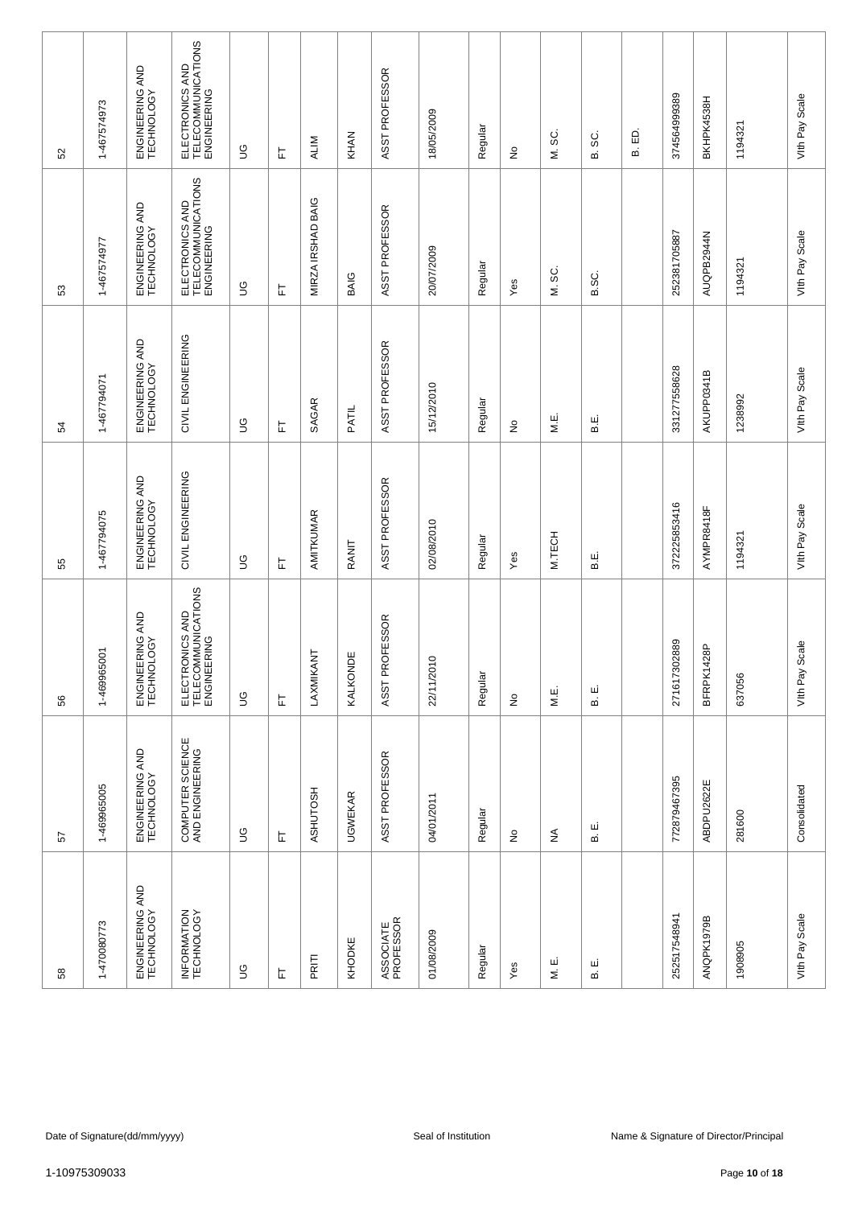| 52 | 1-467574973 | ENGINEERING AND TECHNOLOGY | ELECTRONICS AND TELECOMMUNICATIONS ENGINEERING | UG | FT | ALIM | KHAN | ASST PROFESSOR | 18/05/2009 | Regular | No | M. SC. | B. SC. | B. ED. | 374564999389 | BKHPK4538H | 1194321 | VIth Pay Scale |
|---|---|---|---|---|---|---|---|---|---|---|---|---|---|---|---|---|---|---|
| 53 | 1-467574977 | ENGINEERING AND TECHNOLOGY | ELECTRONICS AND TELECOMMUNICATIONS ENGINEERING | UG | FT | MIRZA IRSHAD BAIG | BAIG | ASST PROFESSOR | 20/07/2009 | Regular | Yes | M. SC. | B.SC. | | 252381705887 | AUQPB2944N | 1194321 | VIth Pay Scale |
| 54 | 1-467794071 | ENGINEERING AND TECHNOLOGY | CIVIL ENGINEERING | UG | FT | SAGAR | PATIL | ASST PROFESSOR | 15/12/2010 | Regular | No | M.E. | B.E. | | 331277558628 | AKUPP0341B | 1238992 | VIth Pay Scale |
| 55 | 1-467794075 | ENGINEERING AND TECHNOLOGY | CIVIL ENGINEERING | UG | FT | AMITKUMAR | RANIT | ASST PROFESSOR | 02/08/2010 | Regular | Yes | M.TECH | B.E. | | 372225853416 | AYMPR8418F | 1194321 | VIth Pay Scale |
| 56 | 1-469965001 | ENGINEERING AND TECHNOLOGY | ELECTRONICS AND TELECOMMUNICATIONS ENGINEERING | UG | FT | LAXMIKANT | KALKONDE | ASST PROFESSOR | 22/11/2010 | Regular | No | M.E. | B. E. | | 271617302889 | BFRPK1428P | 637056 | VIth Pay Scale |
| 57 | 1-469965005 | ENGINEERING AND TECHNOLOGY | COMPUTER SCIENCE AND ENGINEERING | UG | FT | ASHUTOSH | UGWEKAR | ASST PROFESSOR | 04/01/2011 | Regular | No | NA | B. E. | | 772879467395 | ABDPU2622E | 281600 | Consolidated |
| 58 | 1-470080773 | ENGINEERING AND TECHNOLOGY | INFORMATION TECHNOLOGY | UG | FT | PRITI | KHODKE | ASSOCIATE PROFESSOR | 01/08/2009 | Regular | Yes | M. E. | B. E. | | 252517548941 | ANQPK1979B | 1908905 | VIth Pay Scale |

Date of Signature(dd/mm/yyyy) | Seal of Institution | Name & Signature of Director/Principal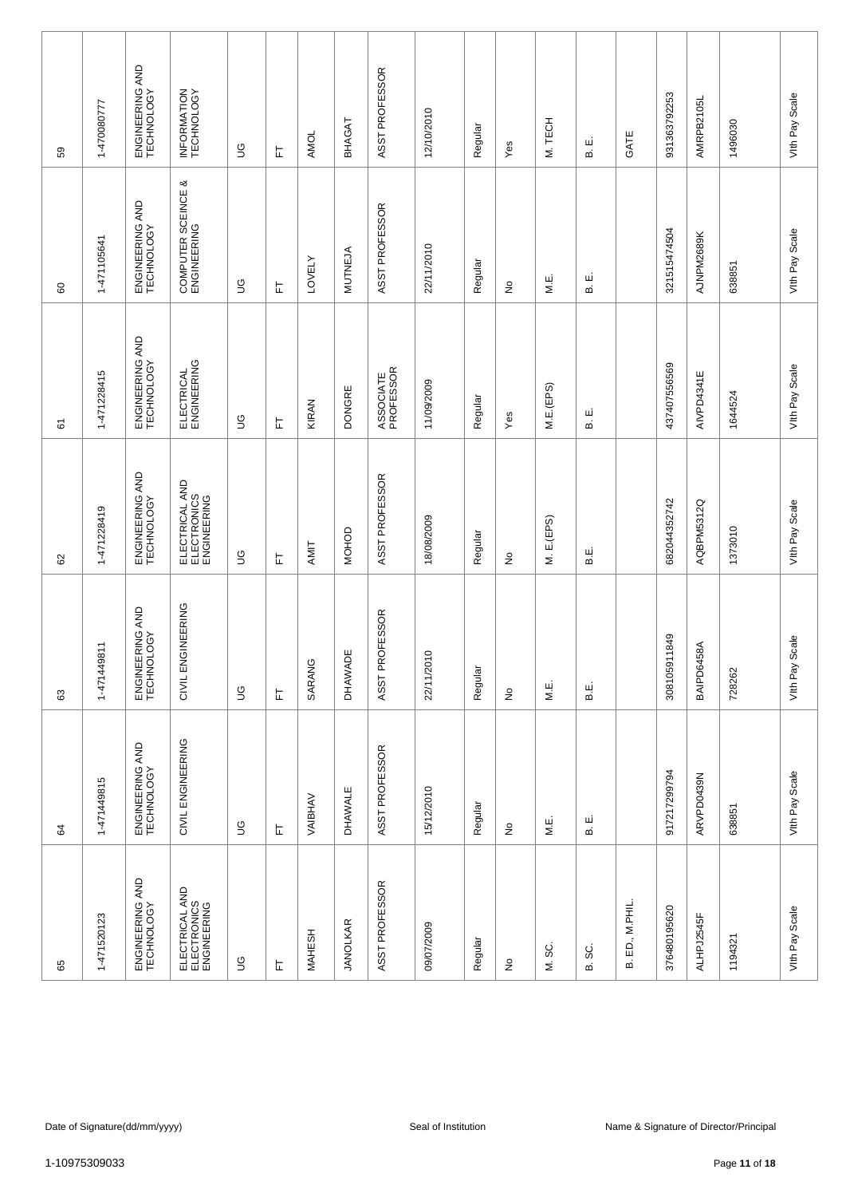| 59 | 1-470080777 | ENGINEERING AND TECHNOLOGY | INFORMATION TECHNOLOGY | UG | FT | AMOL | BHAGAT | ASST PROFESSOR | 12/10/2010 | Regular | Yes | M. TECH | B. E. | GATE | 931363792253 | AMRPB2105L | 1496030 | VIth Pay Scale |
|---|---|---|---|---|---|---|---|---|---|---|---|---|---|---|---|---|---|---|
| 60 | 1-471105641 | ENGINEERING AND TECHNOLOGY | COMPUTER SCEINCE & ENGINEERING | UG | FT | LOVELY | MUTNEJA | ASST PROFESSOR | 22/11/2010 | Regular | No | M.E. | B. E. | | 321515474504 | AJNPM2689K | 638851 | VIth Pay Scale |
| 61 | 1-471228415 | ENGINEERING AND TECHNOLOGY | ELECTRICAL ENGINEERING | UG | FT | KIRAN | DONGRE | ASSOCIATE PROFESSOR | 11/09/2009 | Regular | Yes | M.E.(EPS) | B. E. | | 437407556569 | AIVPD4341E | 1644524 | VIth Pay Scale |
| 62 | 1-471228419 | ENGINEERING AND TECHNOLOGY | ELECTRICAL AND ELECTRONICS ENGINEERING | UG | FT | AMIT | MOHOD | ASST PROFESSOR | 18/08/2009 | Regular | No | M. E.(EPS) | B.E. | | 682044352742 | AQBPM5312Q | 1373010 | VIth Pay Scale |
| 63 | 1-471449811 | ENGINEERING AND TECHNOLOGY | CIVIL ENGINEERING | UG | FT | SARANG | DHAWADE | ASST PROFESSOR | 22/11/2010 | Regular | No | M.E. | B.E. | | 308105911849 | BAIPD6458A | 728262 | VIth Pay Scale |
| 64 | 1-471449815 | ENGINEERING AND TECHNOLOGY | CIVIL ENGINEERING | UG | FT | VAIBHAV | DHAWALE | ASST PROFESSOR | 15/12/2010 | Regular | No | M.E. | B. E. | | 917217299794 | ARVPD0439N | 638851 | VIth Pay Scale |
| 65 | 1-471520123 | ENGINEERING AND TECHNOLOGY | ELECTRICAL AND ELECTRONICS ENGINEERING | UG | FT | MAHESH | JANOLKAR | ASST PROFESSOR | 09/07/2009 | Regular | No | M. SC. | B. SC. | B. ED., M.PHIL. | 376480195620 | ALHPJ2545F | 1194321 | VIth Pay Scale |

Date of Signature(dd/mm/yyyy) Seal of Institution Name & Signature of Director/Principal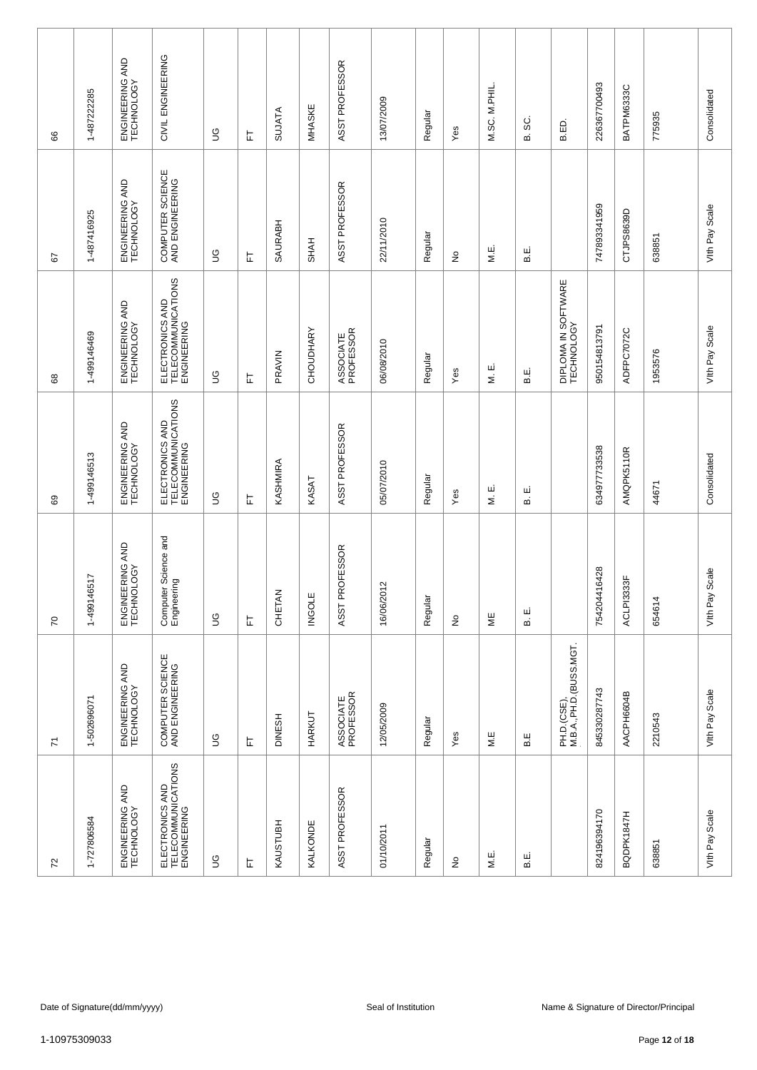| | | | | | | | | | | | | | | | | | | |
|---|---|---|---|---|---|---|---|---|---|---|---|---|---|---|---|---|---|---|
| 66 | 1-487222285 | ENGINEERING AND TECHNOLOGY | CIVIL ENGINEERING | UG | FT | SUJATA | MHASKE | ASST PROFESSOR | 13/07/2009 | Regular | Yes | M.SC. M.PHIL. | B. SC. | B.ED. | 226367700493 | BATPM6333C | 775935 | Consolidated |
| 67 | 1-487416925 | ENGINEERING AND TECHNOLOGY | COMPUTER SCIENCE AND ENGINEERING | UG | FT | SAURABH | SHAH | ASST PROFESSOR | 22/11/2010 | Regular | No | M.E. | B.E. | | 747893341959 | CTJPS8639D | 638851 | VIth Pay Scale |
| 68 | 1-499146469 | ENGINEERING AND TECHNOLOGY | ELECTRONICS AND TELECOMMUNICATIONS ENGINEERING | UG | FT | PRAVIN | CHOUDHARY | ASSOCIATE PROFESSOR | 06/08/2010 | Regular | Yes | M. E. | B.E. | DIPLOMA IN SOFTWARE TECHNOLOGY | 950154813791 | ADFPC7072C | 1953576 | VIth Pay Scale |
| 69 | 1-499146513 | ENGINEERING AND TECHNOLOGY | ELECTRONICS AND TELECOMMUNICATIONS ENGINEERING | UG | FT | KASHMIRA | KASAT | ASST PROFESSOR | 05/07/2010 | Regular | Yes | M. E. | B. E. | | 634977733538 | AMQPK5110R | 44671 | Consolidated |
| 70 | 1-499146517 | ENGINEERING AND TECHNOLOGY | Computer Science and Engineering | UG | FT | CHETAN | INGOLE | ASST PROFESSOR | 16/06/2012 | Regular | No | ME | B. E. | | 754204416428 | ACLPI3333F | 654614 | VIth Pay Scale |
| 71 | 1-502696071 | ENGINEERING AND TECHNOLOGY | COMPUTER SCIENCE AND ENGINEERING | UG | FT | DINESH | HARKUT | ASSOCIATE PROFESSOR | 12/05/2009 | Regular | Yes | M.E | B.E | PH.D.(CSE), M.B.A.,PH.D.(BUSS.MGT. | 845330287743 | AACPH6604B | 2210543 | VIth Pay Scale |
| 72 | 1-727806584 | ENGINEERING AND TECHNOLOGY | ELECTRONICS AND TELECOMMUNICATIONS ENGINEERING | UG | FT | KAUSTUBH | KALKONDE | ASST PROFESSOR | 01/10/2011 | Regular | No | M.E. | B.E. | | 824196394170 | BQDPK1847H | 638851 | VIth Pay Scale |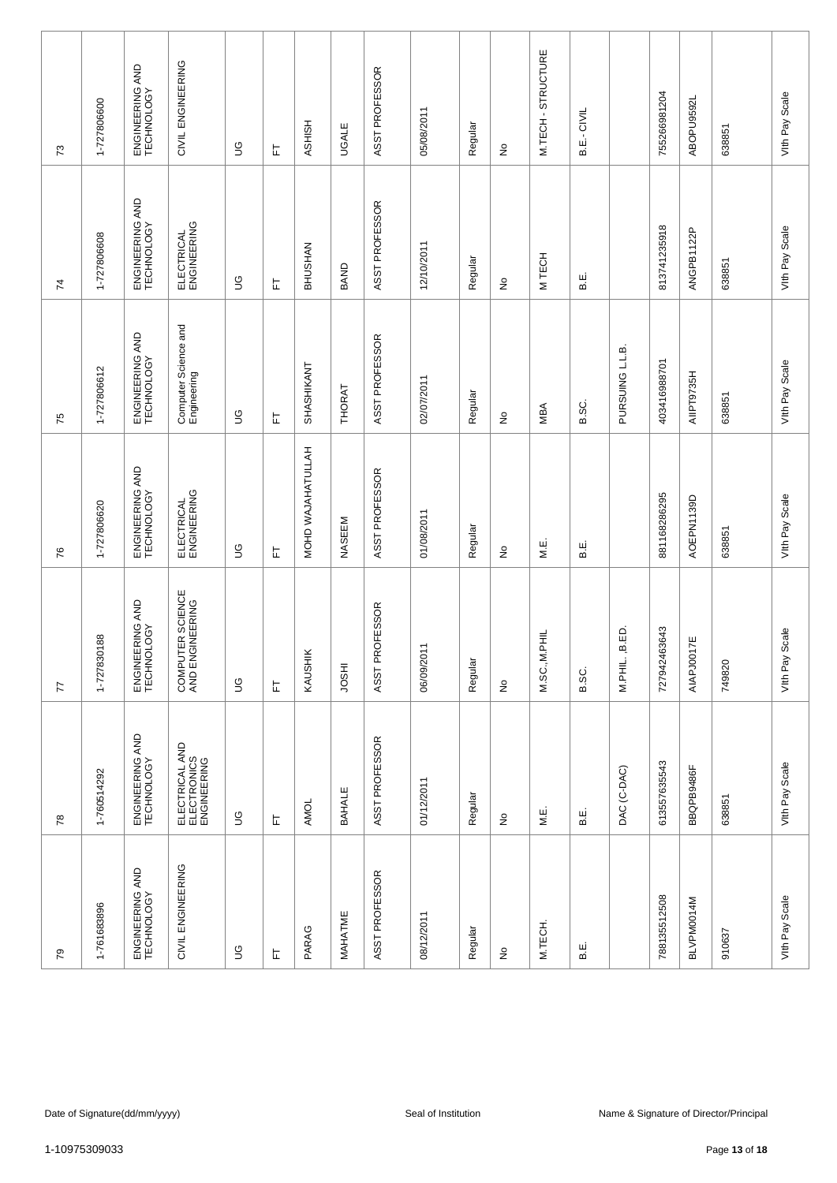| | | | | | | | | | | | | | | | | | | |
|---|---|---|---|---|---|---|---|---|---|---|---|---|---|---|---|---|---|---|
| 73 | 1-727806600 | ENGINEERING AND TECHNOLOGY | CIVIL ENGINEERING | UG | FT | ASHISH | UGALE | ASST PROFESSOR | 05/08/2011 | Regular | No | M.TECH - STRUCTURE | B.E.- CIVIL | | 755266981204 | ABOPU9592L | 638851 | VIth Pay Scale |
| 74 | 1-727806608 | ENGINEERING AND TECHNOLOGY | ELECTRICAL ENGINEERING | UG | FT | BHUSHAN | BAND | ASST PROFESSOR | 12/10/2011 | Regular | No | M TECH | B.E. | | 813741235918 | ANGPB1122P | 638851 | VIth Pay Scale |
| 75 | 1-727806612 | ENGINEERING AND TECHNOLOGY | Computer Science and Engineering | UG | FT | SHASHIKANT | THORAT | ASST PROFESSOR | 02/07/2011 | Regular | No | MBA | B.SC. | PURSUING L.L.B. | 403416988701 | AIIPT9735H | 638851 | VIth Pay Scale |
| 76 | 1-727806620 | ENGINEERING AND TECHNOLOGY | ELECTRICAL ENGINEERING | UG | FT | MOHD WAJAHATULLAH | NASEEM | ASST PROFESSOR | 01/08/2011 | Regular | No | M.E. | B.E. | | 881168286295 | AOEPN1139D | 638851 | VIth Pay Scale |
| 77 | 1-727830188 | ENGINEERING AND TECHNOLOGY | COMPUTER SCIENCE AND ENGINEERING | UG | FT | KAUSHIK | JOSHI | ASST PROFESSOR | 06/09/2011 | Regular | No | M.SC.,M.PHIL | B.SC. | M.PHIL. ,B.ED. | 727942463643 | AIAPJ0017E | 749820 | VIth Pay Scale |
| 78 | 1-760514292 | ENGINEERING AND TECHNOLOGY | ELECTRICAL AND ELECTRONICS ENGINEERING | UG | FT | AMOL | BAHALE | ASST PROFESSOR | 01/12/2011 | Regular | No | M.E. | B.E. | DAC (C-DAC) | 613557635543 | BBQPB9486F | 638851 | VIth Pay Scale |
| 79 | 1-761683896 | ENGINEERING AND TECHNOLOGY | CIVIL ENGINEERING | UG | FT | PARAG | MAHATME | ASST PROFESSOR | 08/12/2011 | Regular | No | M.TECH. | B.E. | | 788135512508 | BLVPM0014M | 910637 | VIth Pay Scale |

Date of Signature(dd/mm/yyyy) Seal of Institution Name & Signature of Director/Principal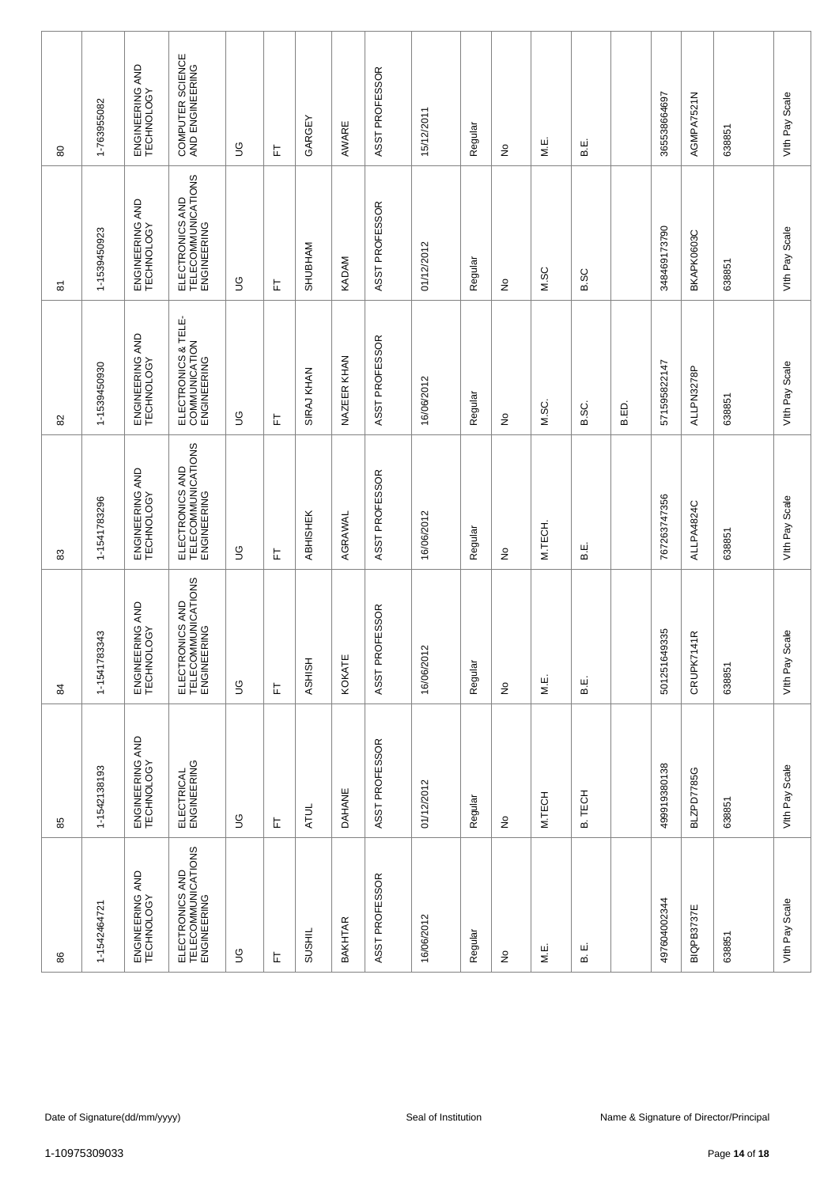| | | | | | | | | | | | | | | | | | | |
|---|---|---|---|---|---|---|---|---|---|---|---|---|---|---|---|---|---|---|
| 80 | 1-763955082 | ENGINEERING AND TECHNOLOGY | COMPUTER SCIENCE AND ENGINEERING | UG | FT | GARGEY | AWARE | ASST PROFESSOR | 15/12/2011 | Regular | No | M.E. | B.E. | | 365538664697 | AGMPA7521N | 638851 | Vth Pay Scale |
| 81 | 1-1539450923 | ENGINEERING AND TECHNOLOGY | ELECTRONICS AND TELECOMMUNICATIONS ENGINEERING | UG | FT | SHUBHAM | KADAM | ASST PROFESSOR | 01/12/2012 | Regular | No | M.SC | B.SC | | 348469173790 | BKAPK0603C | 638851 | Vth Pay Scale |
| 82 | 1-1539450930 | ENGINEERING AND TECHNOLOGY | ELECTRONICS & TELE-COMMUNICATION ENGINEERING | UG | FT | SIRAJ KHAN | NAZEER KHAN | ASST PROFESSOR | 16/06/2012 | Regular | No | M.SC. | B.SC. | B.ED. | 571595822147 | ALLPN3278P | 638851 | Vth Pay Scale |
| 83 | 1-1541783296 | ENGINEERING AND TECHNOLOGY | ELECTRONICS AND TELECOMMUNICATIONS ENGINEERING | UG | FT | ABHISHEK | AGRAWAL | ASST PROFESSOR | 16/06/2012 | Regular | No | M.TECH. | B.E. | | 767263747356 | ALLPA4824C | 638851 | Vth Pay Scale |
| 84 | 1-1541783343 | ENGINEERING AND TECHNOLOGY | ELECTRONICS AND TELECOMMUNICATIONS ENGINEERING | UG | FT | ASHISH | KOKATE | ASST PROFESSOR | 16/06/2012 | Regular | No | M.E. | B.E. | | 501251649335 | CRUPK7141R | 638851 | Vth Pay Scale |
| 85 | 1-1542138193 | ENGINEERING AND TECHNOLOGY | ELECTRICAL ENGINEERING | UG | FT | ATUL | DAHANE | ASST PROFESSOR | 01/12/2012 | Regular | No | M.TECH | B. TECH | | 499919380138 | BLZPD7785G | 638851 | Vth Pay Scale |
| 86 | 1-1542464721 | ENGINEERING AND TECHNOLOGY | ELECTRONICS AND TELECOMMUNICATIONS ENGINEERING | UG | FT | SUSHIL | BAKHTAR | ASST PROFESSOR | 16/06/2012 | Regular | No | M.E. | B. E. | | 497604002344 | BIQPB3737E | 638851 | Vth Pay Scale |

Date of Signature(dd/mm/yyyy) Seal of Institution Name & Signature of Director/Principal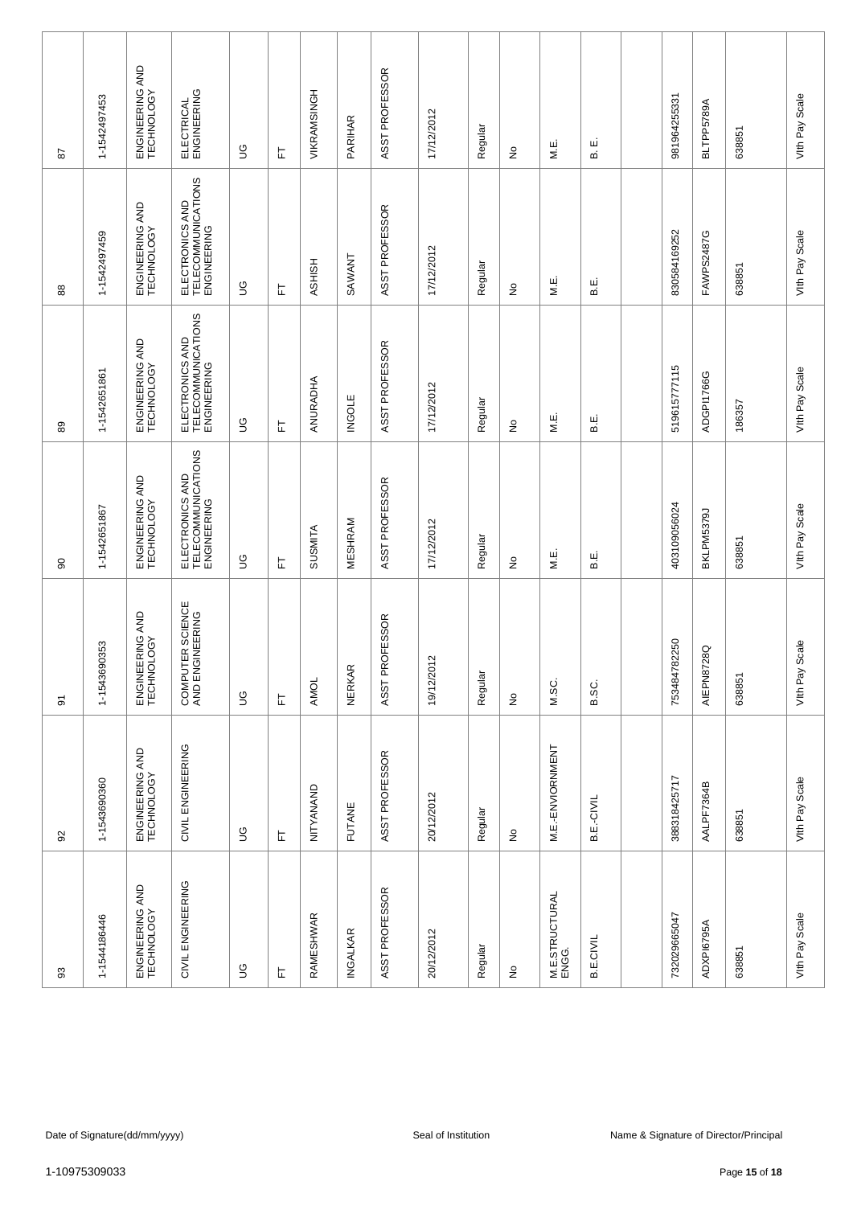| | | | | | | | | | | | | | | | | | | |
|---|---|---|---|---|---|---|---|---|---|---|---|---|---|---|---|---|---|---|
| 87 | 1-1542497453 | ENGINEERING AND TECHNOLOGY | ELECTRICAL ENGINEERING | UG | FT | VIKRAMSINGH | PARIHAR | ASST PROFESSOR | 17/12/2012 | Regular | No | M.E. | B. E. | | 981964255331 | BLTPP5789A | 638851 | VIth Pay Scale |
| 88 | 1-1542497459 | ENGINEERING AND TECHNOLOGY | ELECTRONICS AND TELECOMMUNICATIONS ENGINEERING | UG | FT | ASHISH | SAWANT | ASST PROFESSOR | 17/12/2012 | Regular | No | M.E. | B.E. | | 830584169252 | FAWPS2487G | 638851 | VIth Pay Scale |
| 89 | 1-1542651861 | ENGINEERING AND TECHNOLOGY | ELECTRONICS AND TELECOMMUNICATIONS ENGINEERING | UG | FT | ANURADHA | INGOLE | ASST PROFESSOR | 17/12/2012 | Regular | No | M.E. | B.E. | | 519615777115 | ADGPI1766G | 186357 | VIth Pay Scale |
| 90 | 1-1542651867 | ENGINEERING AND TECHNOLOGY | ELECTRONICS AND TELECOMMUNICATIONS ENGINEERING | UG | FT | SUSMITA | MESHRAM | ASST PROFESSOR | 17/12/2012 | Regular | No | M.E. | B.E. | | 403109056024 | BKLPM5379J | 638851 | VIth Pay Scale |
| 91 | 1-1543690353 | ENGINEERING AND TECHNOLOGY | COMPUTER SCIENCE AND ENGINEERING | UG | FT | AMOL | NERKAR | ASST PROFESSOR | 19/12/2012 | Regular | No | M.SC. | B.SC. | | 753484782250 | AIEPN8728Q | 638851 | VIth Pay Scale |
| 92 | 1-1543690360 | ENGINEERING AND TECHNOLOGY | CIVIL ENGINEERING | UG | FT | NITYANAND | FUTANE | ASST PROFESSOR | 20/12/2012 | Regular | No | M.E.-ENVIORNMENT | B.E.-CIVIL | | 383818425717 | AALPF7364B | 638851 | VIth Pay Scale |
| 93 | 1-1544186446 | ENGINEERING AND TECHNOLOGY | CIVIL ENGINEERING | UG | FT | RAMESHWAR | INGALKAR | ASST PROFESSOR | 20/12/2012 | Regular | No | M.E.STRUCTURAL ENGG. | B.E.CIVIL | | 732029665047 | ADXPI6795A | 638851 | VIth Pay Scale |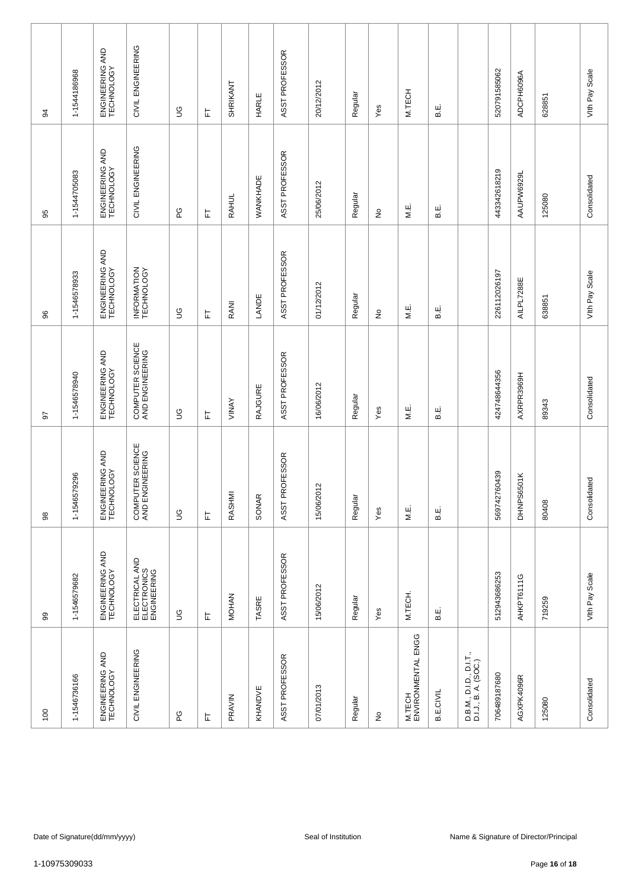| 94 | 1-1544186968 | ENGINEERING AND TECHNOLOGY | CIVIL ENGINEERING | UG | FT | SHRIKANT | HARLE | ASST PROFESSOR | 20/12/2012 | Regular | Yes | M.TECH | B.E. | | 520791585062 | ADCPH6096A | 628851 | VIth Pay Scale |
|---|---|---|---|---|---|---|---|---|---|---|---|---|---|---|---|---|---|---|
| 95 | 1-1544705083 | ENGINEERING AND TECHNOLOGY | CIVIL ENGINEERING | PG | FT | RAHUL | WANKHADE | ASST PROFESSOR | 25/06/2012 | Regular | No | M.E. | B.E. | | 443342618219 | AAUPW6929L | 125080 | Consolidated |
| 96 | 1-1546578933 | ENGINEERING AND TECHNOLOGY | INFORMATION TECHNOLOGY | UG | FT | RANI | LANDE | ASST PROFESSOR | 01/12/2012 | Regular | No | M.E. | B.E. | | 226112026197 | AILPL7288E | 638851 | VIth Pay Scale |
| 97 | 1-1546578940 | ENGINEERING AND TECHNOLOGY | COMPUTER SCIENCE AND ENGINEERING | UG | FT | VINAY | RAJGURE | ASST PROFESSOR | 16/06/2012 | Regular | Yes | M.E. | B.E. | | 424748644356 | AXRPR3969H | 89343 | Consolidated |
| 98 | 1-1546579296 | ENGINEERING AND TECHNOLOGY | COMPUTER SCIENCE AND ENGINEERING | UG | FT | RASHMI | SONAR | ASST PROFESSOR | 15/06/2012 | Regular | Yes | M.E. | B.E. | | 569742760439 | DHNPS6501K | 80408 | Consolidated |
| 99 | 1-1546579682 | ENGINEERING AND TECHNOLOGY | ELECTRICAL AND ELECTRONICS ENGINEERING | UG | FT | MOHAN | TASRE | ASST PROFESSOR | 15/06/2012 | Regular | Yes | M.TECH. | B.E. | | 512943686253 | AHKPT6111G | 719259 | VIth Pay Scale |
| 100 | 1-1546736166 | ENGINEERING AND TECHNOLOGY | CIVIL ENGINEERING | PG | FT | PRAVIN | KHANDVE | ASST PROFESSOR | 07/01/2013 | Regular | No | M.TECH ENVIRONMENTAL ENGG | B.E.CIVIL | D.B.M., D.I.D., D.I.T., D.I.J., B. A. (SOC.) | 706489187680 | AGXPK4096R | 125080 | Consolidated |

Date of Signature(dd/mm/yyyy) Seal of Institution Name & Signature of Director/Principal

1-10975309033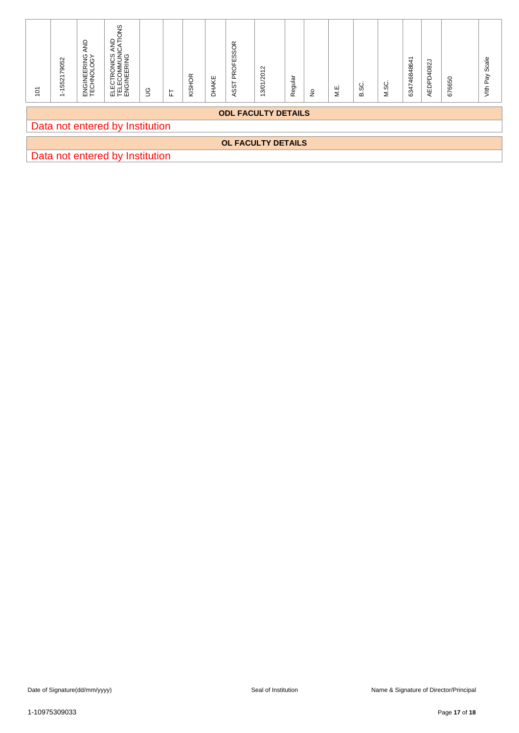| 101 | 1-1552179052 | ENGINEERING AND TECHNOLOGY | ELECTRONICS AND TELECOMMUNICATIONS ENGINEERING | UG | FT | KISHOR | DHAKE | ASST PROFESSOR | 13/01/2012 | Regular | No | M.E. | B.SC. | M.SC. | 634746848641 | AEDPD4082J | 676650 | VIth Pay Scale |
|---|---|---|---|---|---|---|---|---|---|---|---|---|---|---|---|---|---|---|

## ODL FACULTY DETAILS

Data not entered by Institution

## OL FACULTY DETAILS

Data not entered by Institution

Date of Signature(dd/mm/yyyy) | Seal of Institution | Name & Signature of Director/Principal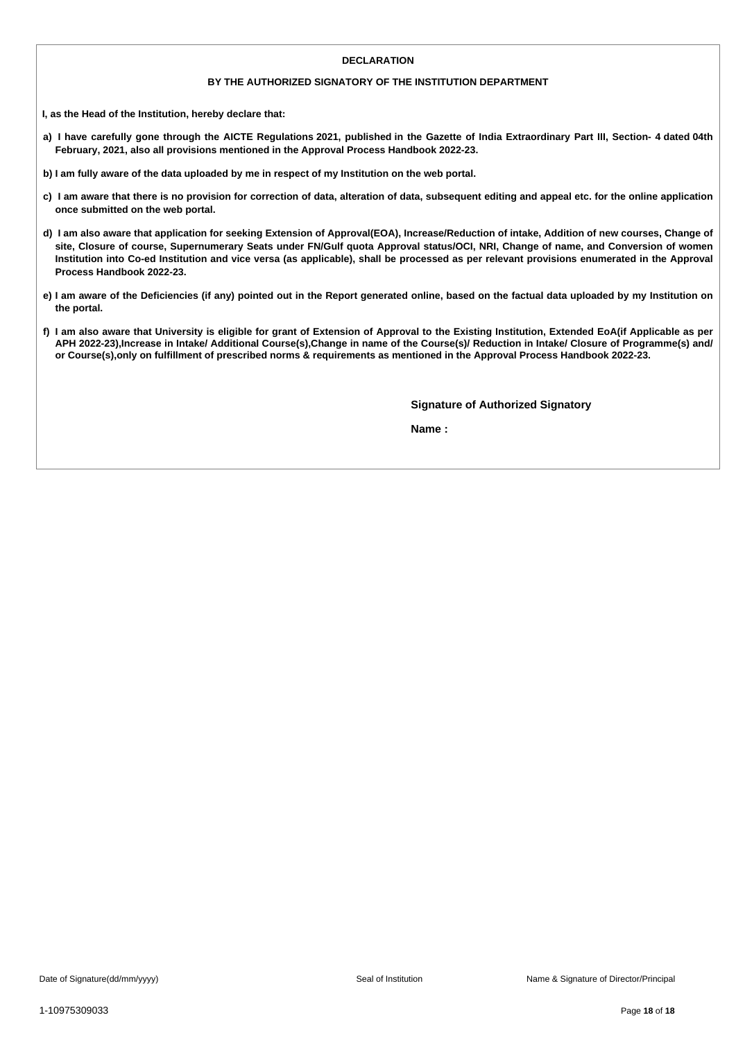## DECLARATION

### BY THE AUTHORIZED SIGNATORY OF THE INSTITUTION DEPARTMENT

**I, as the Head of the Institution, hereby declare that:**

**a) I have carefully gone through the AICTE Regulations 2021, published in the Gazette of India Extraordinary Part III, Section- 4 dated 04th February, 2021, also all provisions mentioned in the Approval Process Handbook 2022-23.**

**b) I am fully aware of the data uploaded by me in respect of my Institution on the web portal.**

**c) I am aware that there is no provision for correction of data, alteration of data, subsequent editing and appeal etc. for the online application once submitted on the web portal.**

**d) I am also aware that application for seeking Extension of Approval(EOA), Increase/Reduction of intake, Addition of new courses, Change of site, Closure of course, Supernumerary Seats under FN/Gulf quota Approval status/OCI, NRI, Change of name, and Conversion of women Institution into Co-ed Institution and vice versa (as applicable), shall be processed as per relevant provisions enumerated in the Approval Process Handbook 2022-23.**

**e) I am aware of the Deficiencies (if any) pointed out in the Report generated online, based on the factual data uploaded by my Institution on the portal.**

**f) I am also aware that University is eligible for grant of Extension of Approval to the Existing Institution, Extended EoA(if Applicable as per APH 2022-23),Increase in Intake/ Additional Course(s),Change in name of the Course(s)/ Reduction in Intake/ Closure of Programme(s) and/ or Course(s),only on fulfillment of prescribed norms & requirements as mentioned in the Approval Process Handbook 2022-23.**

**Signature of Authorized Signatory**

**Name :**

Date of Signature(dd/mm/yyyy) Seal of Institution Name & Signature of Director/Principal

1-10975309033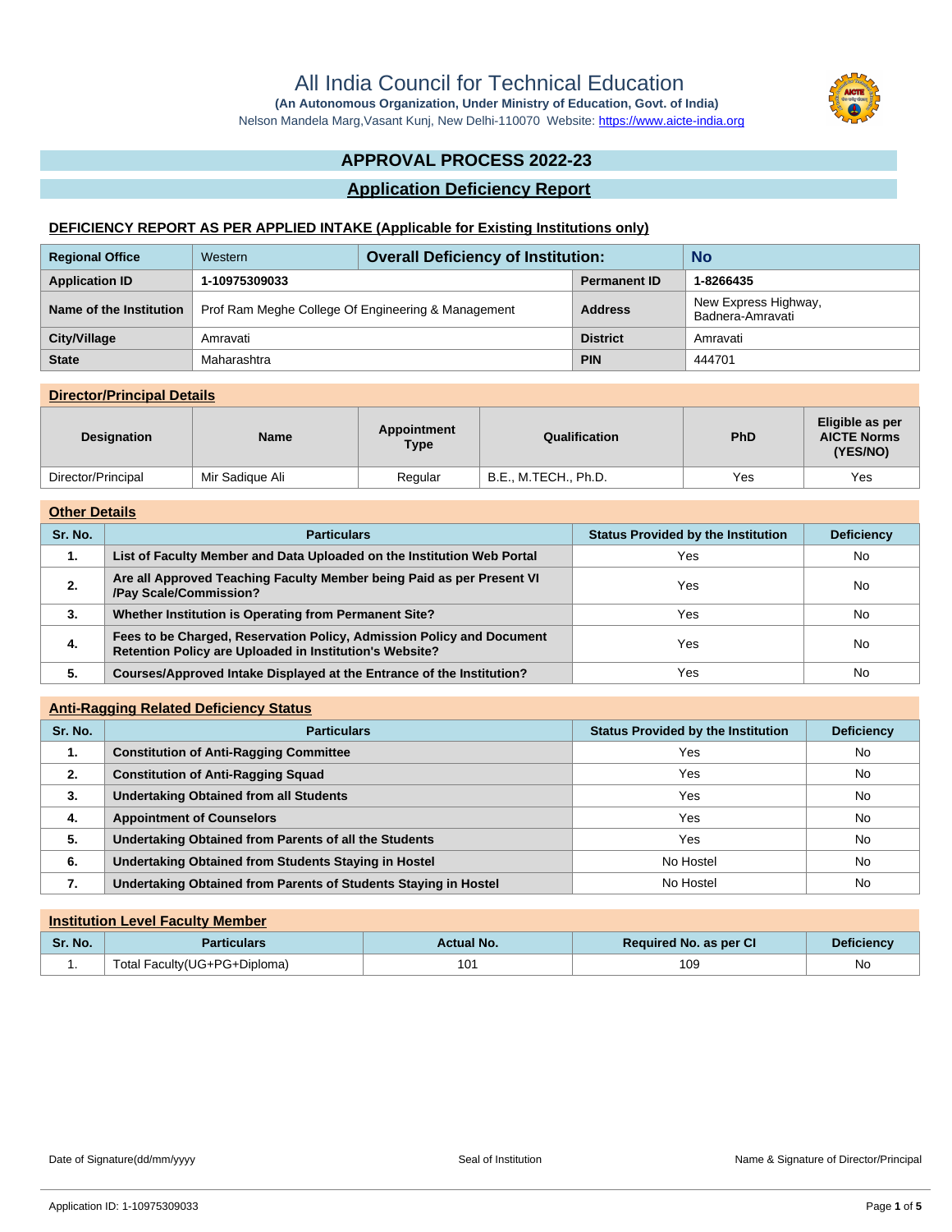# All India Council for Technical Education

**(An Autonomous Organization, Under Ministry of Education, Govt. of India)**

Nelson Mandela Marg,Vasant Kunj, New Delhi-110070 Website: https://www.aicte-india.org

## APPROVAL PROCESS 2022-23

## Application Deficiency Report

### DEFICIENCY REPORT AS PER APPLIED INTAKE (Applicable for Existing Institutions only)

| Regional Office | Western | Overall Deficiency of Institution: | No |
|---|---|---|---|
| Application ID | 1-10975309033 | Permanent ID | 1-8266435 |
| Name of the Institution | Prof Ram Meghe College Of Engineering & Management | Address | New Express Highway, Badnera-Amravati |
| City/Village | Amravati | District | Amravati |
| State | Maharashtra | PIN | 444701 |

### Director/Principal Details

| Designation | Name | Appointment Type | Qualification | PhD | Eligible as per AICTE Norms (YES/NO) |
|---|---|---|---|---|---|
| Director/Principal | Mir Sadique Ali | Regular | B.E., M.TECH., Ph.D. | Yes | Yes |

### Other Details

| Sr. No. | Particulars | Status Provided by the Institution | Deficiency |
|---|---|---|---|
| 1. | List of Faculty Member and Data Uploaded on the Institution Web Portal | Yes | No |
| 2. | Are all Approved Teaching Faculty Member being Paid as per Present VI /Pay Scale/Commission? | Yes | No |
| 3. | Whether Institution is Operating from Permanent Site? | Yes | No |
| 4. | Fees to be Charged, Reservation Policy, Admission Policy and Document Retention Policy are Uploaded in Institution's Website? | Yes | No |
| 5. | Courses/Approved Intake Displayed at the Entrance of the Institution? | Yes | No |

### Anti-Ragging Related Deficiency Status

| Sr. No. | Particulars | Status Provided by the Institution | Deficiency |
|---|---|---|---|
| 1. | Constitution of Anti-Ragging Committee | Yes | No |
| 2. | Constitution of Anti-Ragging Squad | Yes | No |
| 3. | Undertaking Obtained from all Students | Yes | No |
| 4. | Appointment of Counselors | Yes | No |
| 5. | Undertaking Obtained from Parents of all the Students | Yes | No |
| 6. | Undertaking Obtained from Students Staying in Hostel | No Hostel | No |
| 7. | Undertaking Obtained from Parents of Students Staying in Hostel | No Hostel | No |

### Institution Level Faculty Member

| Sr. No. | Particulars | Actual No. | Required No. as per CI | Deficiency |
|---|---|---|---|---|
| 1. | Total Faculty(UG+PG+Diploma) | 101 | 109 | No |

Date of Signature(dd/mm/yyyy) | Seal of Institution | Name & Signature of Director/Principal

Application ID: 1-10975309033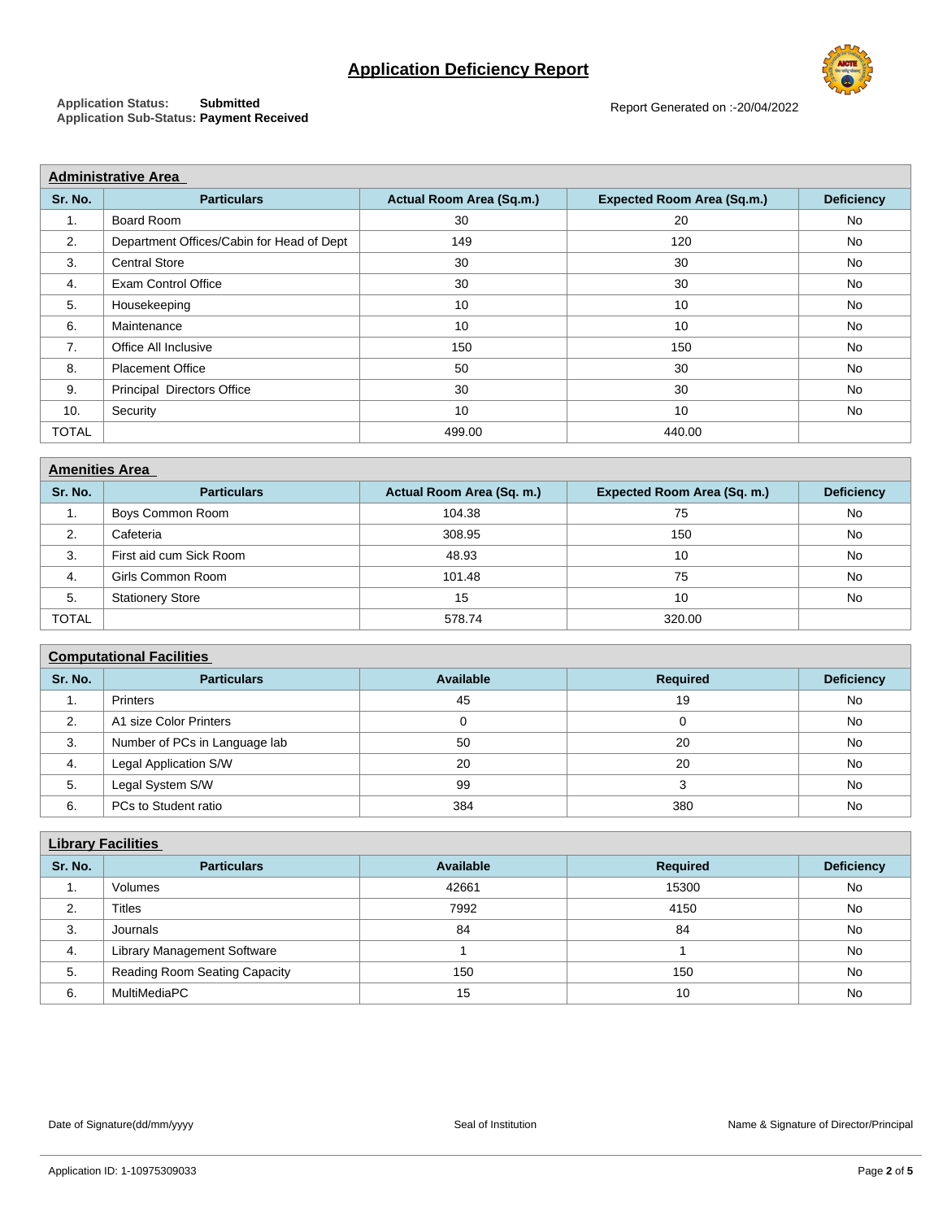# Application Deficiency Report

**Application Status:** **Submitted**
**Application Sub-Status:** **Payment Received**

Report Generated on :-20/04/2022

## Administrative Area

| Sr. No. | Particulars | Actual Room Area (Sq.m.) | Expected Room Area (Sq.m.) | Deficiency |
|---|---|---|---|---|
| 1. | Board Room | 30 | 20 | No |
| 2. | Department Offices/Cabin for Head of Dept | 149 | 120 | No |
| 3. | Central Store | 30 | 30 | No |
| 4. | Exam Control Office | 30 | 30 | No |
| 5. | Housekeeping | 10 | 10 | No |
| 6. | Maintenance | 10 | 10 | No |
| 7. | Office All Inclusive | 150 | 150 | No |
| 8. | Placement Office | 50 | 30 | No |
| 9. | Principal Directors Office | 30 | 30 | No |
| 10. | Security | 10 | 10 | No |
| TOTAL | | 499.00 | 440.00 | |

## Amenities Area

| Sr. No. | Particulars | Actual Room Area (Sq. m.) | Expected Room Area (Sq. m.) | Deficiency |
|---|---|---|---|---|
| 1. | Boys Common Room | 104.38 | 75 | No |
| 2. | Cafeteria | 308.95 | 150 | No |
| 3. | First aid cum Sick Room | 48.93 | 10 | No |
| 4. | Girls Common Room | 101.48 | 75 | No |
| 5. | Stationery Store | 15 | 10 | No |
| TOTAL | | 578.74 | 320.00 | |

## Computational Facilities

| Sr. No. | Particulars | Available | Required | Deficiency |
|---|---|---|---|---|
| 1. | Printers | 45 | 19 | No |
| 2. | A1 size Color Printers | 0 | 0 | No |
| 3. | Number of PCs in Language lab | 50 | 20 | No |
| 4. | Legal Application S/W | 20 | 20 | No |
| 5. | Legal System S/W | 99 | 3 | No |
| 6. | PCs to Student ratio | 384 | 380 | No |

## Library Facilities

| Sr. No. | Particulars | Available | Required | Deficiency |
|---|---|---|---|---|
| 1. | Volumes | 42661 | 15300 | No |
| 2. | Titles | 7992 | 4150 | No |
| 3. | Journals | 84 | 84 | No |
| 4. | Library Management Software | 1 | 1 | No |
| 5. | Reading Room Seating Capacity | 150 | 150 | No |
| 6. | MultiMediaPC | 15 | 10 | No |

Date of Signature(dd/mm/yyyy) Seal of Institution Name & Signature of Director/Principal

Application ID: 1-10975309033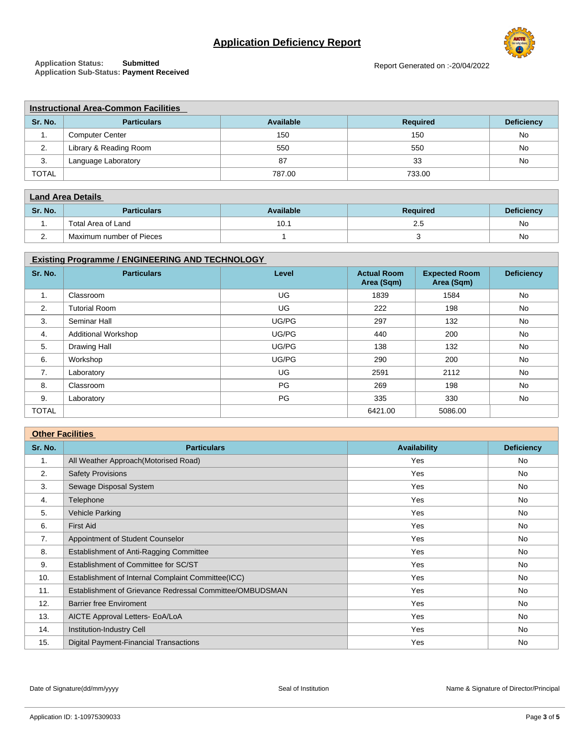# Application Deficiency Report

**Application Status:** Submitted
**Application Sub-Status:** Payment Received

Report Generated on :-20/04/2022

**Instructional Area-Common Facilities**

| Sr. No. | Particulars | Available | Required | Deficiency |
|---|---|---|---|---|
| 1. | Computer Center | 150 | 150 | No |
| 2. | Library & Reading Room | 550 | 550 | No |
| 3. | Language Laboratory | 87 | 33 | No |
| TOTAL | | 787.00 | 733.00 | |

**Land Area Details**

| Sr. No. | Particulars | Available | Required | Deficiency |
|---|---|---|---|---|
| 1. | Total Area of Land | 10.1 | 2.5 | No |
| 2. | Maximum number of Pieces | 1 | 3 | No |

**Existing Programme / ENGINEERING AND TECHNOLOGY**

| Sr. No. | Particulars | Level | Actual Room Area (Sqm) | Expected Room Area (Sqm) | Deficiency |
|---|---|---|---|---|---|
| 1. | Classroom | UG | 1839 | 1584 | No |
| 2. | Tutorial Room | UG | 222 | 198 | No |
| 3. | Seminar Hall | UG/PG | 297 | 132 | No |
| 4. | Additional Workshop | UG/PG | 440 | 200 | No |
| 5. | Drawing Hall | UG/PG | 138 | 132 | No |
| 6. | Workshop | UG/PG | 290 | 200 | No |
| 7. | Laboratory | UG | 2591 | 2112 | No |
| 8. | Classroom | PG | 269 | 198 | No |
| 9. | Laboratory | PG | 335 | 330 | No |
| TOTAL | | | 6421.00 | 5086.00 | |

**Other Facilities**

| Sr. No. | Particulars | Availability | Deficiency |
|---|---|---|---|
| 1. | All Weather Approach(Motorised Road) | Yes | No |
| 2. | Safety Provisions | Yes | No |
| 3. | Sewage Disposal System | Yes | No |
| 4. | Telephone | Yes | No |
| 5. | Vehicle Parking | Yes | No |
| 6. | First Aid | Yes | No |
| 7. | Appointment of Student Counselor | Yes | No |
| 8. | Establishment of Anti-Ragging Committee | Yes | No |
| 9. | Establishment of Committee for SC/ST | Yes | No |
| 10. | Establishment of Internal Complaint Committee(ICC) | Yes | No |
| 11. | Establishment of Grievance Redressal Committee/OMBUDSMAN | Yes | No |
| 12. | Barrier free Enviroment | Yes | No |
| 13. | AICTE Approval Letters- EoA/LoA | Yes | No |
| 14. | Institution-Industry Cell | Yes | No |
| 15. | Digital Payment-Financial Transactions | Yes | No |

Date of Signature(dd/mm/yyyy)    Seal of Institution    Name & Signature of Director/Principal

Application ID: 1-10975309033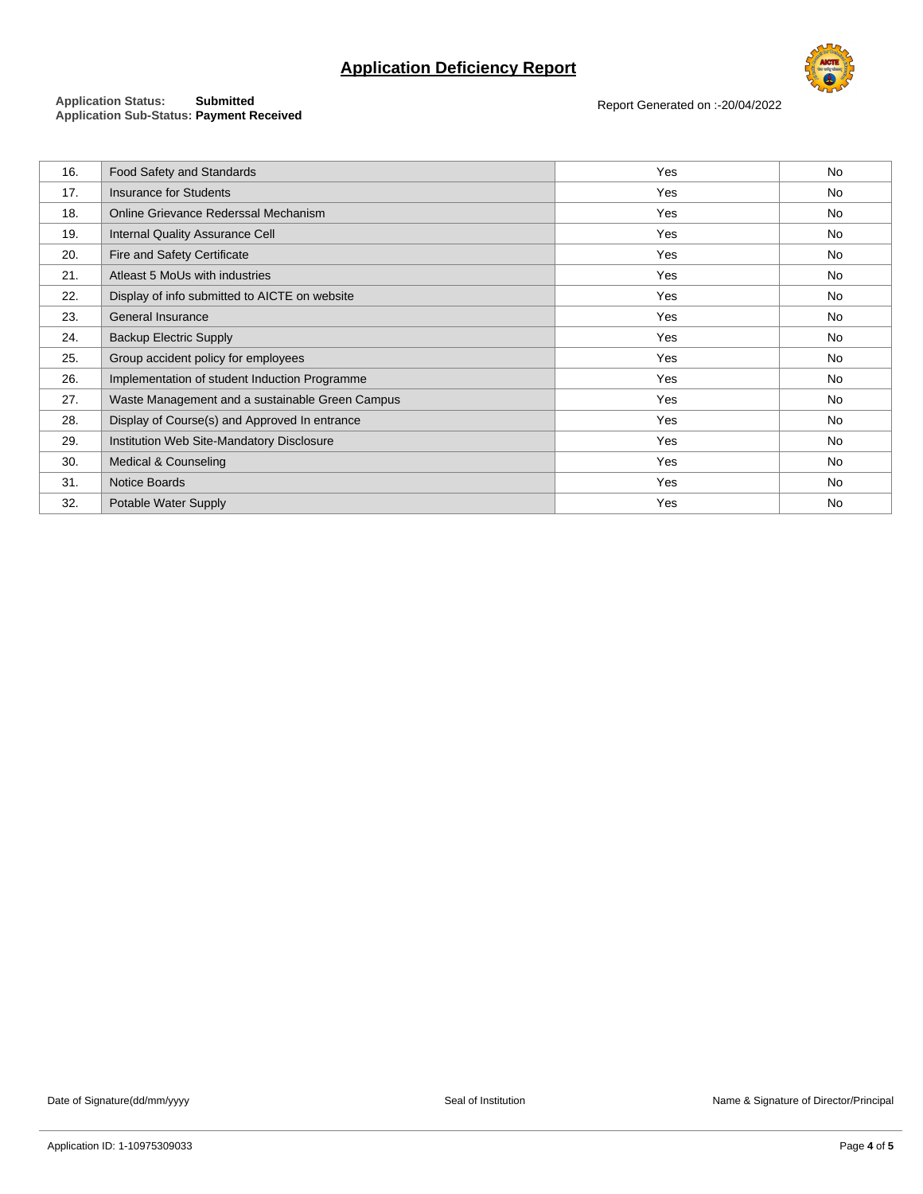# Application Deficiency Report

**Application Status:** **Submitted**
**Application Sub-Status:** **Payment Received**

Report Generated on :-20/04/2022

| | | | |
|---|---|---|---|
| 16. | Food Safety and Standards | Yes | No |
| 17. | Insurance for Students | Yes | No |
| 18. | Online Grievance Rederssal Mechanism | Yes | No |
| 19. | Internal Quality Assurance Cell | Yes | No |
| 20. | Fire and Safety Certificate | Yes | No |
| 21. | Atleast 5 MoUs with industries | Yes | No |
| 22. | Display of info submitted to AICTE on website | Yes | No |
| 23. | General Insurance | Yes | No |
| 24. | Backup Electric Supply | Yes | No |
| 25. | Group accident policy for employees | Yes | No |
| 26. | Implementation of student Induction Programme | Yes | No |
| 27. | Waste Management and a sustainable Green Campus | Yes | No |
| 28. | Display of Course(s) and Approved In entrance | Yes | No |
| 29. | Institution Web Site-Mandatory Disclosure | Yes | No |
| 30. | Medical & Counseling | Yes | No |
| 31. | Notice Boards | Yes | No |
| 32. | Potable Water Supply | Yes | No |

Date of Signature(dd/mm/yyyy)    Seal of Institution    Name & Signature of Director/Principal

Application ID: 1-10975309033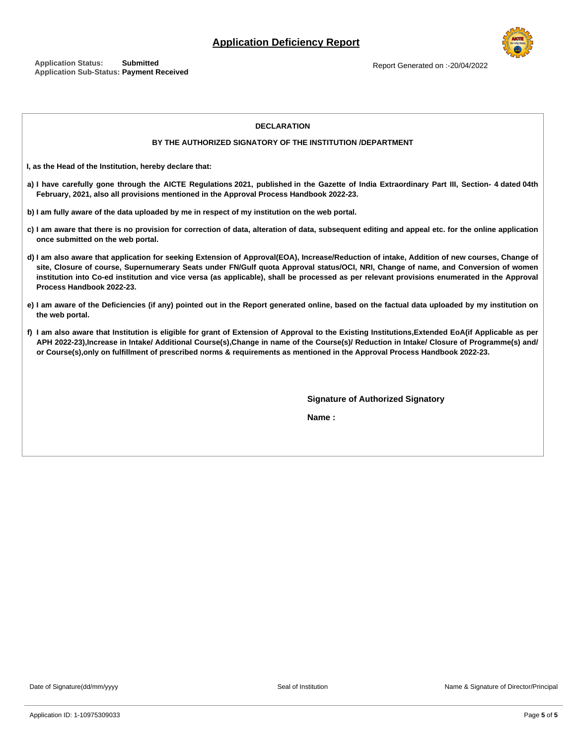# Application Deficiency Report

**Application Status:** **Submitted**
**Application Sub-Status:** **Payment Received**

Report Generated on :-20/04/2022

**DECLARATION**

**BY THE AUTHORIZED SIGNATORY OF THE INSTITUTION /DEPARTMENT**

**I, as the Head of the Institution, hereby declare that:**

**a) I have carefully gone through the AICTE Regulations 2021, published in the Gazette of India Extraordinary Part III, Section- 4 dated 04th February, 2021, also all provisions mentioned in the Approval Process Handbook 2022-23.**

**b) I am fully aware of the data uploaded by me in respect of my institution on the web portal.**

**c) I am aware that there is no provision for correction of data, alteration of data, subsequent editing and appeal etc. for the online application once submitted on the web portal.**

**d) I am also aware that application for seeking Extension of Approval(EOA), Increase/Reduction of intake, Addition of new courses, Change of site, Closure of course, Supernumerary Seats under FN/Gulf quota Approval status/OCI, NRI, Change of name, and Conversion of women institution into Co-ed institution and vice versa (as applicable), shall be processed as per relevant provisions enumerated in the Approval Process Handbook 2022-23.**

**e) I am aware of the Deficiencies (if any) pointed out in the Report generated online, based on the factual data uploaded by my institution on the web portal.**

**f) I am also aware that Institution is eligible for grant of Extension of Approval to the Existing Institutions,Extended EoA(if Applicable as per APH 2022-23),Increase in Intake/ Additional Course(s),Change in name of the Course(s)/ Reduction in Intake/ Closure of Programme(s) and/ or Course(s),only on fulfillment of prescribed norms & requirements as mentioned in the Approval Process Handbook 2022-23.**

**Signature of Authorized Signatory**

**Name :**

Date of Signature(dd/mm/yyyy)

Seal of Institution

Name & Signature of Director/Principal

Application ID: 1-10975309033